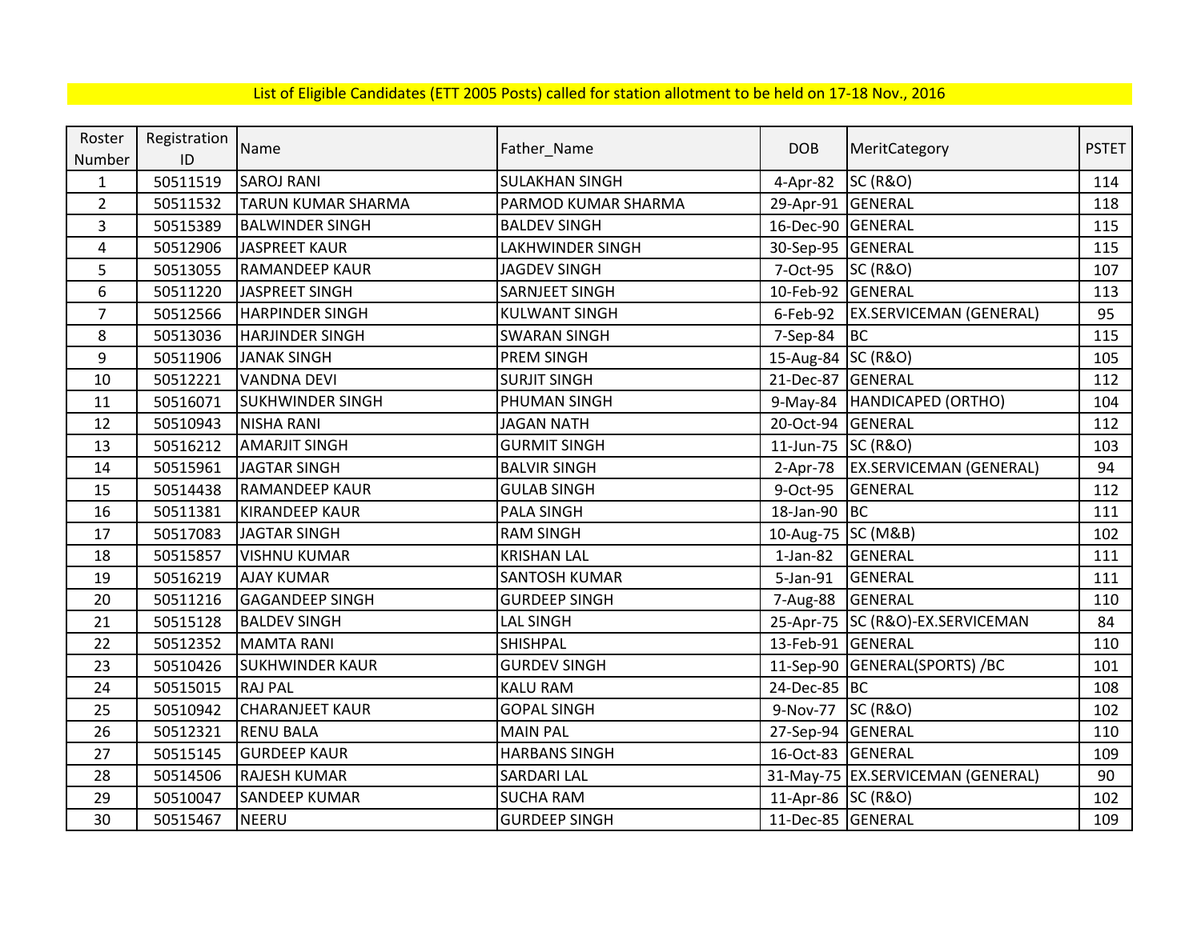List of Eligible Candidates (ETT 2005 Posts) called for station allotment to be held on 17-18 Nov., 2016

| Roster Number | Registration ID | Name | Father_Name | DOB | MeritCategory | PSTET |
|---|---|---|---|---|---|---|
| 1 | 50511519 | SAROJ RANI | SULAKHAN SINGH | 4-Apr-82 | SC (R&O) | 114 |
| 2 | 50511532 | TARUN KUMAR SHARMA | PARMOD KUMAR SHARMA | 29-Apr-91 | GENERAL | 118 |
| 3 | 50515389 | BALWINDER SINGH | BALDEV SINGH | 16-Dec-90 | GENERAL | 115 |
| 4 | 50512906 | JASPREET KAUR | LAKHWINDER SINGH | 30-Sep-95 | GENERAL | 115 |
| 5 | 50513055 | RAMANDEEP KAUR | JAGDEV SINGH | 7-Oct-95 | SC (R&O) | 107 |
| 6 | 50511220 | JASPREET SINGH | SARNJEET SINGH | 10-Feb-92 | GENERAL | 113 |
| 7 | 50512566 | HARPINDER SINGH | KULWANT SINGH | 6-Feb-92 | EX.SERVICEMAN (GENERAL) | 95 |
| 8 | 50513036 | HARJINDER SINGH | SWARAN SINGH | 7-Sep-84 | BC | 115 |
| 9 | 50511906 | JANAK SINGH | PREM SINGH | 15-Aug-84 | SC (R&O) | 105 |
| 10 | 50512221 | VANDNA DEVI | SURJIT SINGH | 21-Dec-87 | GENERAL | 112 |
| 11 | 50516071 | SUKHWINDER SINGH | PHUMAN SINGH | 9-May-84 | HANDICAPED (ORTHO) | 104 |
| 12 | 50510943 | NISHA RANI | JAGAN NATH | 20-Oct-94 | GENERAL | 112 |
| 13 | 50516212 | AMARJIT SINGH | GURMIT SINGH | 11-Jun-75 | SC (R&O) | 103 |
| 14 | 50515961 | JAGTAR SINGH | BALVIR SINGH | 2-Apr-78 | EX.SERVICEMAN (GENERAL) | 94 |
| 15 | 50514438 | RAMANDEEP KAUR | GULAB SINGH | 9-Oct-95 | GENERAL | 112 |
| 16 | 50511381 | KIRANDEEP KAUR | PALA SINGH | 18-Jan-90 | BC | 111 |
| 17 | 50517083 | JAGTAR SINGH | RAM SINGH | 10-Aug-75 | SC (M&B) | 102 |
| 18 | 50515857 | VISHNU KUMAR | KRISHAN LAL | 1-Jan-82 | GENERAL | 111 |
| 19 | 50516219 | AJAY KUMAR | SANTOSH KUMAR | 5-Jan-91 | GENERAL | 111 |
| 20 | 50511216 | GAGANDEEP SINGH | GURDEEP SINGH | 7-Aug-88 | GENERAL | 110 |
| 21 | 50515128 | BALDEV SINGH | LAL SINGH | 25-Apr-75 | SC (R&O)-EX.SERVICEMAN | 84 |
| 22 | 50512352 | MAMTA RANI | SHISHPAL | 13-Feb-91 | GENERAL | 110 |
| 23 | 50510426 | SUKHWINDER KAUR | GURDEV SINGH | 11-Sep-90 | GENERAL(SPORTS) /BC | 101 |
| 24 | 50515015 | RAJ PAL | KALU RAM | 24-Dec-85 | BC | 108 |
| 25 | 50510942 | CHARANJEET KAUR | GOPAL SINGH | 9-Nov-77 | SC (R&O) | 102 |
| 26 | 50512321 | RENU BALA | MAIN PAL | 27-Sep-94 | GENERAL | 110 |
| 27 | 50515145 | GURDEEP KAUR | HARBANS SINGH | 16-Oct-83 | GENERAL | 109 |
| 28 | 50514506 | RAJESH KUMAR | SARDARI LAL | 31-May-75 | EX.SERVICEMAN (GENERAL) | 90 |
| 29 | 50510047 | SANDEEP KUMAR | SUCHA RAM | 11-Apr-86 | SC (R&O) | 102 |
| 30 | 50515467 | NEERU | GURDEEP SINGH | 11-Dec-85 | GENERAL | 109 |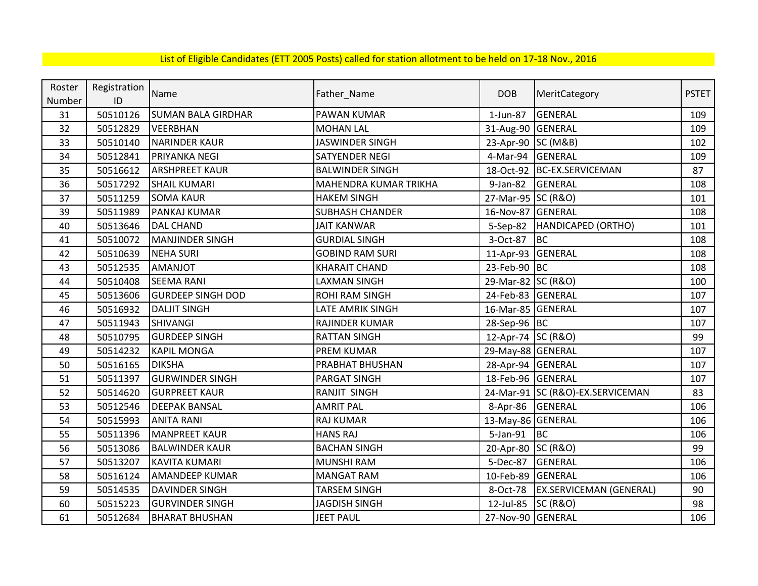List of Eligible Candidates (ETT 2005 Posts) called for station allotment to be held on 17-18 Nov., 2016

| Roster Number | Registration ID | Name | Father_Name | DOB | MeritCategory | PSTET |
|---|---|---|---|---|---|---|
| 31 | 50510126 | SUMAN BALA GIRDHAR | PAWAN KUMAR | 1-Jun-87 | GENERAL | 109 |
| 32 | 50512829 | VEERBHAN | MOHAN LAL | 31-Aug-90 | GENERAL | 109 |
| 33 | 50510140 | NARINDER KAUR | JASWINDER SINGH | 23-Apr-90 | SC (M&B) | 102 |
| 34 | 50512841 | PRIYANKA NEGI | SATYENDER NEGI | 4-Mar-94 | GENERAL | 109 |
| 35 | 50516612 | ARSHPREET KAUR | BALWINDER SINGH | 18-Oct-92 | BC-EX.SERVICEMAN | 87 |
| 36 | 50517292 | SHAIL KUMARI | MAHENDRA KUMAR TRIKHA | 9-Jan-82 | GENERAL | 108 |
| 37 | 50511259 | SOMA KAUR | HAKEM SINGH | 27-Mar-95 | SC (R&O) | 101 |
| 39 | 50511989 | PANKAJ KUMAR | SUBHASH CHANDER | 16-Nov-87 | GENERAL | 108 |
| 40 | 50513646 | DAL CHAND | JAIT KANWAR | 5-Sep-82 | HANDICAPED (ORTHO) | 101 |
| 41 | 50510072 | MANJINDER SINGH | GURDIAL SINGH | 3-Oct-87 | BC | 108 |
| 42 | 50510639 | NEHA SURI | GOBIND RAM SURI | 11-Apr-93 | GENERAL | 108 |
| 43 | 50512535 | AMANJOT | KHARAIT CHAND | 23-Feb-90 | BC | 108 |
| 44 | 50510408 | SEEMA RANI | LAXMAN SINGH | 29-Mar-82 | SC (R&O) | 100 |
| 45 | 50513606 | GURDEEP SINGH DOD | ROHI RAM SINGH | 24-Feb-83 | GENERAL | 107 |
| 46 | 50516932 | DALJIT SINGH | LATE AMRIK SINGH | 16-Mar-85 | GENERAL | 107 |
| 47 | 50511943 | SHIVANGI | RAJINDER KUMAR | 28-Sep-96 | BC | 107 |
| 48 | 50510795 | GURDEEP SINGH | RATTAN SINGH | 12-Apr-74 | SC (R&O) | 99 |
| 49 | 50514232 | KAPIL MONGA | PREM KUMAR | 29-May-88 | GENERAL | 107 |
| 50 | 50516165 | DIKSHA | PRABHAT BHUSHAN | 28-Apr-94 | GENERAL | 107 |
| 51 | 50511397 | GURWINDER SINGH | PARGAT SINGH | 18-Feb-96 | GENERAL | 107 |
| 52 | 50514620 | GURPREET KAUR | RANJIT SINGH | 24-Mar-91 | SC (R&O)-EX.SERVICEMAN | 83 |
| 53 | 50512546 | DEEPAK BANSAL | AMRIT PAL | 8-Apr-86 | GENERAL | 106 |
| 54 | 50515993 | ANITA RANI | RAJ KUMAR | 13-May-86 | GENERAL | 106 |
| 55 | 50511396 | MANPREET KAUR | HANS RAJ | 5-Jan-91 | BC | 106 |
| 56 | 50513086 | BALWINDER KAUR | BACHAN SINGH | 20-Apr-80 | SC (R&O) | 99 |
| 57 | 50513207 | KAVITA KUMARI | MUNSHI RAM | 5-Dec-87 | GENERAL | 106 |
| 58 | 50516124 | AMANDEEP KUMAR | MANGAT RAM | 10-Feb-89 | GENERAL | 106 |
| 59 | 50514535 | DAVINDER SINGH | TARSEM SINGH | 8-Oct-78 | EX.SERVICEMAN (GENERAL) | 90 |
| 60 | 50515223 | GURVINDER SINGH | JAGDISH SINGH | 12-Jul-85 | SC (R&O) | 98 |
| 61 | 50512684 | BHARAT BHUSHAN | JEET PAUL | 27-Nov-90 | GENERAL | 106 |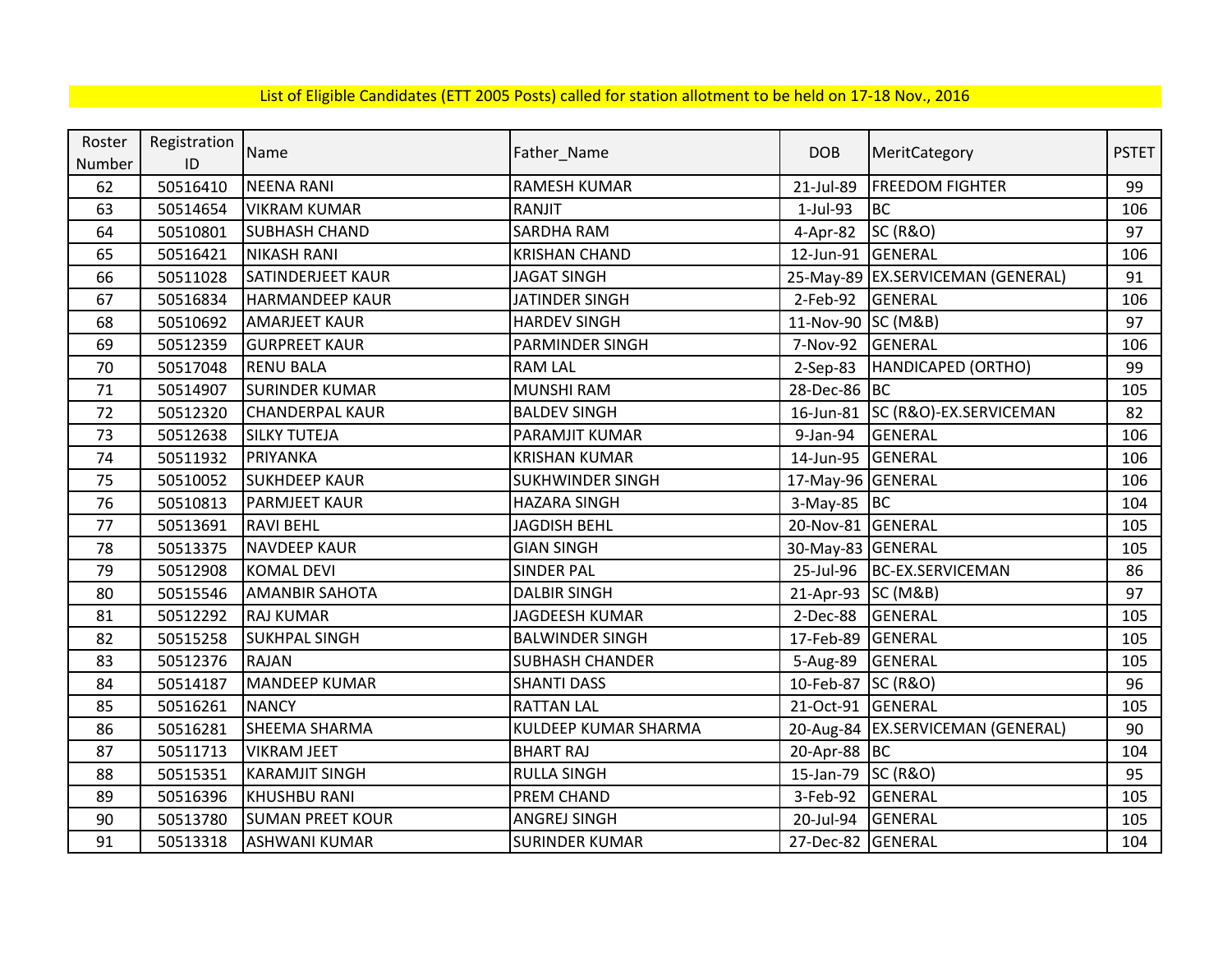List of Eligible Candidates (ETT 2005 Posts) called for station allotment to be held on 17-18 Nov., 2016

| Roster Number | Registration ID | Name | Father_Name | DOB | MeritCategory | PSTET |
|---|---|---|---|---|---|---|
| 62 | 50516410 | NEENA RANI | RAMESH KUMAR | 21-Jul-89 | FREEDOM FIGHTER | 99 |
| 63 | 50514654 | VIKRAM KUMAR | RANJIT | 1-Jul-93 | BC | 106 |
| 64 | 50510801 | SUBHASH CHAND | SARDHA RAM | 4-Apr-82 | SC (R&O) | 97 |
| 65 | 50516421 | NIKASH RANI | KRISHAN CHAND | 12-Jun-91 | GENERAL | 106 |
| 66 | 50511028 | SATINDERJEET KAUR | JAGAT SINGH | 25-May-89 | EX.SERVICEMAN (GENERAL) | 91 |
| 67 | 50516834 | HARMANDEEP KAUR | JATINDER SINGH | 2-Feb-92 | GENERAL | 106 |
| 68 | 50510692 | AMARJEET KAUR | HARDEV SINGH | 11-Nov-90 | SC (M&B) | 97 |
| 69 | 50512359 | GURPREET KAUR | PARMINDER SINGH | 7-Nov-92 | GENERAL | 106 |
| 70 | 50517048 | RENU BALA | RAM LAL | 2-Sep-83 | HANDICAPED (ORTHO) | 99 |
| 71 | 50514907 | SURINDER KUMAR | MUNSHI RAM | 28-Dec-86 | BC | 105 |
| 72 | 50512320 | CHANDERPAL KAUR | BALDEV SINGH | 16-Jun-81 | SC (R&O)-EX.SERVICEMAN | 82 |
| 73 | 50512638 | SILKY TUTEJA | PARAMJIT KUMAR | 9-Jan-94 | GENERAL | 106 |
| 74 | 50511932 | PRIYANKA | KRISHAN KUMAR | 14-Jun-95 | GENERAL | 106 |
| 75 | 50510052 | SUKHDEEP KAUR | SUKHWINDER SINGH | 17-May-96 | GENERAL | 106 |
| 76 | 50510813 | PARMJEET KAUR | HAZARA SINGH | 3-May-85 | BC | 104 |
| 77 | 50513691 | RAVI BEHL | JAGDISH BEHL | 20-Nov-81 | GENERAL | 105 |
| 78 | 50513375 | NAVDEEP KAUR | GIAN SINGH | 30-May-83 | GENERAL | 105 |
| 79 | 50512908 | KOMAL DEVI | SINDER PAL | 25-Jul-96 | BC-EX.SERVICEMAN | 86 |
| 80 | 50515546 | AMANBIR SAHOTA | DALBIR SINGH | 21-Apr-93 | SC (M&B) | 97 |
| 81 | 50512292 | RAJ KUMAR | JAGDEESH KUMAR | 2-Dec-88 | GENERAL | 105 |
| 82 | 50515258 | SUKHPAL SINGH | BALWINDER SINGH | 17-Feb-89 | GENERAL | 105 |
| 83 | 50512376 | RAJAN | SUBHASH CHANDER | 5-Aug-89 | GENERAL | 105 |
| 84 | 50514187 | MANDEEP KUMAR | SHANTI DASS | 10-Feb-87 | SC (R&O) | 96 |
| 85 | 50516261 | NANCY | RATTAN LAL | 21-Oct-91 | GENERAL | 105 |
| 86 | 50516281 | SHEEMA SHARMA | KULDEEP KUMAR SHARMA | 20-Aug-84 | EX.SERVICEMAN (GENERAL) | 90 |
| 87 | 50511713 | VIKRAM JEET | BHART RAJ | 20-Apr-88 | BC | 104 |
| 88 | 50515351 | KARAMJIT SINGH | RULLA SINGH | 15-Jan-79 | SC (R&O) | 95 |
| 89 | 50516396 | KHUSHBU RANI | PREM CHAND | 3-Feb-92 | GENERAL | 105 |
| 90 | 50513780 | SUMAN PREET KOUR | ANGREJ SINGH | 20-Jul-94 | GENERAL | 105 |
| 91 | 50513318 | ASHWANI KUMAR | SURINDER KUMAR | 27-Dec-82 | GENERAL | 104 |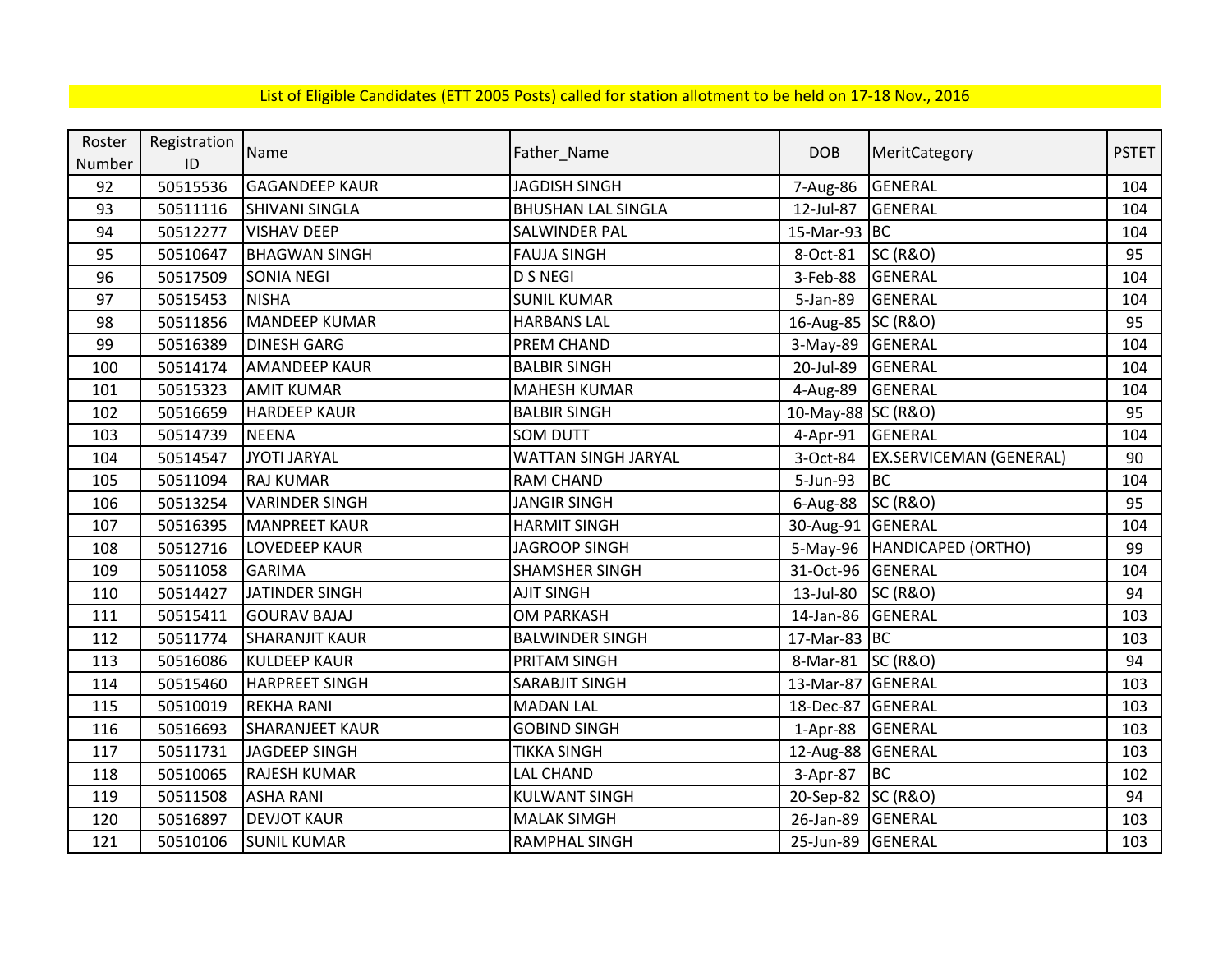List of Eligible Candidates (ETT 2005 Posts) called for station allotment to be held on 17-18 Nov., 2016

| Roster Number | Registration ID | Name | Father_Name | DOB | MeritCategory | PSTET |
|---|---|---|---|---|---|---|
| 92 | 50515536 | GAGANDEEP KAUR | JAGDISH SINGH | 7-Aug-86 | GENERAL | 104 |
| 93 | 50511116 | SHIVANI SINGLA | BHUSHAN LAL SINGLA | 12-Jul-87 | GENERAL | 104 |
| 94 | 50512277 | VISHAV DEEP | SALWINDER PAL | 15-Mar-93 | BC | 104 |
| 95 | 50510647 | BHAGWAN SINGH | FAUJA SINGH | 8-Oct-81 | SC (R&O) | 95 |
| 96 | 50517509 | SONIA NEGI | D S NEGI | 3-Feb-88 | GENERAL | 104 |
| 97 | 50515453 | NISHA | SUNIL KUMAR | 5-Jan-89 | GENERAL | 104 |
| 98 | 50511856 | MANDEEP KUMAR | HARBANS LAL | 16-Aug-85 | SC (R&O) | 95 |
| 99 | 50516389 | DINESH GARG | PREM CHAND | 3-May-89 | GENERAL | 104 |
| 100 | 50514174 | AMANDEEP KAUR | BALBIR SINGH | 20-Jul-89 | GENERAL | 104 |
| 101 | 50515323 | AMIT KUMAR | MAHESH KUMAR | 4-Aug-89 | GENERAL | 104 |
| 102 | 50516659 | HARDEEP KAUR | BALBIR SINGH | 10-May-88 | SC (R&O) | 95 |
| 103 | 50514739 | NEENA | SOM DUTT | 4-Apr-91 | GENERAL | 104 |
| 104 | 50514547 | JYOTI JARYAL | WATTAN SINGH JARYAL | 3-Oct-84 | EX.SERVICEMAN (GENERAL) | 90 |
| 105 | 50511094 | RAJ KUMAR | RAM CHAND | 5-Jun-93 | BC | 104 |
| 106 | 50513254 | VARINDER SINGH | JANGIR SINGH | 6-Aug-88 | SC (R&O) | 95 |
| 107 | 50516395 | MANPREET KAUR | HARMIT SINGH | 30-Aug-91 | GENERAL | 104 |
| 108 | 50512716 | LOVEDEEP KAUR | JAGROOP SINGH | 5-May-96 | HANDICAPED (ORTHO) | 99 |
| 109 | 50511058 | GARIMA | SHAMSHER SINGH | 31-Oct-96 | GENERAL | 104 |
| 110 | 50514427 | JATINDER SINGH | AJIT SINGH | 13-Jul-80 | SC (R&O) | 94 |
| 111 | 50515411 | GOURAV BAJAJ | OM PARKASH | 14-Jan-86 | GENERAL | 103 |
| 112 | 50511774 | SHARANJIT KAUR | BALWINDER SINGH | 17-Mar-83 | BC | 103 |
| 113 | 50516086 | KULDEEP KAUR | PRITAM SINGH | 8-Mar-81 | SC (R&O) | 94 |
| 114 | 50515460 | HARPREET SINGH | SARABJIT SINGH | 13-Mar-87 | GENERAL | 103 |
| 115 | 50510019 | REKHA RANI | MADAN LAL | 18-Dec-87 | GENERAL | 103 |
| 116 | 50516693 | SHARANJEET KAUR | GOBIND SINGH | 1-Apr-88 | GENERAL | 103 |
| 117 | 50511731 | JAGDEEP SINGH | TIKKA SINGH | 12-Aug-88 | GENERAL | 103 |
| 118 | 50510065 | RAJESH KUMAR | LAL CHAND | 3-Apr-87 | BC | 102 |
| 119 | 50511508 | ASHA RANI | KULWANT SINGH | 20-Sep-82 | SC (R&O) | 94 |
| 120 | 50516897 | DEVJOT KAUR | MALAK SIMGH | 26-Jan-89 | GENERAL | 103 |
| 121 | 50510106 | SUNIL KUMAR | RAMPHAL SINGH | 25-Jun-89 | GENERAL | 103 |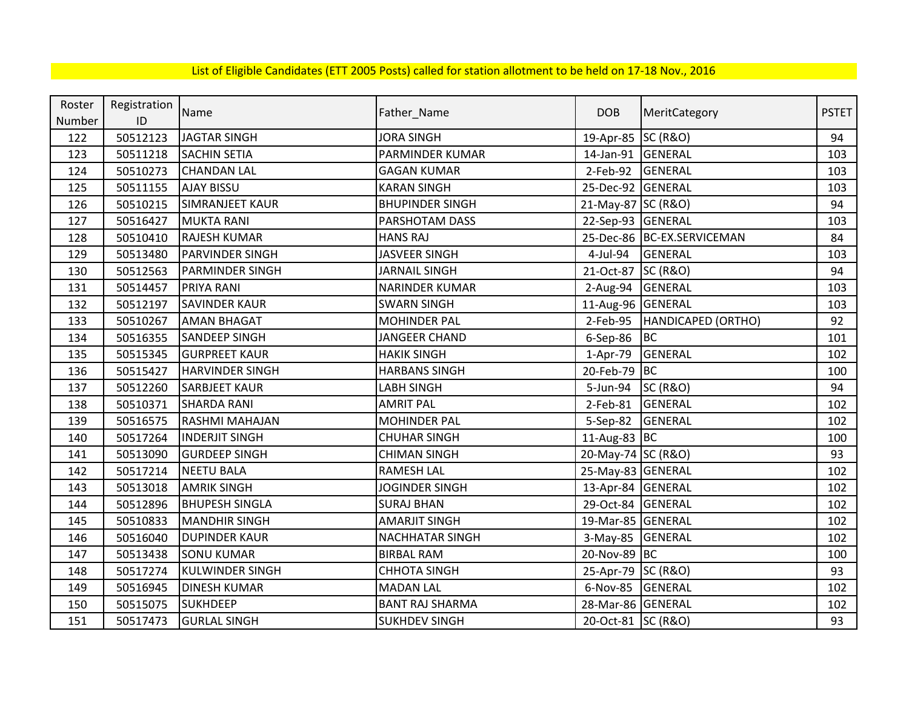List of Eligible Candidates (ETT 2005 Posts) called for station allotment to be held on 17-18 Nov., 2016

| Roster Number | Registration ID | Name | Father_Name | DOB | MeritCategory | PSTET |
|---|---|---|---|---|---|---|
| 122 | 50512123 | JAGTAR SINGH | JORA SINGH | 19-Apr-85 | SC (R&O) | 94 |
| 123 | 50511218 | SACHIN SETIA | PARMINDER KUMAR | 14-Jan-91 | GENERAL | 103 |
| 124 | 50510273 | CHANDAN LAL | GAGAN KUMAR | 2-Feb-92 | GENERAL | 103 |
| 125 | 50511155 | AJAY BISSU | KARAN SINGH | 25-Dec-92 | GENERAL | 103 |
| 126 | 50510215 | SIMRANJEET KAUR | BHUPINDER SINGH | 21-May-87 | SC (R&O) | 94 |
| 127 | 50516427 | MUKTA RANI | PARSHOTAM DASS | 22-Sep-93 | GENERAL | 103 |
| 128 | 50510410 | RAJESH KUMAR | HANS RAJ | 25-Dec-86 | BC-EX.SERVICEMAN | 84 |
| 129 | 50513480 | PARVINDER SINGH | JASVEER SINGH | 4-Jul-94 | GENERAL | 103 |
| 130 | 50512563 | PARMINDER SINGH | JARNAIL SINGH | 21-Oct-87 | SC (R&O) | 94 |
| 131 | 50514457 | PRIYA RANI | NARINDER KUMAR | 2-Aug-94 | GENERAL | 103 |
| 132 | 50512197 | SAVINDER KAUR | SWARN SINGH | 11-Aug-96 | GENERAL | 103 |
| 133 | 50510267 | AMAN BHAGAT | MOHINDER PAL | 2-Feb-95 | HANDICAPED (ORTHO) | 92 |
| 134 | 50516355 | SANDEEP SINGH | JANGEER CHAND | 6-Sep-86 | BC | 101 |
| 135 | 50515345 | GURPREET KAUR | HAKIK SINGH | 1-Apr-79 | GENERAL | 102 |
| 136 | 50515427 | HARVINDER SINGH | HARBANS SINGH | 20-Feb-79 | BC | 100 |
| 137 | 50512260 | SARBJEET KAUR | LABH SINGH | 5-Jun-94 | SC (R&O) | 94 |
| 138 | 50510371 | SHARDA RANI | AMRIT PAL | 2-Feb-81 | GENERAL | 102 |
| 139 | 50516575 | RASHMI MAHAJAN | MOHINDER PAL | 5-Sep-82 | GENERAL | 102 |
| 140 | 50517264 | INDERJIT SINGH | CHUHAR SINGH | 11-Aug-83 | BC | 100 |
| 141 | 50513090 | GURDEEP SINGH | CHIMAN SINGH | 20-May-74 | SC (R&O) | 93 |
| 142 | 50517214 | NEETU BALA | RAMESH LAL | 25-May-83 | GENERAL | 102 |
| 143 | 50513018 | AMRIK SINGH | JOGINDER SINGH | 13-Apr-84 | GENERAL | 102 |
| 144 | 50512896 | BHUPESH SINGLA | SURAJ BHAN | 29-Oct-84 | GENERAL | 102 |
| 145 | 50510833 | MANDHIR SINGH | AMARJIT SINGH | 19-Mar-85 | GENERAL | 102 |
| 146 | 50516040 | DUPINDER KAUR | NACHHATAR SINGH | 3-May-85 | GENERAL | 102 |
| 147 | 50513438 | SONU KUMAR | BIRBAL RAM | 20-Nov-89 | BC | 100 |
| 148 | 50517274 | KULWINDER SINGH | CHHOTA SINGH | 25-Apr-79 | SC (R&O) | 93 |
| 149 | 50516945 | DINESH KUMAR | MADAN LAL | 6-Nov-85 | GENERAL | 102 |
| 150 | 50515075 | SUKHDEEP | BANT RAJ SHARMA | 28-Mar-86 | GENERAL | 102 |
| 151 | 50517473 | GURLAL SINGH | SUKHDEV SINGH | 20-Oct-81 | SC (R&O) | 93 |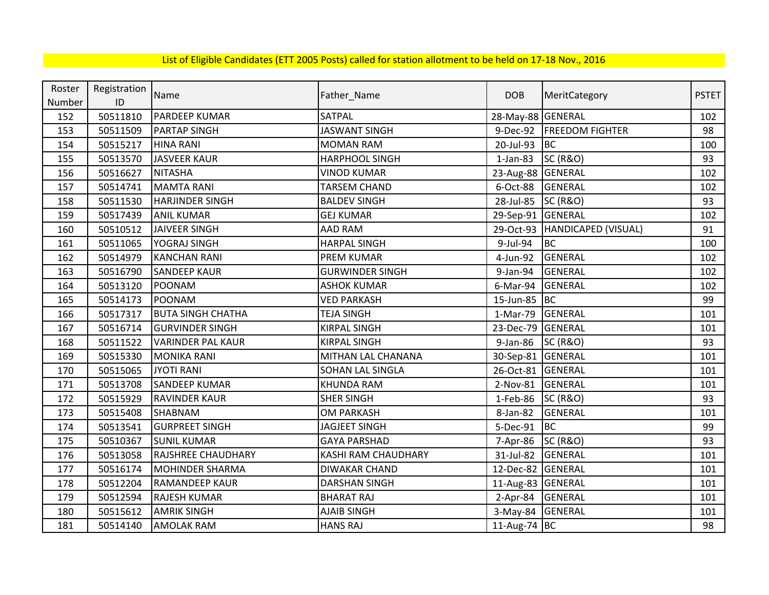List of Eligible Candidates (ETT 2005 Posts) called for station allotment to be held on 17-18 Nov., 2016

| Roster Number | Registration ID | Name | Father_Name | DOB | MeritCategory | PSTET |
|---|---|---|---|---|---|---|
| 152 | 50511810 | PARDEEP KUMAR | SATPAL | 28-May-88 | GENERAL | 102 |
| 153 | 50511509 | PARTAP SINGH | JASWANT SINGH | 9-Dec-92 | FREEDOM FIGHTER | 98 |
| 154 | 50515217 | HINA RANI | MOMAN RAM | 20-Jul-93 | BC | 100 |
| 155 | 50513570 | JASVEER KAUR | HARPHOOL SINGH | 1-Jan-83 | SC (R&O) | 93 |
| 156 | 50516627 | NITASHA | VINOD KUMAR | 23-Aug-88 | GENERAL | 102 |
| 157 | 50514741 | MAMTA RANI | TARSEM CHAND | 6-Oct-88 | GENERAL | 102 |
| 158 | 50511530 | HARJINDER SINGH | BALDEV SINGH | 28-Jul-85 | SC (R&O) | 93 |
| 159 | 50517439 | ANIL KUMAR | GEJ KUMAR | 29-Sep-91 | GENERAL | 102 |
| 160 | 50510512 | JAIVEER SINGH | AAD RAM | 29-Oct-93 | HANDICAPED (VISUAL) | 91 |
| 161 | 50511065 | YOGRAJ SINGH | HARPAL SINGH | 9-Jul-94 | BC | 100 |
| 162 | 50514979 | KANCHAN RANI | PREM KUMAR | 4-Jun-92 | GENERAL | 102 |
| 163 | 50516790 | SANDEEP KAUR | GURWINDER SINGH | 9-Jan-94 | GENERAL | 102 |
| 164 | 50513120 | POONAM | ASHOK KUMAR | 6-Mar-94 | GENERAL | 102 |
| 165 | 50514173 | POONAM | VED PARKASH | 15-Jun-85 | BC | 99 |
| 166 | 50517317 | BUTA SINGH CHATHA | TEJA SINGH | 1-Mar-79 | GENERAL | 101 |
| 167 | 50516714 | GURVINDER SINGH | KIRPAL SINGH | 23-Dec-79 | GENERAL | 101 |
| 168 | 50511522 | VARINDER PAL KAUR | KIRPAL SINGH | 9-Jan-86 | SC (R&O) | 93 |
| 169 | 50515330 | MONIKA RANI | MITHAN LAL CHANANA | 30-Sep-81 | GENERAL | 101 |
| 170 | 50515065 | JYOTI RANI | SOHAN LAL SINGLA | 26-Oct-81 | GENERAL | 101 |
| 171 | 50513708 | SANDEEP KUMAR | KHUNDA RAM | 2-Nov-81 | GENERAL | 101 |
| 172 | 50515929 | RAVINDER KAUR | SHER SINGH | 1-Feb-86 | SC (R&O) | 93 |
| 173 | 50515408 | SHABNAM | OM PARKASH | 8-Jan-82 | GENERAL | 101 |
| 174 | 50513541 | GURPREET SINGH | JAGJEET SINGH | 5-Dec-91 | BC | 99 |
| 175 | 50510367 | SUNIL KUMAR | GAYA PARSHAD | 7-Apr-86 | SC (R&O) | 93 |
| 176 | 50513058 | RAJSHREE CHAUDHARY | KASHI RAM CHAUDHARY | 31-Jul-82 | GENERAL | 101 |
| 177 | 50516174 | MOHINDER SHARMA | DIWAKAR CHAND | 12-Dec-82 | GENERAL | 101 |
| 178 | 50512204 | RAMANDEEP KAUR | DARSHAN SINGH | 11-Aug-83 | GENERAL | 101 |
| 179 | 50512594 | RAJESH KUMAR | BHARAT RAJ | 2-Apr-84 | GENERAL | 101 |
| 180 | 50515612 | AMRIK SINGH | AJAIB SINGH | 3-May-84 | GENERAL | 101 |
| 181 | 50514140 | AMOLAK RAM | HANS RAJ | 11-Aug-74 | BC | 98 |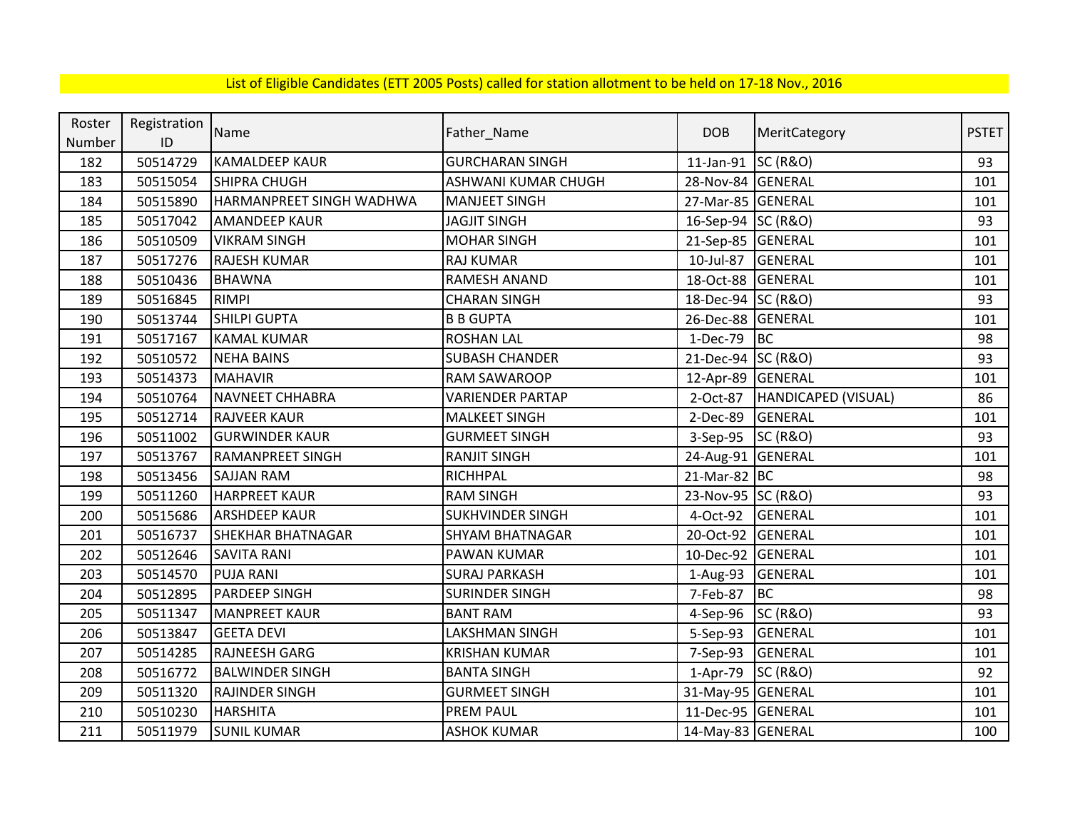List of Eligible Candidates (ETT 2005 Posts) called for station allotment to be held on 17-18 Nov., 2016

| Roster Number | Registration ID | Name | Father_Name | DOB | MeritCategory | PSTET |
|---|---|---|---|---|---|---|
| 182 | 50514729 | KAMALDEEP KAUR | GURCHARAN SINGH | 11-Jan-91 | SC (R&O) | 93 |
| 183 | 50515054 | SHIPRA CHUGH | ASHWANI KUMAR CHUGH | 28-Nov-84 | GENERAL | 101 |
| 184 | 50515890 | HARMANPREET SINGH WADHWA | MANJEET SINGH | 27-Mar-85 | GENERAL | 101 |
| 185 | 50517042 | AMANDEEP KAUR | JAGJIT SINGH | 16-Sep-94 | SC (R&O) | 93 |
| 186 | 50510509 | VIKRAM SINGH | MOHAR SINGH | 21-Sep-85 | GENERAL | 101 |
| 187 | 50517276 | RAJESH KUMAR | RAJ KUMAR | 10-Jul-87 | GENERAL | 101 |
| 188 | 50510436 | BHAWNA | RAMESH ANAND | 18-Oct-88 | GENERAL | 101 |
| 189 | 50516845 | RIMPI | CHARAN SINGH | 18-Dec-94 | SC (R&O) | 93 |
| 190 | 50513744 | SHILPI GUPTA | B B GUPTA | 26-Dec-88 | GENERAL | 101 |
| 191 | 50517167 | KAMAL KUMAR | ROSHAN LAL | 1-Dec-79 | BC | 98 |
| 192 | 50510572 | NEHA BAINS | SUBASH CHANDER | 21-Dec-94 | SC (R&O) | 93 |
| 193 | 50514373 | MAHAVIR | RAM SAWAROOP | 12-Apr-89 | GENERAL | 101 |
| 194 | 50510764 | NAVNEET CHHABRA | VARIENDER PARTAP | 2-Oct-87 | HANDICAPED (VISUAL) | 86 |
| 195 | 50512714 | RAJVEER KAUR | MALKEET SINGH | 2-Dec-89 | GENERAL | 101 |
| 196 | 50511002 | GURWINDER KAUR | GURMEET SINGH | 3-Sep-95 | SC (R&O) | 93 |
| 197 | 50513767 | RAMANPREET SINGH | RANJIT SINGH | 24-Aug-91 | GENERAL | 101 |
| 198 | 50513456 | SAJJAN RAM | RICHHPAL | 21-Mar-82 | BC | 98 |
| 199 | 50511260 | HARPREET KAUR | RAM SINGH | 23-Nov-95 | SC (R&O) | 93 |
| 200 | 50515686 | ARSHDEEP KAUR | SUKHVINDER SINGH | 4-Oct-92 | GENERAL | 101 |
| 201 | 50516737 | SHEKHAR BHATNAGAR | SHYAM BHATNAGAR | 20-Oct-92 | GENERAL | 101 |
| 202 | 50512646 | SAVITA RANI | PAWAN KUMAR | 10-Dec-92 | GENERAL | 101 |
| 203 | 50514570 | PUJA RANI | SURAJ PARKASH | 1-Aug-93 | GENERAL | 101 |
| 204 | 50512895 | PARDEEP SINGH | SURINDER SINGH | 7-Feb-87 | BC | 98 |
| 205 | 50511347 | MANPREET KAUR | BANT RAM | 4-Sep-96 | SC (R&O) | 93 |
| 206 | 50513847 | GEETA DEVI | LAKSHMAN SINGH | 5-Sep-93 | GENERAL | 101 |
| 207 | 50514285 | RAJNEESH GARG | KRISHAN KUMAR | 7-Sep-93 | GENERAL | 101 |
| 208 | 50516772 | BALWINDER SINGH | BANTA SINGH | 1-Apr-79 | SC (R&O) | 92 |
| 209 | 50511320 | RAJINDER SINGH | GURMEET SINGH | 31-May-95 | GENERAL | 101 |
| 210 | 50510230 | HARSHITA | PREM PAUL | 11-Dec-95 | GENERAL | 101 |
| 211 | 50511979 | SUNIL KUMAR | ASHOK KUMAR | 14-May-83 | GENERAL | 100 |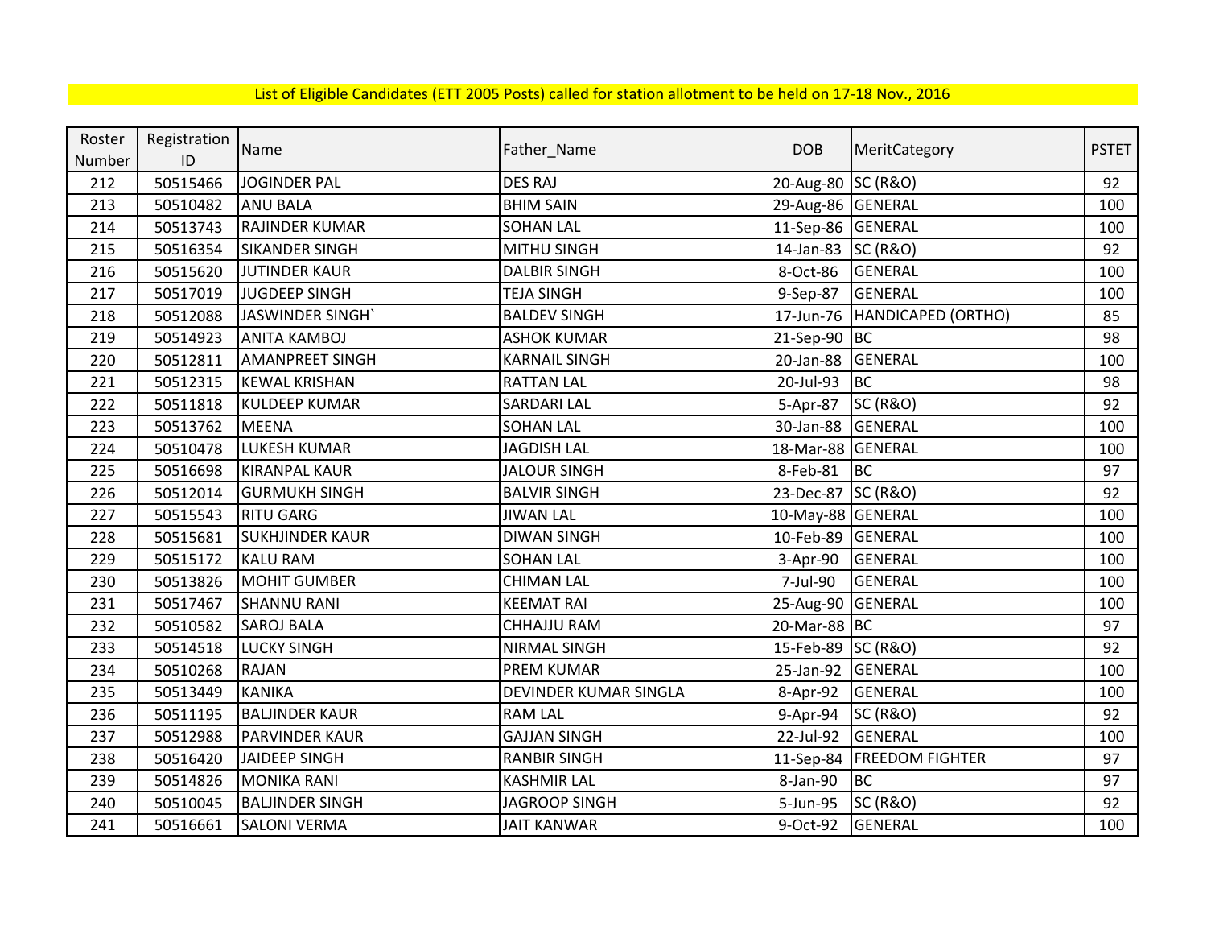List of Eligible Candidates (ETT 2005 Posts) called for station allotment to be held on 17-18 Nov., 2016

| Roster Number | Registration ID | Name | Father_Name | DOB | MeritCategory | PSTET |
|---|---|---|---|---|---|---|
| 212 | 50515466 | JOGINDER PAL | DES RAJ | 20-Aug-80 | SC (R&O) | 92 |
| 213 | 50510482 | ANU BALA | BHIM SAIN | 29-Aug-86 | GENERAL | 100 |
| 214 | 50513743 | RAJINDER KUMAR | SOHAN LAL | 11-Sep-86 | GENERAL | 100 |
| 215 | 50516354 | SIKANDER SINGH | MITHU SINGH | 14-Jan-83 | SC (R&O) | 92 |
| 216 | 50515620 | JUTINDER KAUR | DALBIR SINGH | 8-Oct-86 | GENERAL | 100 |
| 217 | 50517019 | JUGDEEP SINGH | TEJA SINGH | 9-Sep-87 | GENERAL | 100 |
| 218 | 50512088 | JASWINDER SINGH` | BALDEV SINGH | 17-Jun-76 | HANDICAPED (ORTHO) | 85 |
| 219 | 50514923 | ANITA KAMBOJ | ASHOK KUMAR | 21-Sep-90 | BC | 98 |
| 220 | 50512811 | AMANPREET SINGH | KARNAIL SINGH | 20-Jan-88 | GENERAL | 100 |
| 221 | 50512315 | KEWAL KRISHAN | RATTAN LAL | 20-Jul-93 | BC | 98 |
| 222 | 50511818 | KULDEEP KUMAR | SARDARI LAL | 5-Apr-87 | SC (R&O) | 92 |
| 223 | 50513762 | MEENA | SOHAN LAL | 30-Jan-88 | GENERAL | 100 |
| 224 | 50510478 | LUKESH KUMAR | JAGDISH LAL | 18-Mar-88 | GENERAL | 100 |
| 225 | 50516698 | KIRANPAL KAUR | JALOUR SINGH | 8-Feb-81 | BC | 97 |
| 226 | 50512014 | GURMUKH SINGH | BALVIR SINGH | 23-Dec-87 | SC (R&O) | 92 |
| 227 | 50515543 | RITU GARG | JIWAN LAL | 10-May-88 | GENERAL | 100 |
| 228 | 50515681 | SUKHJINDER KAUR | DIWAN SINGH | 10-Feb-89 | GENERAL | 100 |
| 229 | 50515172 | KALU RAM | SOHAN LAL | 3-Apr-90 | GENERAL | 100 |
| 230 | 50513826 | MOHIT GUMBER | CHIMAN LAL | 7-Jul-90 | GENERAL | 100 |
| 231 | 50517467 | SHANNU RANI | KEEMAT RAI | 25-Aug-90 | GENERAL | 100 |
| 232 | 50510582 | SAROJ BALA | CHHAJJU RAM | 20-Mar-88 | BC | 97 |
| 233 | 50514518 | LUCKY SINGH | NIRMAL SINGH | 15-Feb-89 | SC (R&O) | 92 |
| 234 | 50510268 | RAJAN | PREM KUMAR | 25-Jan-92 | GENERAL | 100 |
| 235 | 50513449 | KANIKA | DEVINDER KUMAR SINGLA | 8-Apr-92 | GENERAL | 100 |
| 236 | 50511195 | BALJINDER KAUR | RAM LAL | 9-Apr-94 | SC (R&O) | 92 |
| 237 | 50512988 | PARVINDER KAUR | GAJJAN SINGH | 22-Jul-92 | GENERAL | 100 |
| 238 | 50516420 | JAIDEEP SINGH | RANBIR SINGH | 11-Sep-84 | FREEDOM FIGHTER | 97 |
| 239 | 50514826 | MONIKA RANI | KASHMIR LAL | 8-Jan-90 | BC | 97 |
| 240 | 50510045 | BALJINDER SINGH | JAGROOP SINGH | 5-Jun-95 | SC (R&O) | 92 |
| 241 | 50516661 | SALONI VERMA | JAIT KANWAR | 9-Oct-92 | GENERAL | 100 |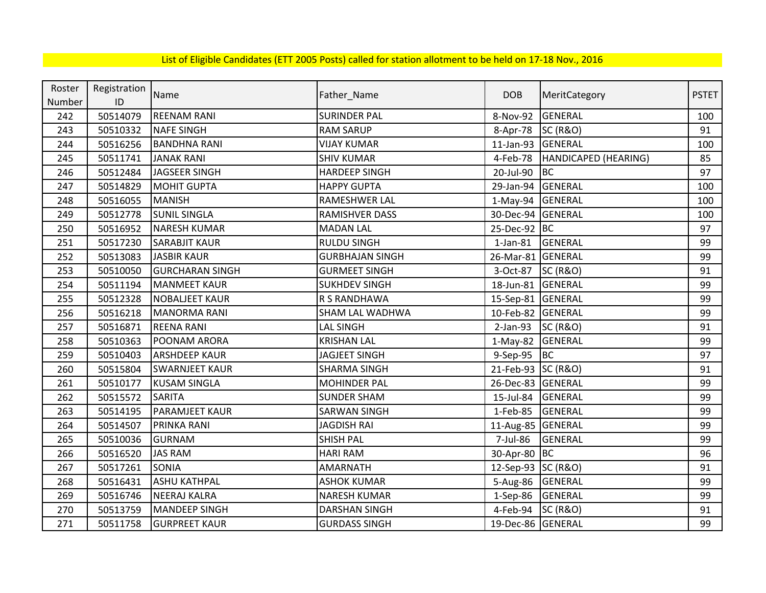List of Eligible Candidates (ETT 2005 Posts) called for station allotment to be held on 17-18 Nov., 2016

| Roster Number | Registration ID | Name | Father_Name | DOB | MeritCategory | PSTET |
|---|---|---|---|---|---|---|
| 242 | 50514079 | REENAM RANI | SURINDER PAL | 8-Nov-92 | GENERAL | 100 |
| 243 | 50510332 | NAFE SINGH | RAM SARUP | 8-Apr-78 | SC (R&O) | 91 |
| 244 | 50516256 | BANDHNA RANI | VIJAY KUMAR | 11-Jan-93 | GENERAL | 100 |
| 245 | 50511741 | JANAK RANI | SHIV KUMAR | 4-Feb-78 | HANDICAPED (HEARING) | 85 |
| 246 | 50512484 | JAGSEER SINGH | HARDEEP SINGH | 20-Jul-90 | BC | 97 |
| 247 | 50514829 | MOHIT GUPTA | HAPPY GUPTA | 29-Jan-94 | GENERAL | 100 |
| 248 | 50516055 | MANISH | RAMESHWER LAL | 1-May-94 | GENERAL | 100 |
| 249 | 50512778 | SUNIL SINGLA | RAMISHVER DASS | 30-Dec-94 | GENERAL | 100 |
| 250 | 50516952 | NARESH KUMAR | MADAN LAL | 25-Dec-92 | BC | 97 |
| 251 | 50517230 | SARABJIT KAUR | RULDU SINGH | 1-Jan-81 | GENERAL | 99 |
| 252 | 50513083 | JASBIR KAUR | GURBHAJAN SINGH | 26-Mar-81 | GENERAL | 99 |
| 253 | 50510050 | GURCHARAN SINGH | GURMEET SINGH | 3-Oct-87 | SC (R&O) | 91 |
| 254 | 50511194 | MANMEET KAUR | SUKHDEV SINGH | 18-Jun-81 | GENERAL | 99 |
| 255 | 50512328 | NOBALJEET KAUR | R S RANDHAWA | 15-Sep-81 | GENERAL | 99 |
| 256 | 50516218 | MANORMA RANI | SHAM LAL WADHWA | 10-Feb-82 | GENERAL | 99 |
| 257 | 50516871 | REENA RANI | LAL SINGH | 2-Jan-93 | SC (R&O) | 91 |
| 258 | 50510363 | POONAM ARORA | KRISHAN LAL | 1-May-82 | GENERAL | 99 |
| 259 | 50510403 | ARSHDEEP KAUR | JAGJEET SINGH | 9-Sep-95 | BC | 97 |
| 260 | 50515804 | SWARNJEET KAUR | SHARMA SINGH | 21-Feb-93 | SC (R&O) | 91 |
| 261 | 50510177 | KUSAM SINGLA | MOHINDER PAL | 26-Dec-83 | GENERAL | 99 |
| 262 | 50515572 | SARITA | SUNDER SHAM | 15-Jul-84 | GENERAL | 99 |
| 263 | 50514195 | PARAMJEET KAUR | SARWAN SINGH | 1-Feb-85 | GENERAL | 99 |
| 264 | 50514507 | PRINKA RANI | JAGDISH RAI | 11-Aug-85 | GENERAL | 99 |
| 265 | 50510036 | GURNAM | SHISH PAL | 7-Jul-86 | GENERAL | 99 |
| 266 | 50516520 | JAS RAM | HARI RAM | 30-Apr-80 | BC | 96 |
| 267 | 50517261 | SONIA | AMARNATH | 12-Sep-93 | SC (R&O) | 91 |
| 268 | 50516431 | ASHU KATHPAL | ASHOK KUMAR | 5-Aug-86 | GENERAL | 99 |
| 269 | 50516746 | NEERAJ KALRA | NARESH KUMAR | 1-Sep-86 | GENERAL | 99 |
| 270 | 50513759 | MANDEEP SINGH | DARSHAN SINGH | 4-Feb-94 | SC (R&O) | 91 |
| 271 | 50511758 | GURPREET KAUR | GURDASS SINGH | 19-Dec-86 | GENERAL | 99 |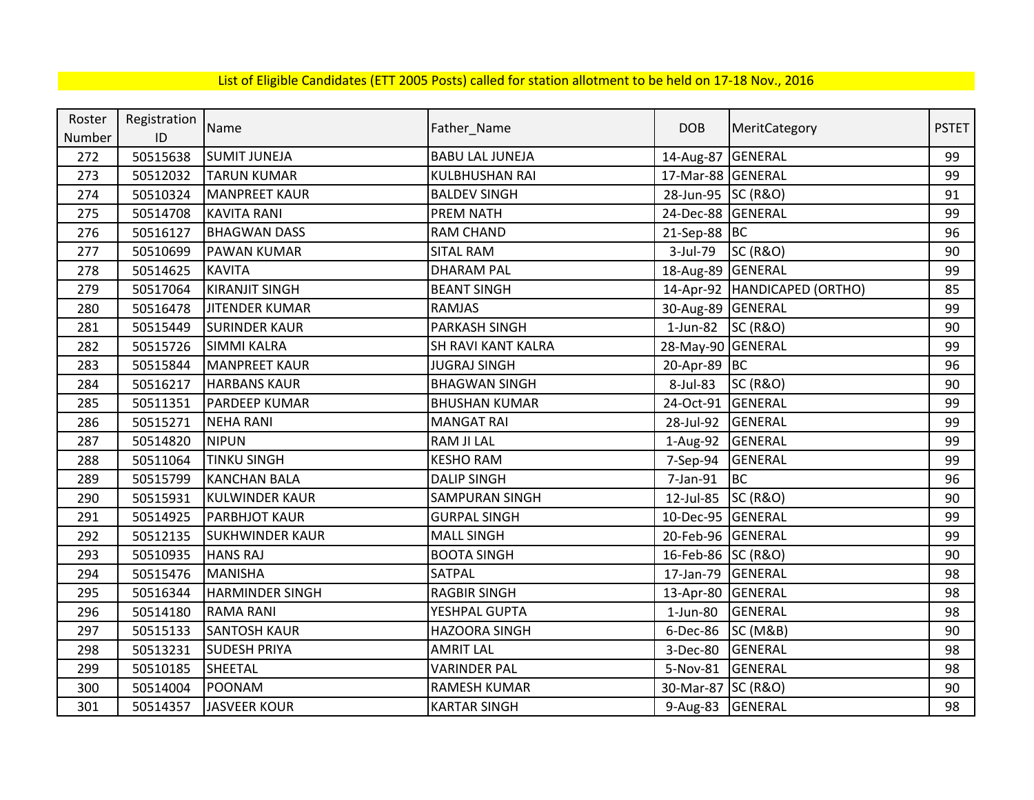List of Eligible Candidates (ETT 2005 Posts) called for station allotment to be held on 17-18 Nov., 2016

| Roster Number | Registration ID | Name | Father_Name | DOB | MeritCategory | PSTET |
|---|---|---|---|---|---|---|
| 272 | 50515638 | SUMIT JUNEJA | BABU LAL JUNEJA | 14-Aug-87 | GENERAL | 99 |
| 273 | 50512032 | TARUN KUMAR | KULBHUSHAN RAI | 17-Mar-88 | GENERAL | 99 |
| 274 | 50510324 | MANPREET KAUR | BALDEV SINGH | 28-Jun-95 | SC (R&O) | 91 |
| 275 | 50514708 | KAVITA RANI | PREM NATH | 24-Dec-88 | GENERAL | 99 |
| 276 | 50516127 | BHAGWAN DASS | RAM CHAND | 21-Sep-88 | BC | 96 |
| 277 | 50510699 | PAWAN KUMAR | SITAL RAM | 3-Jul-79 | SC (R&O) | 90 |
| 278 | 50514625 | KAVITA | DHARAM PAL | 18-Aug-89 | GENERAL | 99 |
| 279 | 50517064 | KIRANJIT SINGH | BEANT SINGH | 14-Apr-92 | HANDICAPED (ORTHO) | 85 |
| 280 | 50516478 | JITENDER KUMAR | RAMJAS | 30-Aug-89 | GENERAL | 99 |
| 281 | 50515449 | SURINDER KAUR | PARKASH SINGH | 1-Jun-82 | SC (R&O) | 90 |
| 282 | 50515726 | SIMMI KALRA | SH RAVI KANT KALRA | 28-May-90 | GENERAL | 99 |
| 283 | 50515844 | MANPREET KAUR | JUGRAJ SINGH | 20-Apr-89 | BC | 96 |
| 284 | 50516217 | HARBANS KAUR | BHAGWAN SINGH | 8-Jul-83 | SC (R&O) | 90 |
| 285 | 50511351 | PARDEEP KUMAR | BHUSHAN KUMAR | 24-Oct-91 | GENERAL | 99 |
| 286 | 50515271 | NEHA RANI | MANGAT RAI | 28-Jul-92 | GENERAL | 99 |
| 287 | 50514820 | NIPUN | RAM JI LAL | 1-Aug-92 | GENERAL | 99 |
| 288 | 50511064 | TINKU SINGH | KESHO RAM | 7-Sep-94 | GENERAL | 99 |
| 289 | 50515799 | KANCHAN BALA | DALIP SINGH | 7-Jan-91 | BC | 96 |
| 290 | 50515931 | KULWINDER KAUR | SAMPURAN SINGH | 12-Jul-85 | SC (R&O) | 90 |
| 291 | 50514925 | PARBHJOT KAUR | GURPAL SINGH | 10-Dec-95 | GENERAL | 99 |
| 292 | 50512135 | SUKHWINDER KAUR | MALL SINGH | 20-Feb-96 | GENERAL | 99 |
| 293 | 50510935 | HANS RAJ | BOOTA SINGH | 16-Feb-86 | SC (R&O) | 90 |
| 294 | 50515476 | MANISHA | SATPAL | 17-Jan-79 | GENERAL | 98 |
| 295 | 50516344 | HARMINDER SINGH | RAGBIR SINGH | 13-Apr-80 | GENERAL | 98 |
| 296 | 50514180 | RAMA RANI | YESHPAL GUPTA | 1-Jun-80 | GENERAL | 98 |
| 297 | 50515133 | SANTOSH KAUR | HAZOORA SINGH | 6-Dec-86 | SC (M&B) | 90 |
| 298 | 50513231 | SUDESH PRIYA | AMRIT LAL | 3-Dec-80 | GENERAL | 98 |
| 299 | 50510185 | SHEETAL | VARINDER PAL | 5-Nov-81 | GENERAL | 98 |
| 300 | 50514004 | POONAM | RAMESH KUMAR | 30-Mar-87 | SC (R&O) | 90 |
| 301 | 50514357 | JASVEER KOUR | KARTAR SINGH | 9-Aug-83 | GENERAL | 98 |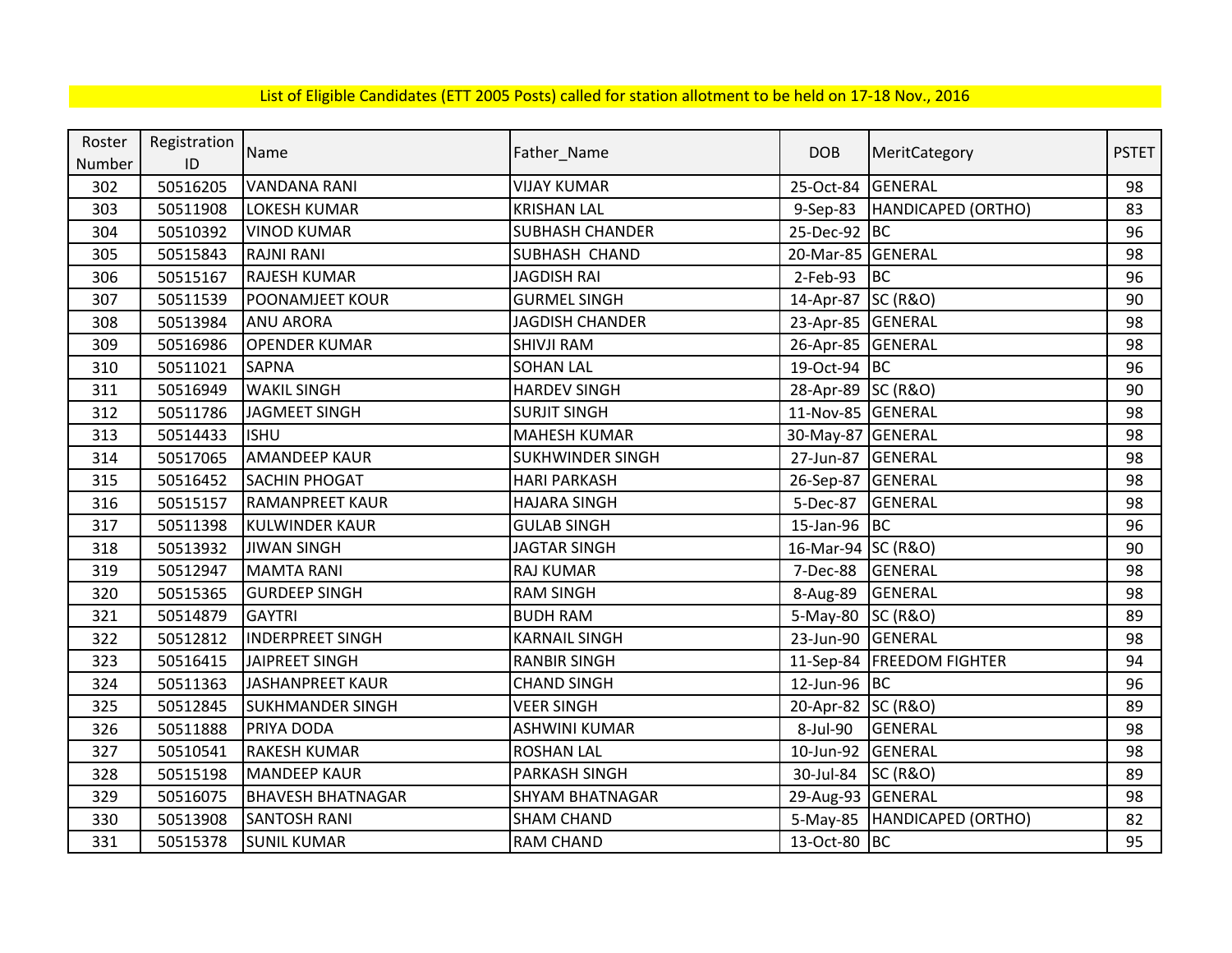List of Eligible Candidates (ETT 2005 Posts) called for station allotment to be held on 17-18 Nov., 2016

| Roster Number | Registration ID | Name | Father_Name | DOB | MeritCategory | PSTET |
|---|---|---|---|---|---|---|
| 302 | 50516205 | VANDANA RANI | VIJAY KUMAR | 25-Oct-84 | GENERAL | 98 |
| 303 | 50511908 | LOKESH KUMAR | KRISHAN LAL | 9-Sep-83 | HANDICAPED (ORTHO) | 83 |
| 304 | 50510392 | VINOD KUMAR | SUBHASH CHANDER | 25-Dec-92 | BC | 96 |
| 305 | 50515843 | RAJNI RANI | SUBHASH CHAND | 20-Mar-85 | GENERAL | 98 |
| 306 | 50515167 | RAJESH KUMAR | JAGDISH RAI | 2-Feb-93 | BC | 96 |
| 307 | 50511539 | POONAMJEET KOUR | GURMEL SINGH | 14-Apr-87 | SC (R&O) | 90 |
| 308 | 50513984 | ANU ARORA | JAGDISH CHANDER | 23-Apr-85 | GENERAL | 98 |
| 309 | 50516986 | OPENDER KUMAR | SHIVJI RAM | 26-Apr-85 | GENERAL | 98 |
| 310 | 50511021 | SAPNA | SOHAN LAL | 19-Oct-94 | BC | 96 |
| 311 | 50516949 | WAKIL SINGH | HARDEV SINGH | 28-Apr-89 | SC (R&O) | 90 |
| 312 | 50511786 | JAGMEET SINGH | SURJIT SINGH | 11-Nov-85 | GENERAL | 98 |
| 313 | 50514433 | ISHU | MAHESH KUMAR | 30-May-87 | GENERAL | 98 |
| 314 | 50517065 | AMANDEEP KAUR | SUKHWINDER SINGH | 27-Jun-87 | GENERAL | 98 |
| 315 | 50516452 | SACHIN PHOGAT | HARI PARKASH | 26-Sep-87 | GENERAL | 98 |
| 316 | 50515157 | RAMANPREET KAUR | HAJARA SINGH | 5-Dec-87 | GENERAL | 98 |
| 317 | 50511398 | KULWINDER KAUR | GULAB SINGH | 15-Jan-96 | BC | 96 |
| 318 | 50513932 | JIWAN SINGH | JAGTAR SINGH | 16-Mar-94 | SC (R&O) | 90 |
| 319 | 50512947 | MAMTA RANI | RAJ KUMAR | 7-Dec-88 | GENERAL | 98 |
| 320 | 50515365 | GURDEEP SINGH | RAM SINGH | 8-Aug-89 | GENERAL | 98 |
| 321 | 50514879 | GAYTRI | BUDH RAM | 5-May-80 | SC (R&O) | 89 |
| 322 | 50512812 | INDERPREET SINGH | KARNAIL SINGH | 23-Jun-90 | GENERAL | 98 |
| 323 | 50516415 | JAIPREET SINGH | RANBIR SINGH | 11-Sep-84 | FREEDOM FIGHTER | 94 |
| 324 | 50511363 | JASHANPREET KAUR | CHAND SINGH | 12-Jun-96 | BC | 96 |
| 325 | 50512845 | SUKHMANDER SINGH | VEER SINGH | 20-Apr-82 | SC (R&O) | 89 |
| 326 | 50511888 | PRIYA DODA | ASHWINI KUMAR | 8-Jul-90 | GENERAL | 98 |
| 327 | 50510541 | RAKESH KUMAR | ROSHAN LAL | 10-Jun-92 | GENERAL | 98 |
| 328 | 50515198 | MANDEEP KAUR | PARKASH SINGH | 30-Jul-84 | SC (R&O) | 89 |
| 329 | 50516075 | BHAVESH BHATNAGAR | SHYAM BHATNAGAR | 29-Aug-93 | GENERAL | 98 |
| 330 | 50513908 | SANTOSH RANI | SHAM CHAND | 5-May-85 | HANDICAPED (ORTHO) | 82 |
| 331 | 50515378 | SUNIL KUMAR | RAM CHAND | 13-Oct-80 | BC | 95 |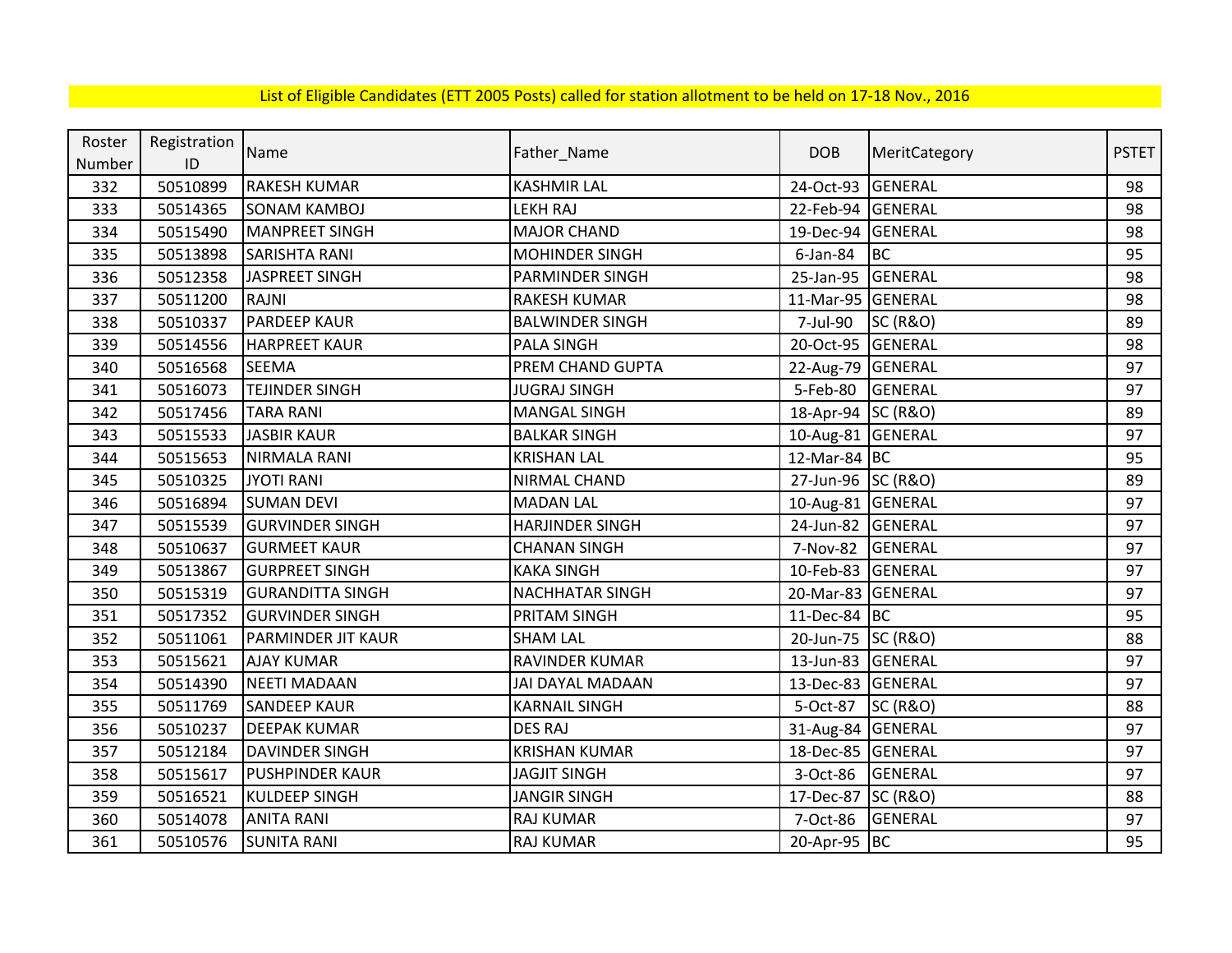List of Eligible Candidates (ETT 2005 Posts) called for station allotment to be held on 17-18 Nov., 2016

| Roster Number | Registration ID | Name | Father_Name | DOB | MeritCategory | PSTET |
|---|---|---|---|---|---|---|
| 332 | 50510899 | RAKESH KUMAR | KASHMIR LAL | 24-Oct-93 | GENERAL | 98 |
| 333 | 50514365 | SONAM KAMBOJ | LEKH RAJ | 22-Feb-94 | GENERAL | 98 |
| 334 | 50515490 | MANPREET SINGH | MAJOR CHAND | 19-Dec-94 | GENERAL | 98 |
| 335 | 50513898 | SARISHTA RANI | MOHINDER SINGH | 6-Jan-84 | BC | 95 |
| 336 | 50512358 | JASPREET SINGH | PARMINDER SINGH | 25-Jan-95 | GENERAL | 98 |
| 337 | 50511200 | RAJNI | RAKESH KUMAR | 11-Mar-95 | GENERAL | 98 |
| 338 | 50510337 | PARDEEP KAUR | BALWINDER SINGH | 7-Jul-90 | SC (R&O) | 89 |
| 339 | 50514556 | HARPREET KAUR | PALA SINGH | 20-Oct-95 | GENERAL | 98 |
| 340 | 50516568 | SEEMA | PREM CHAND GUPTA | 22-Aug-79 | GENERAL | 97 |
| 341 | 50516073 | TEJINDER SINGH | JUGRAJ SINGH | 5-Feb-80 | GENERAL | 97 |
| 342 | 50517456 | TARA RANI | MANGAL SINGH | 18-Apr-94 | SC (R&O) | 89 |
| 343 | 50515533 | JASBIR KAUR | BALKAR SINGH | 10-Aug-81 | GENERAL | 97 |
| 344 | 50515653 | NIRMALA RANI | KRISHAN LAL | 12-Mar-84 | BC | 95 |
| 345 | 50510325 | JYOTI RANI | NIRMAL CHAND | 27-Jun-96 | SC (R&O) | 89 |
| 346 | 50516894 | SUMAN DEVI | MADAN LAL | 10-Aug-81 | GENERAL | 97 |
| 347 | 50515539 | GURVINDER SINGH | HARJINDER SINGH | 24-Jun-82 | GENERAL | 97 |
| 348 | 50510637 | GURMEET KAUR | CHANAN SINGH | 7-Nov-82 | GENERAL | 97 |
| 349 | 50513867 | GURPREET SINGH | KAKA SINGH | 10-Feb-83 | GENERAL | 97 |
| 350 | 50515319 | GURANDITTA SINGH | NACHHATAR SINGH | 20-Mar-83 | GENERAL | 97 |
| 351 | 50517352 | GURVINDER SINGH | PRITAM SINGH | 11-Dec-84 | BC | 95 |
| 352 | 50511061 | PARMINDER JIT KAUR | SHAM LAL | 20-Jun-75 | SC (R&O) | 88 |
| 353 | 50515621 | AJAY KUMAR | RAVINDER KUMAR | 13-Jun-83 | GENERAL | 97 |
| 354 | 50514390 | NEETI MADAAN | JAI DAYAL MADAAN | 13-Dec-83 | GENERAL | 97 |
| 355 | 50511769 | SANDEEP KAUR | KARNAIL SINGH | 5-Oct-87 | SC (R&O) | 88 |
| 356 | 50510237 | DEEPAK KUMAR | DES RAJ | 31-Aug-84 | GENERAL | 97 |
| 357 | 50512184 | DAVINDER SINGH | KRISHAN KUMAR | 18-Dec-85 | GENERAL | 97 |
| 358 | 50515617 | PUSHPINDER KAUR | JAGJIT SINGH | 3-Oct-86 | GENERAL | 97 |
| 359 | 50516521 | KULDEEP SINGH | JANGIR SINGH | 17-Dec-87 | SC (R&O) | 88 |
| 360 | 50514078 | ANITA RANI | RAJ KUMAR | 7-Oct-86 | GENERAL | 97 |
| 361 | 50510576 | SUNITA RANI | RAJ KUMAR | 20-Apr-95 | BC | 95 |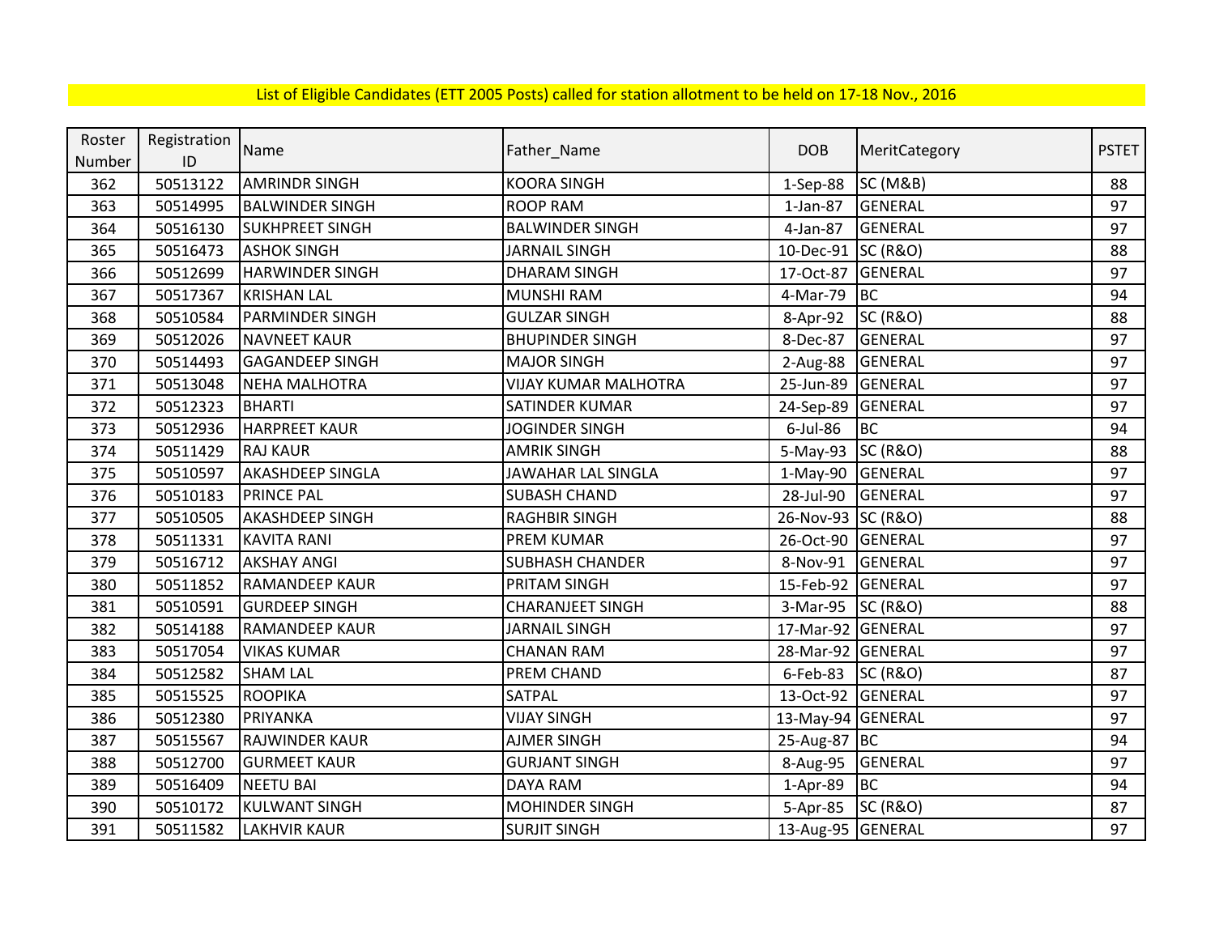List of Eligible Candidates (ETT 2005 Posts) called for station allotment to be held on 17-18 Nov., 2016

| Roster Number | Registration ID | Name | Father_Name | DOB | MeritCategory | PSTET |
|---|---|---|---|---|---|---|
| 362 | 50513122 | AMRINDR SINGH | KOORA SINGH | 1-Sep-88 | SC (M&B) | 88 |
| 363 | 50514995 | BALWINDER SINGH | ROOP RAM | 1-Jan-87 | GENERAL | 97 |
| 364 | 50516130 | SUKHPREET SINGH | BALWINDER SINGH | 4-Jan-87 | GENERAL | 97 |
| 365 | 50516473 | ASHOK SINGH | JARNAIL SINGH | 10-Dec-91 | SC (R&O) | 88 |
| 366 | 50512699 | HARWINDER SINGH | DHARAM SINGH | 17-Oct-87 | GENERAL | 97 |
| 367 | 50517367 | KRISHAN LAL | MUNSHI RAM | 4-Mar-79 | BC | 94 |
| 368 | 50510584 | PARMINDER SINGH | GULZAR SINGH | 8-Apr-92 | SC (R&O) | 88 |
| 369 | 50512026 | NAVNEET KAUR | BHUPINDER SINGH | 8-Dec-87 | GENERAL | 97 |
| 370 | 50514493 | GAGANDEEP SINGH | MAJOR SINGH | 2-Aug-88 | GENERAL | 97 |
| 371 | 50513048 | NEHA MALHOTRA | VIJAY KUMAR MALHOTRA | 25-Jun-89 | GENERAL | 97 |
| 372 | 50512323 | BHARTI | SATINDER KUMAR | 24-Sep-89 | GENERAL | 97 |
| 373 | 50512936 | HARPREET KAUR | JOGINDER SINGH | 6-Jul-86 | BC | 94 |
| 374 | 50511429 | RAJ KAUR | AMRIK SINGH | 5-May-93 | SC (R&O) | 88 |
| 375 | 50510597 | AKASHDEEP SINGLA | JAWAHAR LAL SINGLA | 1-May-90 | GENERAL | 97 |
| 376 | 50510183 | PRINCE PAL | SUBASH CHAND | 28-Jul-90 | GENERAL | 97 |
| 377 | 50510505 | AKASHDEEP SINGH | RAGHBIR SINGH | 26-Nov-93 | SC (R&O) | 88 |
| 378 | 50511331 | KAVITA RANI | PREM KUMAR | 26-Oct-90 | GENERAL | 97 |
| 379 | 50516712 | AKSHAY ANGI | SUBHASH CHANDER | 8-Nov-91 | GENERAL | 97 |
| 380 | 50511852 | RAMANDEEP KAUR | PRITAM SINGH | 15-Feb-92 | GENERAL | 97 |
| 381 | 50510591 | GURDEEP SINGH | CHARANJEET SINGH | 3-Mar-95 | SC (R&O) | 88 |
| 382 | 50514188 | RAMANDEEP KAUR | JARNAIL SINGH | 17-Mar-92 | GENERAL | 97 |
| 383 | 50517054 | VIKAS KUMAR | CHANAN RAM | 28-Mar-92 | GENERAL | 97 |
| 384 | 50512582 | SHAM LAL | PREM CHAND | 6-Feb-83 | SC (R&O) | 87 |
| 385 | 50515525 | ROOPIKA | SATPAL | 13-Oct-92 | GENERAL | 97 |
| 386 | 50512380 | PRIYANKA | VIJAY SINGH | 13-May-94 | GENERAL | 97 |
| 387 | 50515567 | RAJWINDER KAUR | AJMER SINGH | 25-Aug-87 | BC | 94 |
| 388 | 50512700 | GURMEET KAUR | GURJANT SINGH | 8-Aug-95 | GENERAL | 97 |
| 389 | 50516409 | NEETU BAI | DAYA RAM | 1-Apr-89 | BC | 94 |
| 390 | 50510172 | KULWANT SINGH | MOHINDER SINGH | 5-Apr-85 | SC (R&O) | 87 |
| 391 | 50511582 | LAKHVIR KAUR | SURJIT SINGH | 13-Aug-95 | GENERAL | 97 |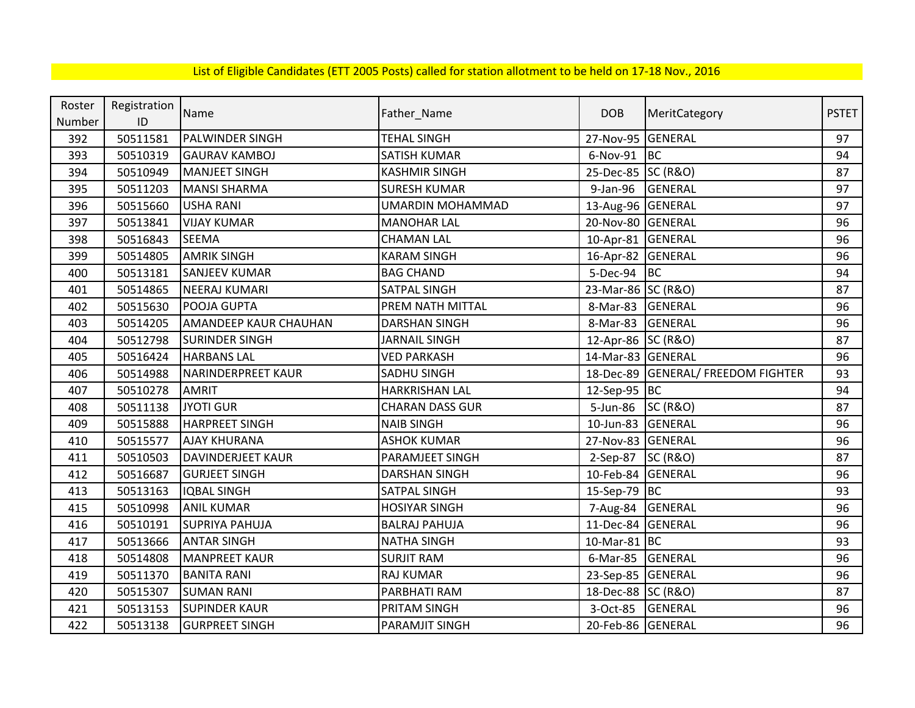List of Eligible Candidates (ETT 2005 Posts) called for station allotment to be held on 17-18 Nov., 2016

| Roster Number | Registration ID | Name | Father_Name | DOB | MeritCategory | PSTET |
|---|---|---|---|---|---|---|
| 392 | 50511581 | PALWINDER SINGH | TEHAL SINGH | 27-Nov-95 | GENERAL | 97 |
| 393 | 50510319 | GAURAV KAMBOJ | SATISH KUMAR | 6-Nov-91 | BC | 94 |
| 394 | 50510949 | MANJEET SINGH | KASHMIR SINGH | 25-Dec-85 | SC (R&O) | 87 |
| 395 | 50511203 | MANSI SHARMA | SURESH KUMAR | 9-Jan-96 | GENERAL | 97 |
| 396 | 50515660 | USHA RANI | UMARDIN MOHAMMAD | 13-Aug-96 | GENERAL | 97 |
| 397 | 50513841 | VIJAY KUMAR | MANOHAR LAL | 20-Nov-80 | GENERAL | 96 |
| 398 | 50516843 | SEEMA | CHAMAN LAL | 10-Apr-81 | GENERAL | 96 |
| 399 | 50514805 | AMRIK SINGH | KARAM SINGH | 16-Apr-82 | GENERAL | 96 |
| 400 | 50513181 | SANJEEV KUMAR | BAG CHAND | 5-Dec-94 | BC | 94 |
| 401 | 50514865 | NEERAJ KUMARI | SATPAL SINGH | 23-Mar-86 | SC (R&O) | 87 |
| 402 | 50515630 | POOJA GUPTA | PREM NATH MITTAL | 8-Mar-83 | GENERAL | 96 |
| 403 | 50514205 | AMANDEEP KAUR CHAUHAN | DARSHAN SINGH | 8-Mar-83 | GENERAL | 96 |
| 404 | 50512798 | SURINDER SINGH | JARNAIL SINGH | 12-Apr-86 | SC (R&O) | 87 |
| 405 | 50516424 | HARBANS LAL | VED PARKASH | 14-Mar-83 | GENERAL | 96 |
| 406 | 50514988 | NARINDERPREET KAUR | SADHU SINGH | 18-Dec-89 | GENERAL/ FREEDOM FIGHTER | 93 |
| 407 | 50510278 | AMRIT | HARKRISHAN LAL | 12-Sep-95 | BC | 94 |
| 408 | 50511138 | JYOTI GUR | CHARAN DASS GUR | 5-Jun-86 | SC (R&O) | 87 |
| 409 | 50515888 | HARPREET SINGH | NAIB SINGH | 10-Jun-83 | GENERAL | 96 |
| 410 | 50515577 | AJAY KHURANA | ASHOK KUMAR | 27-Nov-83 | GENERAL | 96 |
| 411 | 50510503 | DAVINDERJEET KAUR | PARAMJEET SINGH | 2-Sep-87 | SC (R&O) | 87 |
| 412 | 50516687 | GURJEET SINGH | DARSHAN SINGH | 10-Feb-84 | GENERAL | 96 |
| 413 | 50513163 | IQBAL SINGH | SATPAL SINGH | 15-Sep-79 | BC | 93 |
| 415 | 50510998 | ANIL KUMAR | HOSIYAR SINGH | 7-Aug-84 | GENERAL | 96 |
| 416 | 50510191 | SUPRIYA PAHUJA | BALRAJ PAHUJA | 11-Dec-84 | GENERAL | 96 |
| 417 | 50513666 | ANTAR SINGH | NATHA SINGH | 10-Mar-81 | BC | 93 |
| 418 | 50514808 | MANPREET KAUR | SURJIT RAM | 6-Mar-85 | GENERAL | 96 |
| 419 | 50511370 | BANITA RANI | RAJ KUMAR | 23-Sep-85 | GENERAL | 96 |
| 420 | 50515307 | SUMAN RANI | PARBHATI RAM | 18-Dec-88 | SC (R&O) | 87 |
| 421 | 50513153 | SUPINDER KAUR | PRITAM SINGH | 3-Oct-85 | GENERAL | 96 |
| 422 | 50513138 | GURPREET SINGH | PARAMJIT SINGH | 20-Feb-86 | GENERAL | 96 |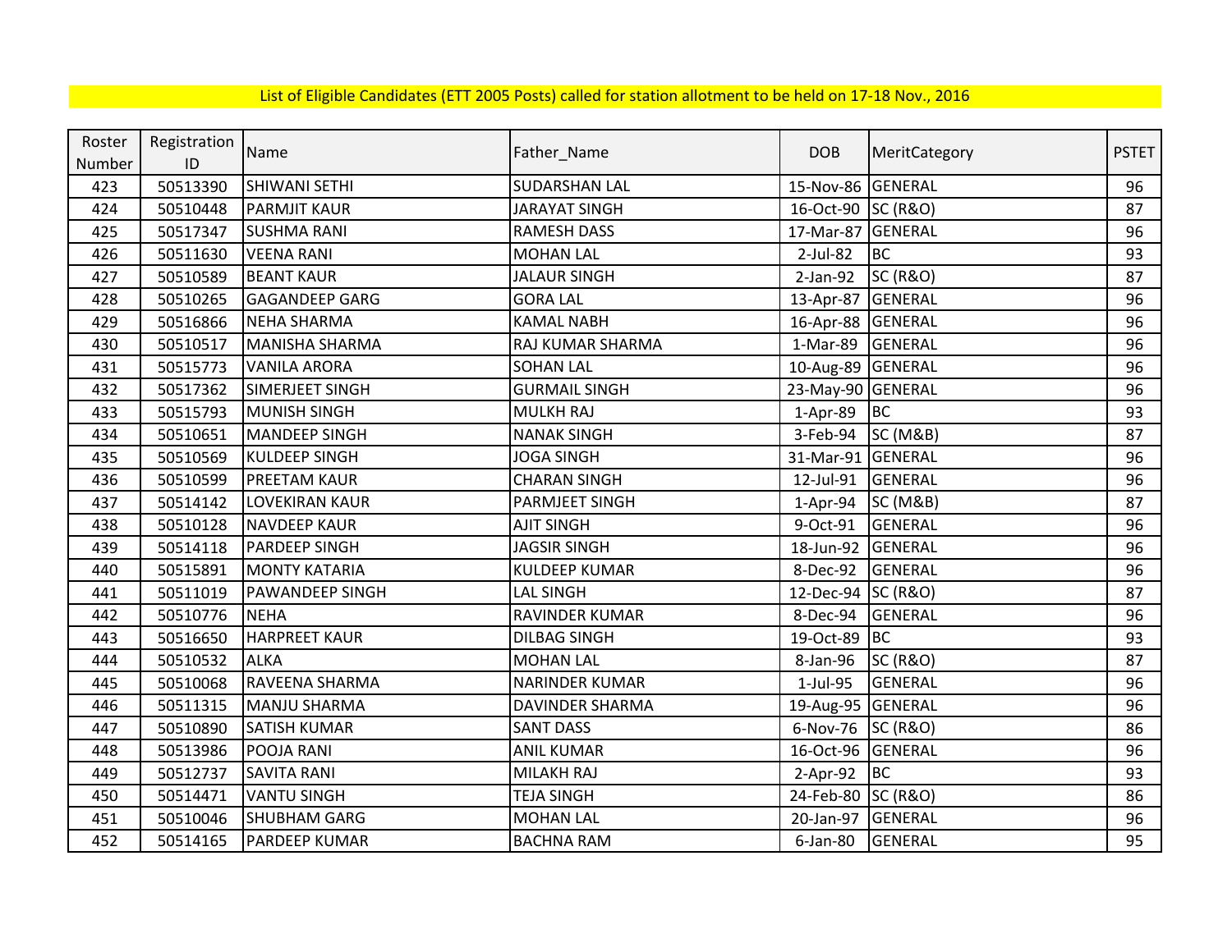List of Eligible Candidates (ETT 2005 Posts) called for station allotment to be held on 17-18 Nov., 2016

| Roster Number | Registration ID | Name | Father_Name | DOB | MeritCategory | PSTET |
|---|---|---|---|---|---|---|
| 423 | 50513390 | SHIWANI SETHI | SUDARSHAN LAL | 15-Nov-86 | GENERAL | 96 |
| 424 | 50510448 | PARMJIT KAUR | JARAYAT SINGH | 16-Oct-90 | SC (R&O) | 87 |
| 425 | 50517347 | SUSHMA RANI | RAMESH DASS | 17-Mar-87 | GENERAL | 96 |
| 426 | 50511630 | VEENA RANI | MOHAN LAL | 2-Jul-82 | BC | 93 |
| 427 | 50510589 | BEANT KAUR | JALAUR SINGH | 2-Jan-92 | SC (R&O) | 87 |
| 428 | 50510265 | GAGANDEEP GARG | GORA LAL | 13-Apr-87 | GENERAL | 96 |
| 429 | 50516866 | NEHA SHARMA | KAMAL NABH | 16-Apr-88 | GENERAL | 96 |
| 430 | 50510517 | MANISHA SHARMA | RAJ KUMAR SHARMA | 1-Mar-89 | GENERAL | 96 |
| 431 | 50515773 | VANILA ARORA | SOHAN LAL | 10-Aug-89 | GENERAL | 96 |
| 432 | 50517362 | SIMERJEET SINGH | GURMAIL SINGH | 23-May-90 | GENERAL | 96 |
| 433 | 50515793 | MUNISH SINGH | MULKH RAJ | 1-Apr-89 | BC | 93 |
| 434 | 50510651 | MANDEEP SINGH | NANAK SINGH | 3-Feb-94 | SC (M&B) | 87 |
| 435 | 50510569 | KULDEEP SINGH | JOGA SINGH | 31-Mar-91 | GENERAL | 96 |
| 436 | 50510599 | PREETAM KAUR | CHARAN SINGH | 12-Jul-91 | GENERAL | 96 |
| 437 | 50514142 | LOVEKIRAN KAUR | PARMJEET SINGH | 1-Apr-94 | SC (M&B) | 87 |
| 438 | 50510128 | NAVDEEP KAUR | AJIT SINGH | 9-Oct-91 | GENERAL | 96 |
| 439 | 50514118 | PARDEEP SINGH | JAGSIR SINGH | 18-Jun-92 | GENERAL | 96 |
| 440 | 50515891 | MONTY KATARIA | KULDEEP KUMAR | 8-Dec-92 | GENERAL | 96 |
| 441 | 50511019 | PAWANDEEP SINGH | LAL SINGH | 12-Dec-94 | SC (R&O) | 87 |
| 442 | 50510776 | NEHA | RAVINDER KUMAR | 8-Dec-94 | GENERAL | 96 |
| 443 | 50516650 | HARPREET KAUR | DILBAG SINGH | 19-Oct-89 | BC | 93 |
| 444 | 50510532 | ALKA | MOHAN LAL | 8-Jan-96 | SC (R&O) | 87 |
| 445 | 50510068 | RAVEENA SHARMA | NARINDER KUMAR | 1-Jul-95 | GENERAL | 96 |
| 446 | 50511315 | MANJU SHARMA | DAVINDER SHARMA | 19-Aug-95 | GENERAL | 96 |
| 447 | 50510890 | SATISH KUMAR | SANT DASS | 6-Nov-76 | SC (R&O) | 86 |
| 448 | 50513986 | POOJA RANI | ANIL KUMAR | 16-Oct-96 | GENERAL | 96 |
| 449 | 50512737 | SAVITA RANI | MILAKH RAJ | 2-Apr-92 | BC | 93 |
| 450 | 50514471 | VANTU SINGH | TEJA SINGH | 24-Feb-80 | SC (R&O) | 86 |
| 451 | 50510046 | SHUBHAM GARG | MOHAN LAL | 20-Jan-97 | GENERAL | 96 |
| 452 | 50514165 | PARDEEP KUMAR | BACHNA RAM | 6-Jan-80 | GENERAL | 95 |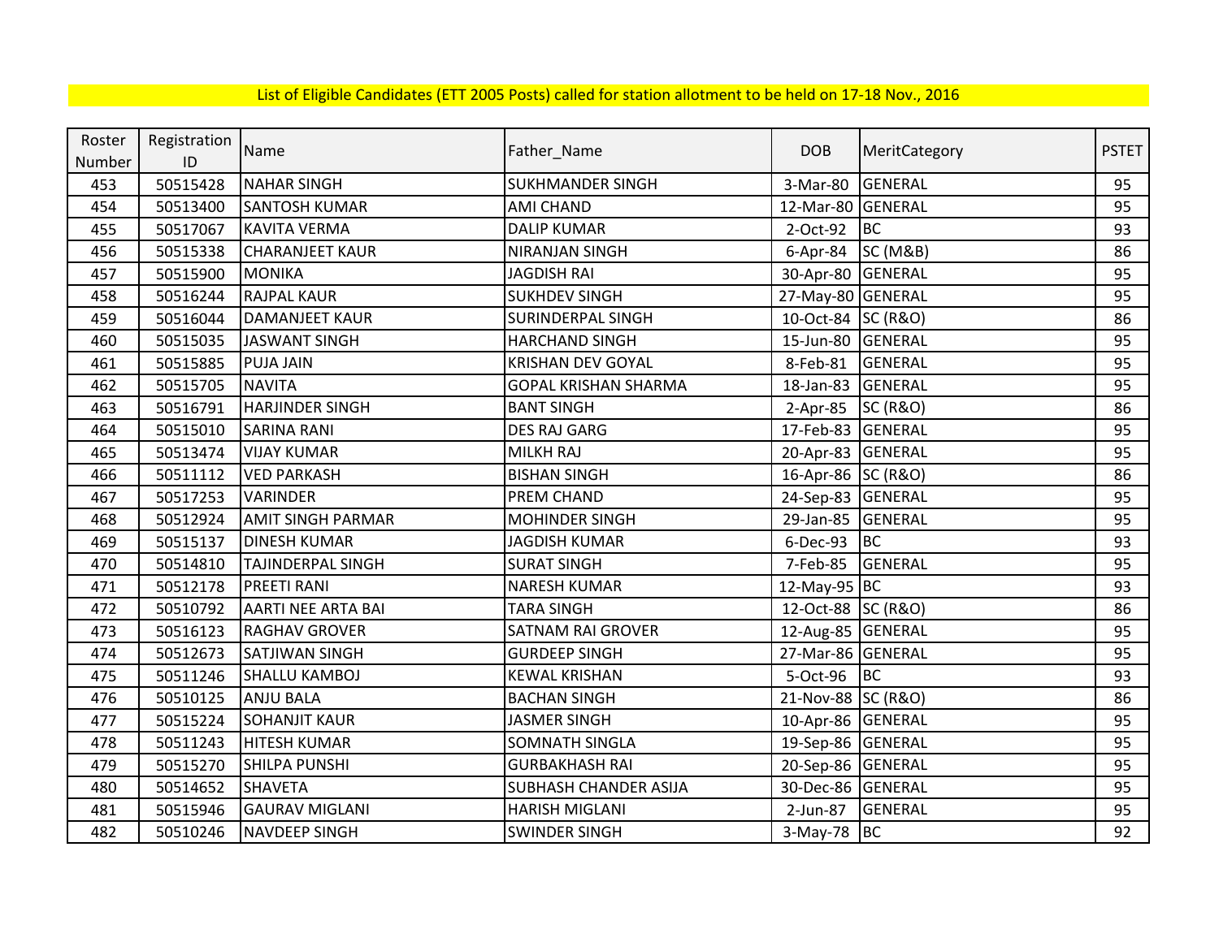List of Eligible Candidates (ETT 2005 Posts) called for station allotment to be held on 17-18 Nov., 2016

| Roster Number | Registration ID | Name | Father_Name | DOB | MeritCategory | PSTET |
|---|---|---|---|---|---|---|
| 453 | 50515428 | NAHAR SINGH | SUKHMANDER SINGH | 3-Mar-80 | GENERAL | 95 |
| 454 | 50513400 | SANTOSH KUMAR | AMI CHAND | 12-Mar-80 | GENERAL | 95 |
| 455 | 50517067 | KAVITA VERMA | DALIP KUMAR | 2-Oct-92 | BC | 93 |
| 456 | 50515338 | CHARANJEET KAUR | NIRANJAN SINGH | 6-Apr-84 | SC (M&B) | 86 |
| 457 | 50515900 | MONIKA | JAGDISH RAI | 30-Apr-80 | GENERAL | 95 |
| 458 | 50516244 | RAJPAL KAUR | SUKHDEV SINGH | 27-May-80 | GENERAL | 95 |
| 459 | 50516044 | DAMANJEET KAUR | SURINDERPAL SINGH | 10-Oct-84 | SC (R&O) | 86 |
| 460 | 50515035 | JASWANT SINGH | HARCHAND SINGH | 15-Jun-80 | GENERAL | 95 |
| 461 | 50515885 | PUJA JAIN | KRISHAN DEV GOYAL | 8-Feb-81 | GENERAL | 95 |
| 462 | 50515705 | NAVITA | GOPAL KRISHAN SHARMA | 18-Jan-83 | GENERAL | 95 |
| 463 | 50516791 | HARJINDER SINGH | BANT SINGH | 2-Apr-85 | SC (R&O) | 86 |
| 464 | 50515010 | SARINA RANI | DES RAJ GARG | 17-Feb-83 | GENERAL | 95 |
| 465 | 50513474 | VIJAY KUMAR | MILKH RAJ | 20-Apr-83 | GENERAL | 95 |
| 466 | 50511112 | VED PARKASH | BISHAN SINGH | 16-Apr-86 | SC (R&O) | 86 |
| 467 | 50517253 | VARINDER | PREM CHAND | 24-Sep-83 | GENERAL | 95 |
| 468 | 50512924 | AMIT SINGH PARMAR | MOHINDER SINGH | 29-Jan-85 | GENERAL | 95 |
| 469 | 50515137 | DINESH KUMAR | JAGDISH KUMAR | 6-Dec-93 | BC | 93 |
| 470 | 50514810 | TAJINDERPAL SINGH | SURAT SINGH | 7-Feb-85 | GENERAL | 95 |
| 471 | 50512178 | PREETI RANI | NARESH KUMAR | 12-May-95 | BC | 93 |
| 472 | 50510792 | AARTI NEE ARTA BAI | TARA SINGH | 12-Oct-88 | SC (R&O) | 86 |
| 473 | 50516123 | RAGHAV GROVER | SATNAM RAI GROVER | 12-Aug-85 | GENERAL | 95 |
| 474 | 50512673 | SATJIWAN SINGH | GURDEEP SINGH | 27-Mar-86 | GENERAL | 95 |
| 475 | 50511246 | SHALLU KAMBOJ | KEWAL KRISHAN | 5-Oct-96 | BC | 93 |
| 476 | 50510125 | ANJU BALA | BACHAN SINGH | 21-Nov-88 | SC (R&O) | 86 |
| 477 | 50515224 | SOHANJIT KAUR | JASMER SINGH | 10-Apr-86 | GENERAL | 95 |
| 478 | 50511243 | HITESH KUMAR | SOMNATH SINGLA | 19-Sep-86 | GENERAL | 95 |
| 479 | 50515270 | SHILPA PUNSHI | GURBAKHASH RAI | 20-Sep-86 | GENERAL | 95 |
| 480 | 50514652 | SHAVETA | SUBHASH CHANDER ASIJA | 30-Dec-86 | GENERAL | 95 |
| 481 | 50515946 | GAURAV MIGLANI | HARISH MIGLANI | 2-Jun-87 | GENERAL | 95 |
| 482 | 50510246 | NAVDEEP SINGH | SWINDER SINGH | 3-May-78 | BC | 92 |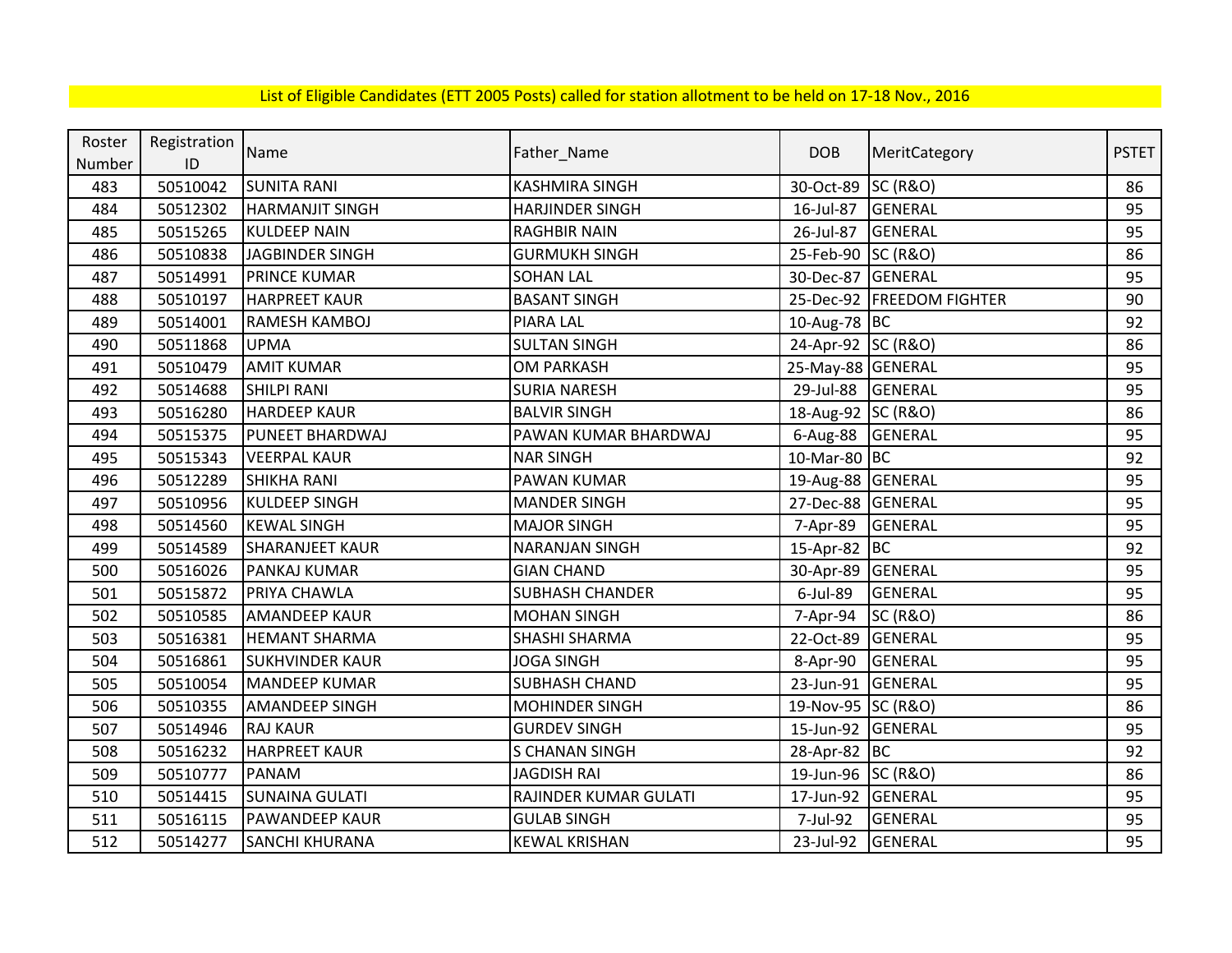List of Eligible Candidates (ETT 2005 Posts) called for station allotment to be held on 17-18 Nov., 2016

| Roster Number | Registration ID | Name | Father_Name | DOB | MeritCategory | PSTET |
|---|---|---|---|---|---|---|
| 483 | 50510042 | SUNITA RANI | KASHMIRA SINGH | 30-Oct-89 | SC (R&O) | 86 |
| 484 | 50512302 | HARMANJIT SINGH | HARJINDER SINGH | 16-Jul-87 | GENERAL | 95 |
| 485 | 50515265 | KULDEEP NAIN | RAGHBIR NAIN | 26-Jul-87 | GENERAL | 95 |
| 486 | 50510838 | JAGBINDER SINGH | GURMUKH SINGH | 25-Feb-90 | SC (R&O) | 86 |
| 487 | 50514991 | PRINCE KUMAR | SOHAN LAL | 30-Dec-87 | GENERAL | 95 |
| 488 | 50510197 | HARPREET KAUR | BASANT SINGH | 25-Dec-92 | FREEDOM FIGHTER | 90 |
| 489 | 50514001 | RAMESH KAMBOJ | PIARA LAL | 10-Aug-78 | BC | 92 |
| 490 | 50511868 | UPMA | SULTAN SINGH | 24-Apr-92 | SC (R&O) | 86 |
| 491 | 50510479 | AMIT KUMAR | OM PARKASH | 25-May-88 | GENERAL | 95 |
| 492 | 50514688 | SHILPI RANI | SURIA NARESH | 29-Jul-88 | GENERAL | 95 |
| 493 | 50516280 | HARDEEP KAUR | BALVIR SINGH | 18-Aug-92 | SC (R&O) | 86 |
| 494 | 50515375 | PUNEET BHARDWAJ | PAWAN KUMAR BHARDWAJ | 6-Aug-88 | GENERAL | 95 |
| 495 | 50515343 | VEERPAL KAUR | NAR SINGH | 10-Mar-80 | BC | 92 |
| 496 | 50512289 | SHIKHA RANI | PAWAN KUMAR | 19-Aug-88 | GENERAL | 95 |
| 497 | 50510956 | KULDEEP SINGH | MANDER SINGH | 27-Dec-88 | GENERAL | 95 |
| 498 | 50514560 | KEWAL SINGH | MAJOR SINGH | 7-Apr-89 | GENERAL | 95 |
| 499 | 50514589 | SHARANJEET KAUR | NARANJAN SINGH | 15-Apr-82 | BC | 92 |
| 500 | 50516026 | PANKAJ KUMAR | GIAN CHAND | 30-Apr-89 | GENERAL | 95 |
| 501 | 50515872 | PRIYA CHAWLA | SUBHASH CHANDER | 6-Jul-89 | GENERAL | 95 |
| 502 | 50510585 | AMANDEEP KAUR | MOHAN SINGH | 7-Apr-94 | SC (R&O) | 86 |
| 503 | 50516381 | HEMANT SHARMA | SHASHI SHARMA | 22-Oct-89 | GENERAL | 95 |
| 504 | 50516861 | SUKHVINDER KAUR | JOGA SINGH | 8-Apr-90 | GENERAL | 95 |
| 505 | 50510054 | MANDEEP KUMAR | SUBHASH CHAND | 23-Jun-91 | GENERAL | 95 |
| 506 | 50510355 | AMANDEEP SINGH | MOHINDER SINGH | 19-Nov-95 | SC (R&O) | 86 |
| 507 | 50514946 | RAJ KAUR | GURDEV SINGH | 15-Jun-92 | GENERAL | 95 |
| 508 | 50516232 | HARPREET KAUR | S CHANAN SINGH | 28-Apr-82 | BC | 92 |
| 509 | 50510777 | PANAM | JAGDISH RAI | 19-Jun-96 | SC (R&O) | 86 |
| 510 | 50514415 | SUNAINA GULATI | RAJINDER KUMAR GULATI | 17-Jun-92 | GENERAL | 95 |
| 511 | 50516115 | PAWANDEEP KAUR | GULAB SINGH | 7-Jul-92 | GENERAL | 95 |
| 512 | 50514277 | SANCHI KHURANA | KEWAL KRISHAN | 23-Jul-92 | GENERAL | 95 |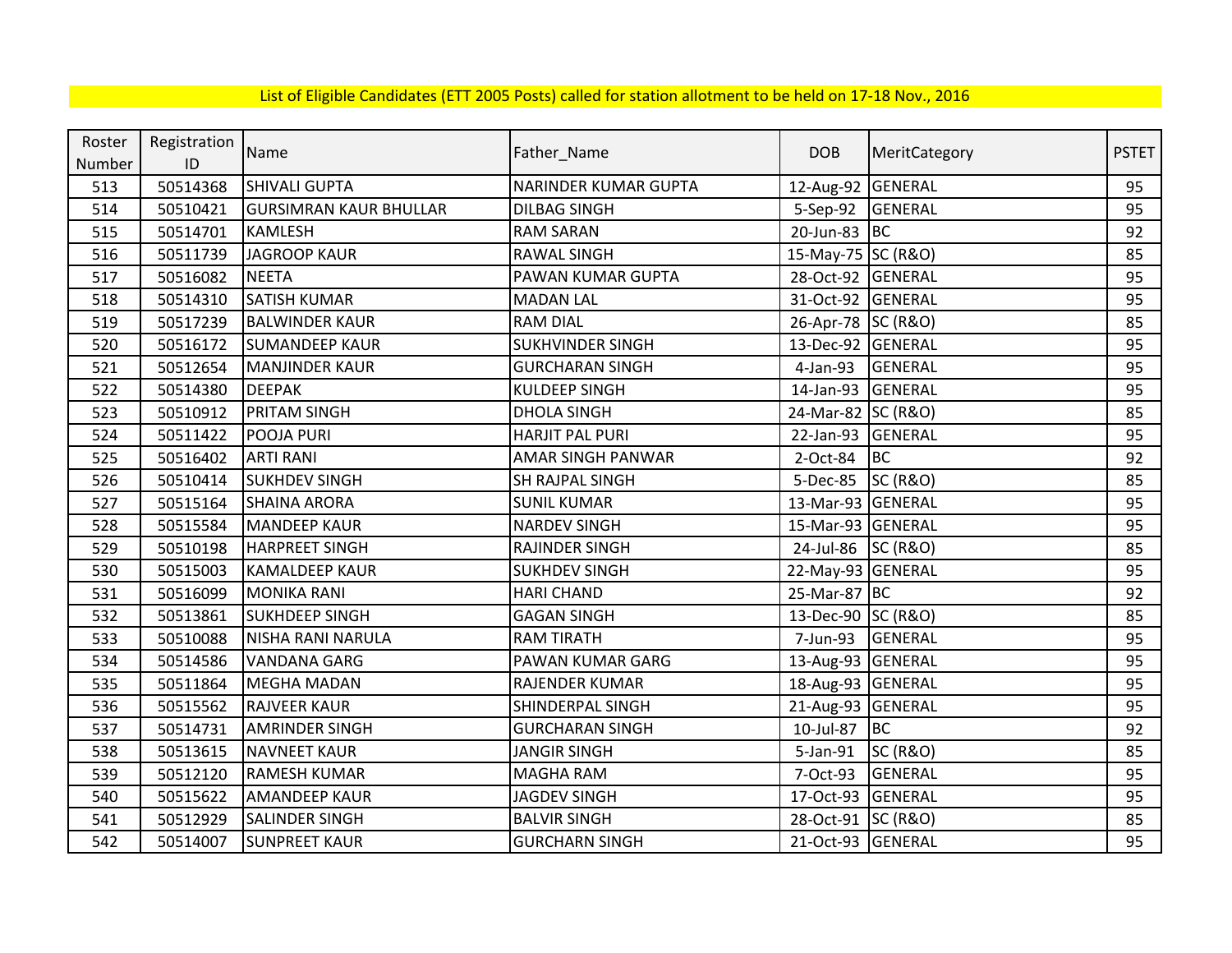List of Eligible Candidates (ETT 2005 Posts) called for station allotment to be held on 17-18 Nov., 2016

| Roster Number | Registration ID | Name | Father_Name | DOB | MeritCategory | PSTET |
|---|---|---|---|---|---|---|
| 513 | 50514368 | SHIVALI GUPTA | NARINDER KUMAR GUPTA | 12-Aug-92 | GENERAL | 95 |
| 514 | 50510421 | GURSIMRAN KAUR BHULLAR | DILBAG SINGH | 5-Sep-92 | GENERAL | 95 |
| 515 | 50514701 | KAMLESH | RAM SARAN | 20-Jun-83 | BC | 92 |
| 516 | 50511739 | JAGROOP KAUR | RAWAL SINGH | 15-May-75 | SC (R&O) | 85 |
| 517 | 50516082 | NEETA | PAWAN KUMAR GUPTA | 28-Oct-92 | GENERAL | 95 |
| 518 | 50514310 | SATISH KUMAR | MADAN LAL | 31-Oct-92 | GENERAL | 95 |
| 519 | 50517239 | BALWINDER KAUR | RAM DIAL | 26-Apr-78 | SC (R&O) | 85 |
| 520 | 50516172 | SUMANDEEP KAUR | SUKHVINDER SINGH | 13-Dec-92 | GENERAL | 95 |
| 521 | 50512654 | MANJINDER KAUR | GURCHARAN SINGH | 4-Jan-93 | GENERAL | 95 |
| 522 | 50514380 | DEEPAK | KULDEEP SINGH | 14-Jan-93 | GENERAL | 95 |
| 523 | 50510912 | PRITAM SINGH | DHOLA SINGH | 24-Mar-82 | SC (R&O) | 85 |
| 524 | 50511422 | POOJA PURI | HARJIT PAL PURI | 22-Jan-93 | GENERAL | 95 |
| 525 | 50516402 | ARTI RANI | AMAR SINGH PANWAR | 2-Oct-84 | BC | 92 |
| 526 | 50510414 | SUKHDEV SINGH | SH RAJPAL SINGH | 5-Dec-85 | SC (R&O) | 85 |
| 527 | 50515164 | SHAINA ARORA | SUNIL KUMAR | 13-Mar-93 | GENERAL | 95 |
| 528 | 50515584 | MANDEEP KAUR | NARDEV SINGH | 15-Mar-93 | GENERAL | 95 |
| 529 | 50510198 | HARPREET SINGH | RAJINDER SINGH | 24-Jul-86 | SC (R&O) | 85 |
| 530 | 50515003 | KAMALDEEP KAUR | SUKHDEV SINGH | 22-May-93 | GENERAL | 95 |
| 531 | 50516099 | MONIKA RANI | HARI CHAND | 25-Mar-87 | BC | 92 |
| 532 | 50513861 | SUKHDEEP SINGH | GAGAN SINGH | 13-Dec-90 | SC (R&O) | 85 |
| 533 | 50510088 | NISHA RANI NARULA | RAM TIRATH | 7-Jun-93 | GENERAL | 95 |
| 534 | 50514586 | VANDANA GARG | PAWAN KUMAR GARG | 13-Aug-93 | GENERAL | 95 |
| 535 | 50511864 | MEGHA MADAN | RAJENDER KUMAR | 18-Aug-93 | GENERAL | 95 |
| 536 | 50515562 | RAJVEER KAUR | SHINDERPAL SINGH | 21-Aug-93 | GENERAL | 95 |
| 537 | 50514731 | AMRINDER SINGH | GURCHARAN SINGH | 10-Jul-87 | BC | 92 |
| 538 | 50513615 | NAVNEET KAUR | JANGIR SINGH | 5-Jan-91 | SC (R&O) | 85 |
| 539 | 50512120 | RAMESH KUMAR | MAGHA RAM | 7-Oct-93 | GENERAL | 95 |
| 540 | 50515622 | AMANDEEP KAUR | JAGDEV SINGH | 17-Oct-93 | GENERAL | 95 |
| 541 | 50512929 | SALINDER SINGH | BALVIR SINGH | 28-Oct-91 | SC (R&O) | 85 |
| 542 | 50514007 | SUNPREET KAUR | GURCHARN SINGH | 21-Oct-93 | GENERAL | 95 |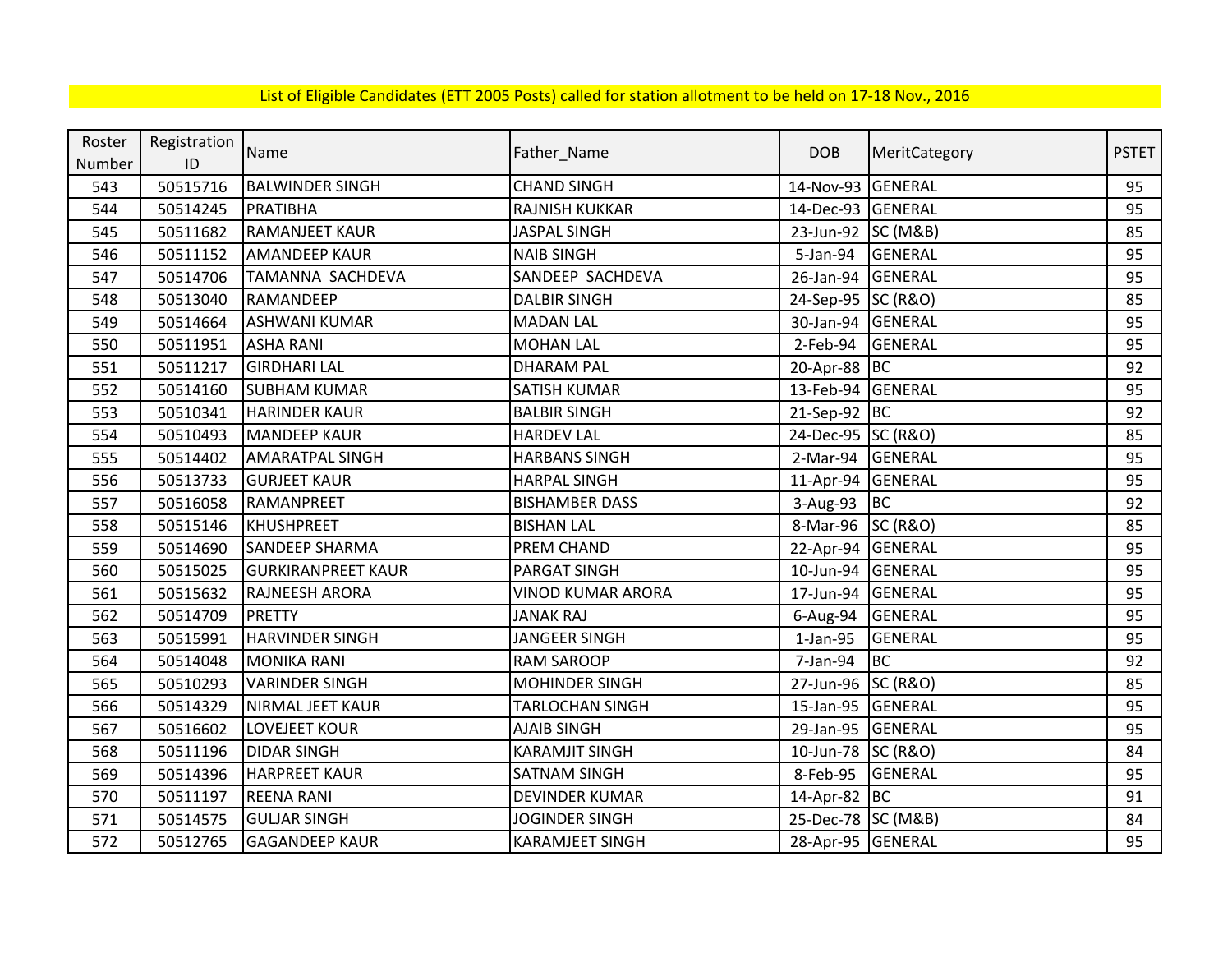List of Eligible Candidates (ETT 2005 Posts) called for station allotment to be held on 17-18 Nov., 2016

| Roster Number | Registration ID | Name | Father_Name | DOB | MeritCategory | PSTET |
|---|---|---|---|---|---|---|
| 543 | 50515716 | BALWINDER SINGH | CHAND SINGH | 14-Nov-93 | GENERAL | 95 |
| 544 | 50514245 | PRATIBHA | RAJNISH KUKKAR | 14-Dec-93 | GENERAL | 95 |
| 545 | 50511682 | RAMANJEET KAUR | JASPAL SINGH | 23-Jun-92 | SC (M&B) | 85 |
| 546 | 50511152 | AMANDEEP KAUR | NAIB SINGH | 5-Jan-94 | GENERAL | 95 |
| 547 | 50514706 | TAMANNA SACHDEVA | SANDEEP SACHDEVA | 26-Jan-94 | GENERAL | 95 |
| 548 | 50513040 | RAMANDEEP | DALBIR SINGH | 24-Sep-95 | SC (R&O) | 85 |
| 549 | 50514664 | ASHWANI KUMAR | MADAN LAL | 30-Jan-94 | GENERAL | 95 |
| 550 | 50511951 | ASHA RANI | MOHAN LAL | 2-Feb-94 | GENERAL | 95 |
| 551 | 50511217 | GIRDHARI LAL | DHARAM PAL | 20-Apr-88 | BC | 92 |
| 552 | 50514160 | SUBHAM KUMAR | SATISH KUMAR | 13-Feb-94 | GENERAL | 95 |
| 553 | 50510341 | HARINDER KAUR | BALBIR SINGH | 21-Sep-92 | BC | 92 |
| 554 | 50510493 | MANDEEP KAUR | HARDEV LAL | 24-Dec-95 | SC (R&O) | 85 |
| 555 | 50514402 | AMARATPAL SINGH | HARBANS SINGH | 2-Mar-94 | GENERAL | 95 |
| 556 | 50513733 | GURJEET KAUR | HARPAL SINGH | 11-Apr-94 | GENERAL | 95 |
| 557 | 50516058 | RAMANPREET | BISHAMBER DASS | 3-Aug-93 | BC | 92 |
| 558 | 50515146 | KHUSHPREET | BISHAN LAL | 8-Mar-96 | SC (R&O) | 85 |
| 559 | 50514690 | SANDEEP SHARMA | PREM CHAND | 22-Apr-94 | GENERAL | 95 |
| 560 | 50515025 | GURKIRANPREET KAUR | PARGAT SINGH | 10-Jun-94 | GENERAL | 95 |
| 561 | 50515632 | RAJNEESH ARORA | VINOD KUMAR ARORA | 17-Jun-94 | GENERAL | 95 |
| 562 | 50514709 | PRETTY | JANAK RAJ | 6-Aug-94 | GENERAL | 95 |
| 563 | 50515991 | HARVINDER SINGH | JANGEER SINGH | 1-Jan-95 | GENERAL | 95 |
| 564 | 50514048 | MONIKA RANI | RAM SAROOP | 7-Jan-94 | BC | 92 |
| 565 | 50510293 | VARINDER SINGH | MOHINDER SINGH | 27-Jun-96 | SC (R&O) | 85 |
| 566 | 50514329 | NIRMAL JEET KAUR | TARLOCHAN SINGH | 15-Jan-95 | GENERAL | 95 |
| 567 | 50516602 | LOVEJEET KOUR | AJAIB SINGH | 29-Jan-95 | GENERAL | 95 |
| 568 | 50511196 | DIDAR SINGH | KARAMJIT SINGH | 10-Jun-78 | SC (R&O) | 84 |
| 569 | 50514396 | HARPREET KAUR | SATNAM SINGH | 8-Feb-95 | GENERAL | 95 |
| 570 | 50511197 | REENA RANI | DEVINDER KUMAR | 14-Apr-82 | BC | 91 |
| 571 | 50514575 | GULJAR SINGH | JOGINDER SINGH | 25-Dec-78 | SC (M&B) | 84 |
| 572 | 50512765 | GAGANDEEP KAUR | KARAMJEET SINGH | 28-Apr-95 | GENERAL | 95 |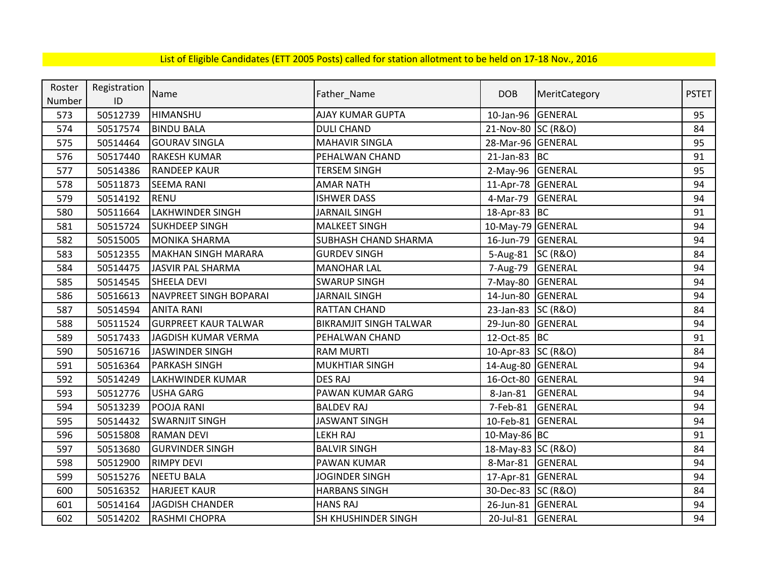List of Eligible Candidates (ETT 2005 Posts) called for station allotment to be held on 17-18 Nov., 2016

| Roster Number | Registration ID | Name | Father_Name | DOB | MeritCategory | PSTET |
|---|---|---|---|---|---|---|
| 573 | 50512739 | HIMANSHU | AJAY KUMAR GUPTA | 10-Jan-96 | GENERAL | 95 |
| 574 | 50517574 | BINDU BALA | DULI CHAND | 21-Nov-80 | SC (R&O) | 84 |
| 575 | 50514464 | GOURAV SINGLA | MAHAVIR SINGLA | 28-Mar-96 | GENERAL | 95 |
| 576 | 50517440 | RAKESH KUMAR | PEHALWAN CHAND | 21-Jan-83 | BC | 91 |
| 577 | 50514386 | RANDEEP KAUR | TERSEM SINGH | 2-May-96 | GENERAL | 95 |
| 578 | 50511873 | SEEMA RANI | AMAR NATH | 11-Apr-78 | GENERAL | 94 |
| 579 | 50514192 | RENU | ISHWER DASS | 4-Mar-79 | GENERAL | 94 |
| 580 | 50511664 | LAKHWINDER SINGH | JARNAIL SINGH | 18-Apr-83 | BC | 91 |
| 581 | 50515724 | SUKHDEEP SINGH | MALKEET SINGH | 10-May-79 | GENERAL | 94 |
| 582 | 50515005 | MONIKA SHARMA | SUBHASH CHAND SHARMA | 16-Jun-79 | GENERAL | 94 |
| 583 | 50512355 | MAKHAN SINGH MARARA | GURDEV SINGH | 5-Aug-81 | SC (R&O) | 84 |
| 584 | 50514475 | JASVIR PAL SHARMA | MANOHAR LAL | 7-Aug-79 | GENERAL | 94 |
| 585 | 50514545 | SHEELA DEVI | SWARUP SINGH | 7-May-80 | GENERAL | 94 |
| 586 | 50516613 | NAVPREET SINGH BOPARAI | JARNAIL SINGH | 14-Jun-80 | GENERAL | 94 |
| 587 | 50514594 | ANITA RANI | RATTAN CHAND | 23-Jan-83 | SC (R&O) | 84 |
| 588 | 50511524 | GURPREET KAUR TALWAR | BIKRAMJIT SINGH TALWAR | 29-Jun-80 | GENERAL | 94 |
| 589 | 50517433 | JAGDISH KUMAR VERMA | PEHALWAN CHAND | 12-Oct-85 | BC | 91 |
| 590 | 50516716 | JASWINDER SINGH | RAM MURTI | 10-Apr-83 | SC (R&O) | 84 |
| 591 | 50516364 | PARKASH SINGH | MUKHTIAR SINGH | 14-Aug-80 | GENERAL | 94 |
| 592 | 50514249 | LAKHWINDER KUMAR | DES RAJ | 16-Oct-80 | GENERAL | 94 |
| 593 | 50512776 | USHA GARG | PAWAN KUMAR GARG | 8-Jan-81 | GENERAL | 94 |
| 594 | 50513239 | POOJA RANI | BALDEV RAJ | 7-Feb-81 | GENERAL | 94 |
| 595 | 50514432 | SWARNJIT SINGH | JASWANT SINGH | 10-Feb-81 | GENERAL | 94 |
| 596 | 50515808 | RAMAN DEVI | LEKH RAJ | 10-May-86 | BC | 91 |
| 597 | 50513680 | GURVINDER SINGH | BALVIR SINGH | 18-May-83 | SC (R&O) | 84 |
| 598 | 50512900 | RIMPY DEVI | PAWAN KUMAR | 8-Mar-81 | GENERAL | 94 |
| 599 | 50515276 | NEETU BALA | JOGINDER SINGH | 17-Apr-81 | GENERAL | 94 |
| 600 | 50516352 | HARJEET KAUR | HARBANS SINGH | 30-Dec-83 | SC (R&O) | 84 |
| 601 | 50514164 | JAGDISH CHANDER | HANS RAJ | 26-Jun-81 | GENERAL | 94 |
| 602 | 50514202 | RASHMI CHOPRA | SH KHUSHINDER SINGH | 20-Jul-81 | GENERAL | 94 |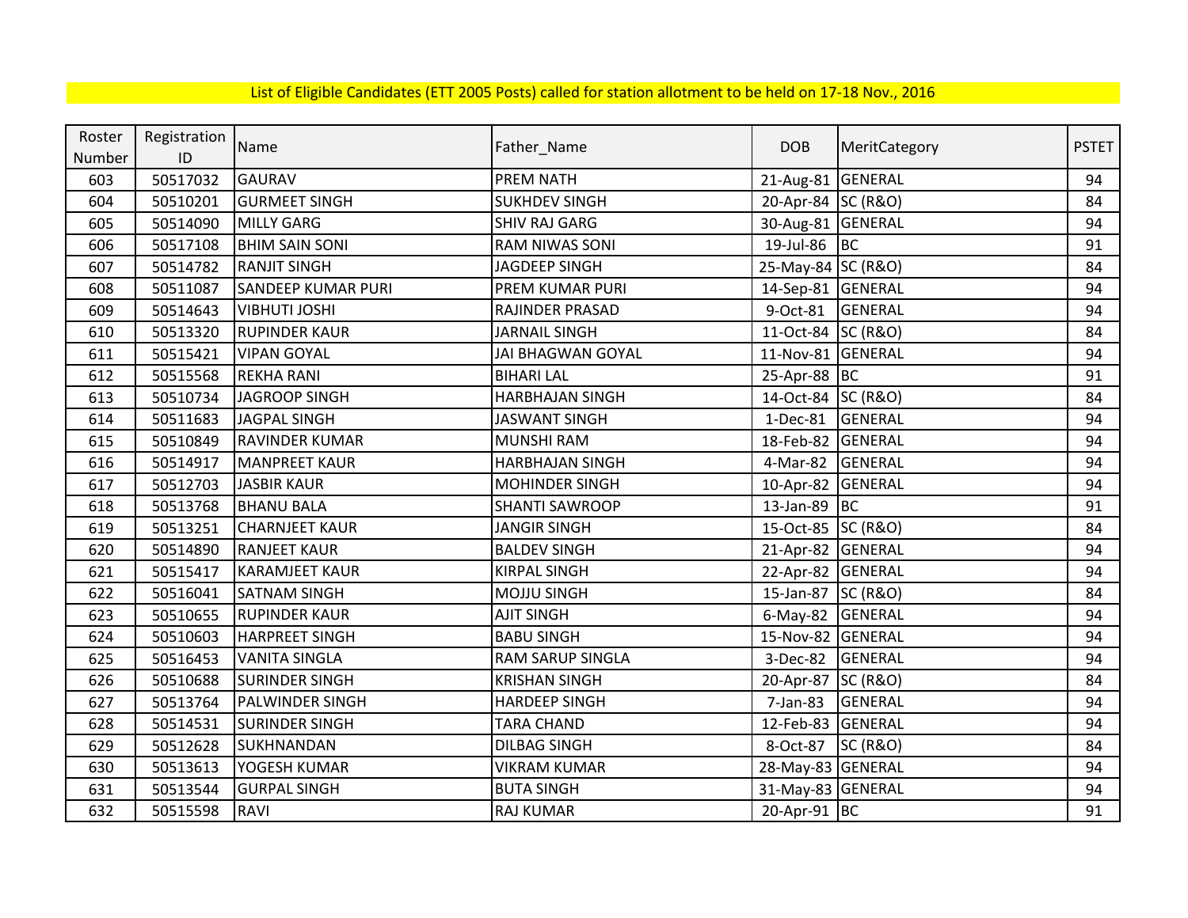List of Eligible Candidates (ETT 2005 Posts) called for station allotment to be held on 17-18 Nov., 2016

| Roster Number | Registration ID | Name | Father_Name | DOB | MeritCategory | PSTET |
|---|---|---|---|---|---|---|
| 603 | 50517032 | GAURAV | PREM NATH | 21-Aug-81 | GENERAL | 94 |
| 604 | 50510201 | GURMEET SINGH | SUKHDEV SINGH | 20-Apr-84 | SC (R&O) | 84 |
| 605 | 50514090 | MILLY GARG | SHIV RAJ GARG | 30-Aug-81 | GENERAL | 94 |
| 606 | 50517108 | BHIM SAIN SONI | RAM NIWAS SONI | 19-Jul-86 | BC | 91 |
| 607 | 50514782 | RANJIT SINGH | JAGDEEP SINGH | 25-May-84 | SC (R&O) | 84 |
| 608 | 50511087 | SANDEEP KUMAR PURI | PREM KUMAR PURI | 14-Sep-81 | GENERAL | 94 |
| 609 | 50514643 | VIBHUTI JOSHI | RAJINDER PRASAD | 9-Oct-81 | GENERAL | 94 |
| 610 | 50513320 | RUPINDER KAUR | JARNAIL SINGH | 11-Oct-84 | SC (R&O) | 84 |
| 611 | 50515421 | VIPAN GOYAL | JAI BHAGWAN GOYAL | 11-Nov-81 | GENERAL | 94 |
| 612 | 50515568 | REKHA RANI | BIHARI LAL | 25-Apr-88 | BC | 91 |
| 613 | 50510734 | JAGROOP SINGH | HARBHAJAN SINGH | 14-Oct-84 | SC (R&O) | 84 |
| 614 | 50511683 | JAGPAL SINGH | JASWANT SINGH | 1-Dec-81 | GENERAL | 94 |
| 615 | 50510849 | RAVINDER KUMAR | MUNSHI RAM | 18-Feb-82 | GENERAL | 94 |
| 616 | 50514917 | MANPREET KAUR | HARBHAJAN SINGH | 4-Mar-82 | GENERAL | 94 |
| 617 | 50512703 | JASBIR KAUR | MOHINDER SINGH | 10-Apr-82 | GENERAL | 94 |
| 618 | 50513768 | BHANU BALA | SHANTI SAWROOP | 13-Jan-89 | BC | 91 |
| 619 | 50513251 | CHARNJEET KAUR | JANGIR SINGH | 15-Oct-85 | SC (R&O) | 84 |
| 620 | 50514890 | RANJEET KAUR | BALDEV SINGH | 21-Apr-82 | GENERAL | 94 |
| 621 | 50515417 | KARAMJEET KAUR | KIRPAL SINGH | 22-Apr-82 | GENERAL | 94 |
| 622 | 50516041 | SATNAM SINGH | MOJJU SINGH | 15-Jan-87 | SC (R&O) | 84 |
| 623 | 50510655 | RUPINDER KAUR | AJIT SINGH | 6-May-82 | GENERAL | 94 |
| 624 | 50510603 | HARPREET SINGH | BABU SINGH | 15-Nov-82 | GENERAL | 94 |
| 625 | 50516453 | VANITA SINGLA | RAM SARUP SINGLA | 3-Dec-82 | GENERAL | 94 |
| 626 | 50510688 | SURINDER SINGH | KRISHAN SINGH | 20-Apr-87 | SC (R&O) | 84 |
| 627 | 50513764 | PALWINDER SINGH | HARDEEP SINGH | 7-Jan-83 | GENERAL | 94 |
| 628 | 50514531 | SURINDER SINGH | TARA CHAND | 12-Feb-83 | GENERAL | 94 |
| 629 | 50512628 | SUKHNANDAN | DILBAG SINGH | 8-Oct-87 | SC (R&O) | 84 |
| 630 | 50513613 | YOGESH KUMAR | VIKRAM KUMAR | 28-May-83 | GENERAL | 94 |
| 631 | 50513544 | GURPAL SINGH | BUTA SINGH | 31-May-83 | GENERAL | 94 |
| 632 | 50515598 | RAVI | RAJ KUMAR | 20-Apr-91 | BC | 91 |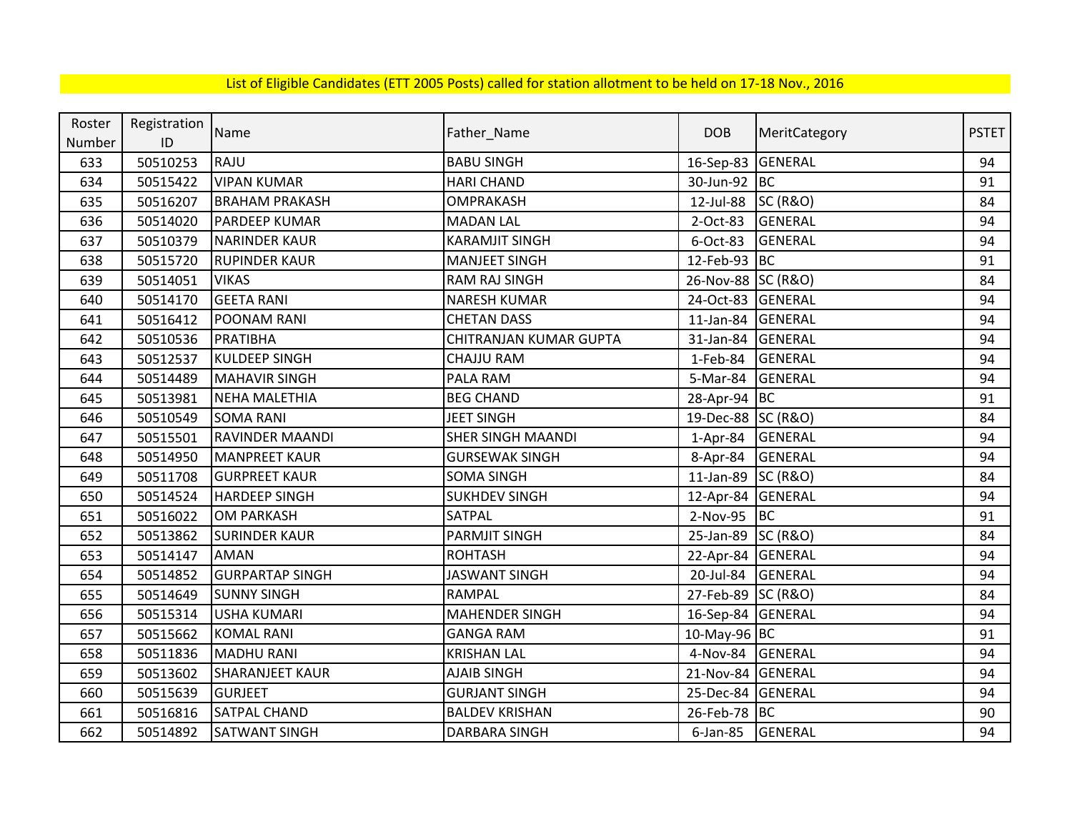List of Eligible Candidates (ETT 2005 Posts) called for station allotment to be held on 17-18 Nov., 2016

| Roster Number | Registration ID | Name | Father_Name | DOB | MeritCategory | PSTET |
|---|---|---|---|---|---|---|
| 633 | 50510253 | RAJU | BABU SINGH | 16-Sep-83 | GENERAL | 94 |
| 634 | 50515422 | VIPAN KUMAR | HARI CHAND | 30-Jun-92 | BC | 91 |
| 635 | 50516207 | BRAHAM PRAKASH | OMPRAKASH | 12-Jul-88 | SC (R&O) | 84 |
| 636 | 50514020 | PARDEEP KUMAR | MADAN LAL | 2-Oct-83 | GENERAL | 94 |
| 637 | 50510379 | NARINDER KAUR | KARAMJIT SINGH | 6-Oct-83 | GENERAL | 94 |
| 638 | 50515720 | RUPINDER KAUR | MANJEET SINGH | 12-Feb-93 | BC | 91 |
| 639 | 50514051 | VIKAS | RAM RAJ SINGH | 26-Nov-88 | SC (R&O) | 84 |
| 640 | 50514170 | GEETA RANI | NARESH KUMAR | 24-Oct-83 | GENERAL | 94 |
| 641 | 50516412 | POONAM RANI | CHETAN DASS | 11-Jan-84 | GENERAL | 94 |
| 642 | 50510536 | PRATIBHA | CHITRANJAN KUMAR GUPTA | 31-Jan-84 | GENERAL | 94 |
| 643 | 50512537 | KULDEEP SINGH | CHAJJU RAM | 1-Feb-84 | GENERAL | 94 |
| 644 | 50514489 | MAHAVIR SINGH | PALA RAM | 5-Mar-84 | GENERAL | 94 |
| 645 | 50513981 | NEHA MALETHIA | BEG CHAND | 28-Apr-94 | BC | 91 |
| 646 | 50510549 | SOMA RANI | JEET SINGH | 19-Dec-88 | SC (R&O) | 84 |
| 647 | 50515501 | RAVINDER MAANDI | SHER SINGH MAANDI | 1-Apr-84 | GENERAL | 94 |
| 648 | 50514950 | MANPREET KAUR | GURSEWAK SINGH | 8-Apr-84 | GENERAL | 94 |
| 649 | 50511708 | GURPREET KAUR | SOMA SINGH | 11-Jan-89 | SC (R&O) | 84 |
| 650 | 50514524 | HARDEEP SINGH | SUKHDEV SINGH | 12-Apr-84 | GENERAL | 94 |
| 651 | 50516022 | OM PARKASH | SATPAL | 2-Nov-95 | BC | 91 |
| 652 | 50513862 | SURINDER KAUR | PARMJIT SINGH | 25-Jan-89 | SC (R&O) | 84 |
| 653 | 50514147 | AMAN | ROHTASH | 22-Apr-84 | GENERAL | 94 |
| 654 | 50514852 | GURPARTAP SINGH | JASWANT SINGH | 20-Jul-84 | GENERAL | 94 |
| 655 | 50514649 | SUNNY SINGH | RAMPAL | 27-Feb-89 | SC (R&O) | 84 |
| 656 | 50515314 | USHA KUMARI | MAHENDER SINGH | 16-Sep-84 | GENERAL | 94 |
| 657 | 50515662 | KOMAL RANI | GANGA RAM | 10-May-96 | BC | 91 |
| 658 | 50511836 | MADHU RANI | KRISHAN LAL | 4-Nov-84 | GENERAL | 94 |
| 659 | 50513602 | SHARANJEET KAUR | AJAIB SINGH | 21-Nov-84 | GENERAL | 94 |
| 660 | 50515639 | GURJEET | GURJANT SINGH | 25-Dec-84 | GENERAL | 94 |
| 661 | 50516816 | SATPAL CHAND | BALDEV KRISHAN | 26-Feb-78 | BC | 90 |
| 662 | 50514892 | SATWANT SINGH | DARBARA SINGH | 6-Jan-85 | GENERAL | 94 |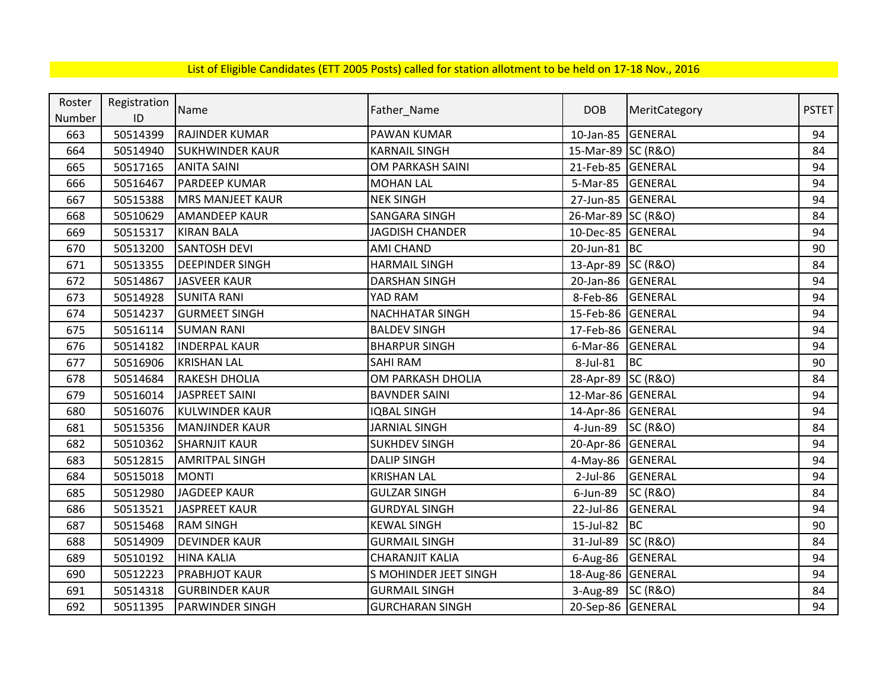List of Eligible Candidates (ETT 2005 Posts) called for station allotment to be held on 17-18 Nov., 2016

| Roster Number | Registration ID | Name | Father_Name | DOB | MeritCategory | PSTET |
|---|---|---|---|---|---|---|
| 663 | 50514399 | RAJINDER KUMAR | PAWAN KUMAR | 10-Jan-85 | GENERAL | 94 |
| 664 | 50514940 | SUKHWINDER KAUR | KARNAIL SINGH | 15-Mar-89 | SC (R&O) | 84 |
| 665 | 50517165 | ANITA SAINI | OM PARKASH SAINI | 21-Feb-85 | GENERAL | 94 |
| 666 | 50516467 | PARDEEP KUMAR | MOHAN LAL | 5-Mar-85 | GENERAL | 94 |
| 667 | 50515388 | MRS MANJEET KAUR | NEK SINGH | 27-Jun-85 | GENERAL | 94 |
| 668 | 50510629 | AMANDEEP KAUR | SANGARA SINGH | 26-Mar-89 | SC (R&O) | 84 |
| 669 | 50515317 | KIRAN BALA | JAGDISH CHANDER | 10-Dec-85 | GENERAL | 94 |
| 670 | 50513200 | SANTOSH DEVI | AMI CHAND | 20-Jun-81 | BC | 90 |
| 671 | 50513355 | DEEPINDER SINGH | HARMAIL SINGH | 13-Apr-89 | SC (R&O) | 84 |
| 672 | 50514867 | JASVEER KAUR | DARSHAN SINGH | 20-Jan-86 | GENERAL | 94 |
| 673 | 50514928 | SUNITA RANI | YAD RAM | 8-Feb-86 | GENERAL | 94 |
| 674 | 50514237 | GURMEET SINGH | NACHHATAR SINGH | 15-Feb-86 | GENERAL | 94 |
| 675 | 50516114 | SUMAN RANI | BALDEV SINGH | 17-Feb-86 | GENERAL | 94 |
| 676 | 50514182 | INDERPAL KAUR | BHARPUR SINGH | 6-Mar-86 | GENERAL | 94 |
| 677 | 50516906 | KRISHAN LAL | SAHI RAM | 8-Jul-81 | BC | 90 |
| 678 | 50514684 | RAKESH DHOLIA | OM PARKASH DHOLIA | 28-Apr-89 | SC (R&O) | 84 |
| 679 | 50516014 | JASPREET SAINI | BAVNDER SAINI | 12-Mar-86 | GENERAL | 94 |
| 680 | 50516076 | KULWINDER KAUR | IQBAL SINGH | 14-Apr-86 | GENERAL | 94 |
| 681 | 50515356 | MANJINDER KAUR | JARNIAL SINGH | 4-Jun-89 | SC (R&O) | 84 |
| 682 | 50510362 | SHARNJIT KAUR | SUKHDEV SINGH | 20-Apr-86 | GENERAL | 94 |
| 683 | 50512815 | AMRITPAL SINGH | DALIP SINGH | 4-May-86 | GENERAL | 94 |
| 684 | 50515018 | MONTI | KRISHAN LAL | 2-Jul-86 | GENERAL | 94 |
| 685 | 50512980 | JAGDEEP KAUR | GULZAR SINGH | 6-Jun-89 | SC (R&O) | 84 |
| 686 | 50513521 | JASPREET KAUR | GURDYAL SINGH | 22-Jul-86 | GENERAL | 94 |
| 687 | 50515468 | RAM SINGH | KEWAL SINGH | 15-Jul-82 | BC | 90 |
| 688 | 50514909 | DEVINDER KAUR | GURMAIL SINGH | 31-Jul-89 | SC (R&O) | 84 |
| 689 | 50510192 | HINA KALIA | CHARANJIT KALIA | 6-Aug-86 | GENERAL | 94 |
| 690 | 50512223 | PRABHJOT KAUR | S MOHINDER JEET SINGH | 18-Aug-86 | GENERAL | 94 |
| 691 | 50514318 | GURBINDER KAUR | GURMAIL SINGH | 3-Aug-89 | SC (R&O) | 84 |
| 692 | 50511395 | PARWINDER SINGH | GURCHARAN SINGH | 20-Sep-86 | GENERAL | 94 |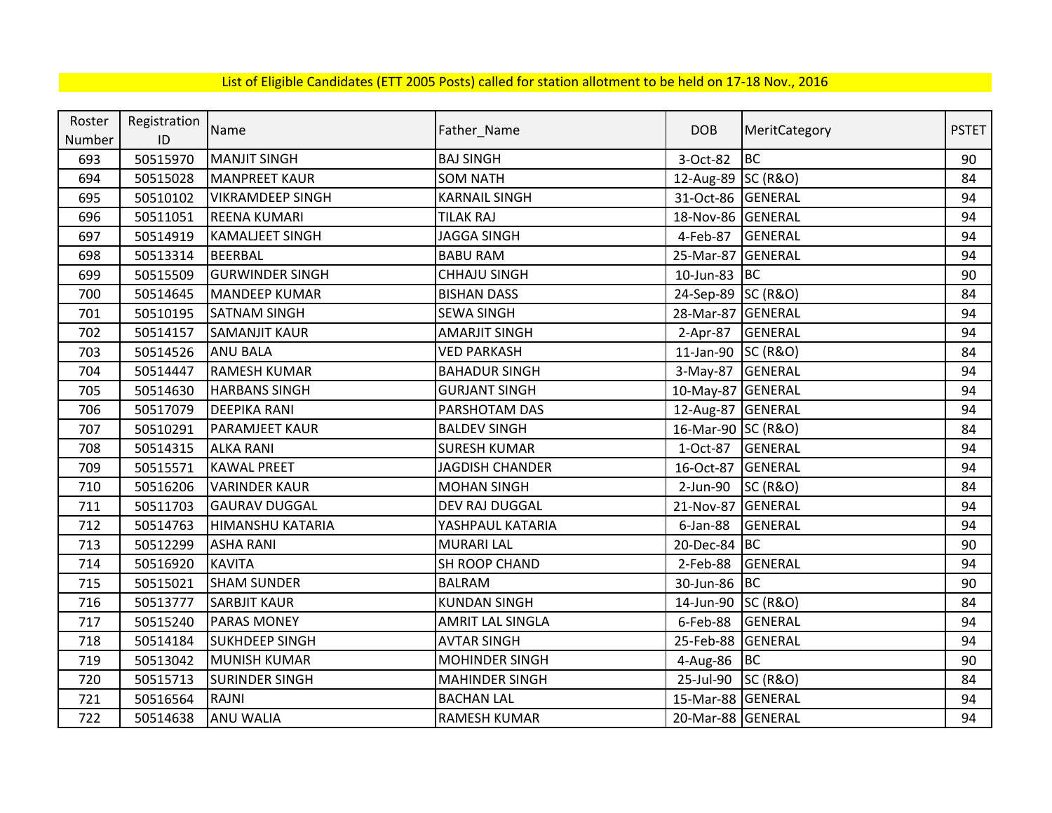List of Eligible Candidates (ETT 2005 Posts) called for station allotment to be held on 17-18 Nov., 2016

| Roster Number | Registration ID | Name | Father_Name | DOB | MeritCategory | PSTET |
|---|---|---|---|---|---|---|
| 693 | 50515970 | MANJIT SINGH | BAJ SINGH | 3-Oct-82 | BC | 90 |
| 694 | 50515028 | MANPREET KAUR | SOM NATH | 12-Aug-89 | SC (R&O) | 84 |
| 695 | 50510102 | VIKRAMDEEP SINGH | KARNAIL SINGH | 31-Oct-86 | GENERAL | 94 |
| 696 | 50511051 | REENA KUMARI | TILAK RAJ | 18-Nov-86 | GENERAL | 94 |
| 697 | 50514919 | KAMALJEET SINGH | JAGGA SINGH | 4-Feb-87 | GENERAL | 94 |
| 698 | 50513314 | BEERBAL | BABU RAM | 25-Mar-87 | GENERAL | 94 |
| 699 | 50515509 | GURWINDER SINGH | CHHAJU SINGH | 10-Jun-83 | BC | 90 |
| 700 | 50514645 | MANDEEP KUMAR | BISHAN DASS | 24-Sep-89 | SC (R&O) | 84 |
| 701 | 50510195 | SATNAM SINGH | SEWA SINGH | 28-Mar-87 | GENERAL | 94 |
| 702 | 50514157 | SAMANJIT KAUR | AMARJIT SINGH | 2-Apr-87 | GENERAL | 94 |
| 703 | 50514526 | ANU BALA | VED PARKASH | 11-Jan-90 | SC (R&O) | 84 |
| 704 | 50514447 | RAMESH KUMAR | BAHADUR SINGH | 3-May-87 | GENERAL | 94 |
| 705 | 50514630 | HARBANS SINGH | GURJANT SINGH | 10-May-87 | GENERAL | 94 |
| 706 | 50517079 | DEEPIKA RANI | PARSHOTAM DAS | 12-Aug-87 | GENERAL | 94 |
| 707 | 50510291 | PARAMJEET KAUR | BALDEV SINGH | 16-Mar-90 | SC (R&O) | 84 |
| 708 | 50514315 | ALKA RANI | SURESH KUMAR | 1-Oct-87 | GENERAL | 94 |
| 709 | 50515571 | KAWAL PREET | JAGDISH CHANDER | 16-Oct-87 | GENERAL | 94 |
| 710 | 50516206 | VARINDER KAUR | MOHAN SINGH | 2-Jun-90 | SC (R&O) | 84 |
| 711 | 50511703 | GAURAV DUGGAL | DEV RAJ DUGGAL | 21-Nov-87 | GENERAL | 94 |
| 712 | 50514763 | HIMANSHU KATARIA | YASHPAUL KATARIA | 6-Jan-88 | GENERAL | 94 |
| 713 | 50512299 | ASHA RANI | MURARI LAL | 20-Dec-84 | BC | 90 |
| 714 | 50516920 | KAVITA | SH ROOP CHAND | 2-Feb-88 | GENERAL | 94 |
| 715 | 50515021 | SHAM SUNDER | BALRAM | 30-Jun-86 | BC | 90 |
| 716 | 50513777 | SARBJIT KAUR | KUNDAN SINGH | 14-Jun-90 | SC (R&O) | 84 |
| 717 | 50515240 | PARAS MONEY | AMRIT LAL SINGLA | 6-Feb-88 | GENERAL | 94 |
| 718 | 50514184 | SUKHDEEP SINGH | AVTAR SINGH | 25-Feb-88 | GENERAL | 94 |
| 719 | 50513042 | MUNISH KUMAR | MOHINDER SINGH | 4-Aug-86 | BC | 90 |
| 720 | 50515713 | SURINDER SINGH | MAHINDER SINGH | 25-Jul-90 | SC (R&O) | 84 |
| 721 | 50516564 | RAJNI | BACHAN LAL | 15-Mar-88 | GENERAL | 94 |
| 722 | 50514638 | ANU WALIA | RAMESH KUMAR | 20-Mar-88 | GENERAL | 94 |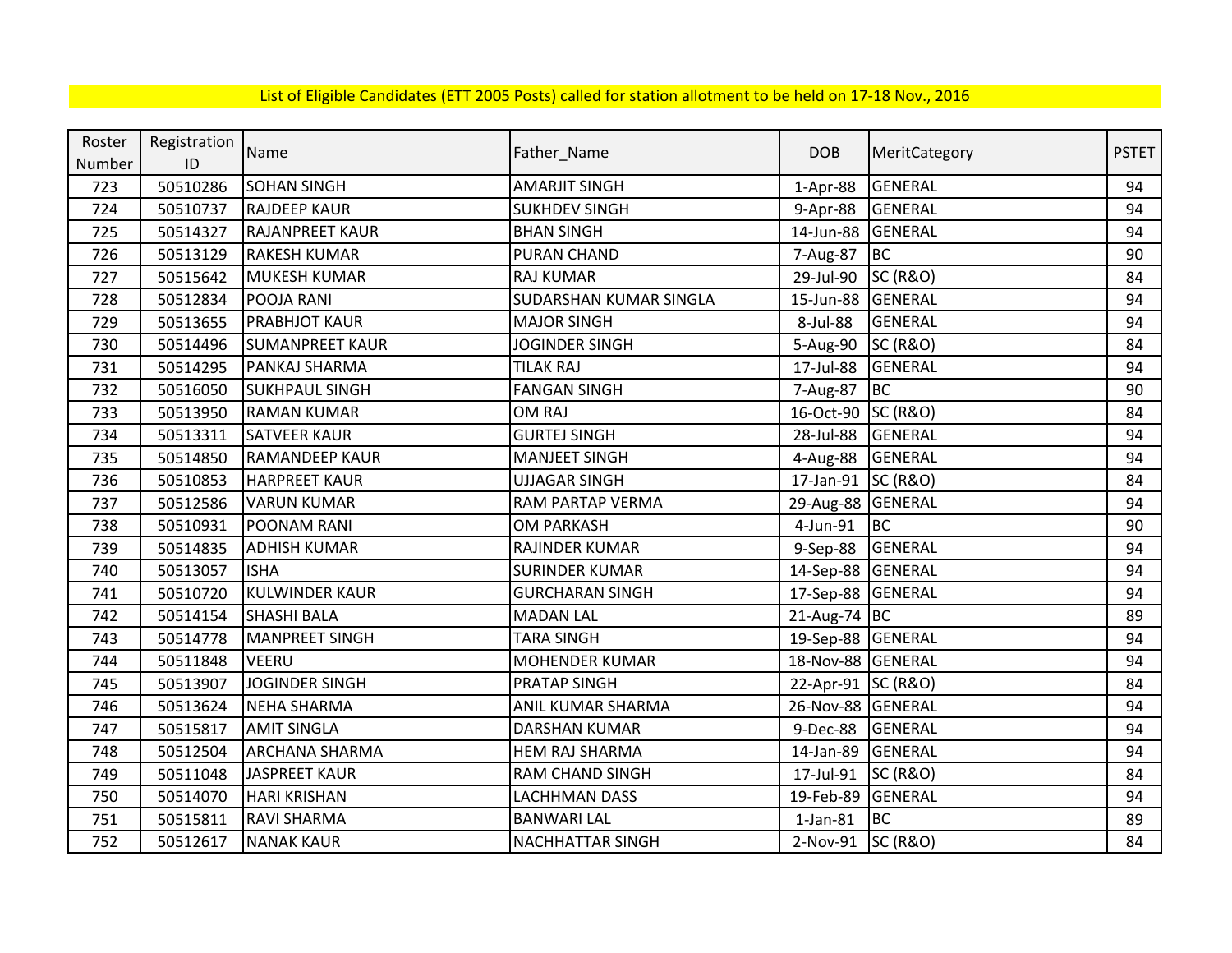List of Eligible Candidates (ETT 2005 Posts) called for station allotment to be held on 17-18 Nov., 2016

| Roster Number | Registration ID | Name | Father_Name | DOB | MeritCategory | PSTET |
|---|---|---|---|---|---|---|
| 723 | 50510286 | SOHAN SINGH | AMARJIT SINGH | 1-Apr-88 | GENERAL | 94 |
| 724 | 50510737 | RAJDEEP KAUR | SUKHDEV SINGH | 9-Apr-88 | GENERAL | 94 |
| 725 | 50514327 | RAJANPREET KAUR | BHAN SINGH | 14-Jun-88 | GENERAL | 94 |
| 726 | 50513129 | RAKESH KUMAR | PURAN CHAND | 7-Aug-87 | BC | 90 |
| 727 | 50515642 | MUKESH KUMAR | RAJ KUMAR | 29-Jul-90 | SC (R&O) | 84 |
| 728 | 50512834 | POOJA RANI | SUDARSHAN KUMAR SINGLA | 15-Jun-88 | GENERAL | 94 |
| 729 | 50513655 | PRABHJOT KAUR | MAJOR SINGH | 8-Jul-88 | GENERAL | 94 |
| 730 | 50514496 | SUMANPREET KAUR | JOGINDER SINGH | 5-Aug-90 | SC (R&O) | 84 |
| 731 | 50514295 | PANKAJ SHARMA | TILAK RAJ | 17-Jul-88 | GENERAL | 94 |
| 732 | 50516050 | SUKHPAUL SINGH | FANGAN SINGH | 7-Aug-87 | BC | 90 |
| 733 | 50513950 | RAMAN KUMAR | OM RAJ | 16-Oct-90 | SC (R&O) | 84 |
| 734 | 50513311 | SATVEER KAUR | GURTEJ SINGH | 28-Jul-88 | GENERAL | 94 |
| 735 | 50514850 | RAMANDEEP KAUR | MANJEET SINGH | 4-Aug-88 | GENERAL | 94 |
| 736 | 50510853 | HARPREET KAUR | UJJAGAR SINGH | 17-Jan-91 | SC (R&O) | 84 |
| 737 | 50512586 | VARUN KUMAR | RAM PARTAP VERMA | 29-Aug-88 | GENERAL | 94 |
| 738 | 50510931 | POONAM RANI | OM PARKASH | 4-Jun-91 | BC | 90 |
| 739 | 50514835 | ADHISH KUMAR | RAJINDER KUMAR | 9-Sep-88 | GENERAL | 94 |
| 740 | 50513057 | ISHA | SURINDER KUMAR | 14-Sep-88 | GENERAL | 94 |
| 741 | 50510720 | KULWINDER KAUR | GURCHARAN SINGH | 17-Sep-88 | GENERAL | 94 |
| 742 | 50514154 | SHASHI BALA | MADAN LAL | 21-Aug-74 | BC | 89 |
| 743 | 50514778 | MANPREET SINGH | TARA SINGH | 19-Sep-88 | GENERAL | 94 |
| 744 | 50511848 | VEERU | MOHENDER KUMAR | 18-Nov-88 | GENERAL | 94 |
| 745 | 50513907 | JOGINDER SINGH | PRATAP SINGH | 22-Apr-91 | SC (R&O) | 84 |
| 746 | 50513624 | NEHA SHARMA | ANIL KUMAR SHARMA | 26-Nov-88 | GENERAL | 94 |
| 747 | 50515817 | AMIT SINGLA | DARSHAN KUMAR | 9-Dec-88 | GENERAL | 94 |
| 748 | 50512504 | ARCHANA SHARMA | HEM RAJ SHARMA | 14-Jan-89 | GENERAL | 94 |
| 749 | 50511048 | JASPREET KAUR | RAM CHAND SINGH | 17-Jul-91 | SC (R&O) | 84 |
| 750 | 50514070 | HARI KRISHAN | LACHHMAN DASS | 19-Feb-89 | GENERAL | 94 |
| 751 | 50515811 | RAVI SHARMA | BANWARI LAL | 1-Jan-81 | BC | 89 |
| 752 | 50512617 | NANAK KAUR | NACHHATTAR SINGH | 2-Nov-91 | SC (R&O) | 84 |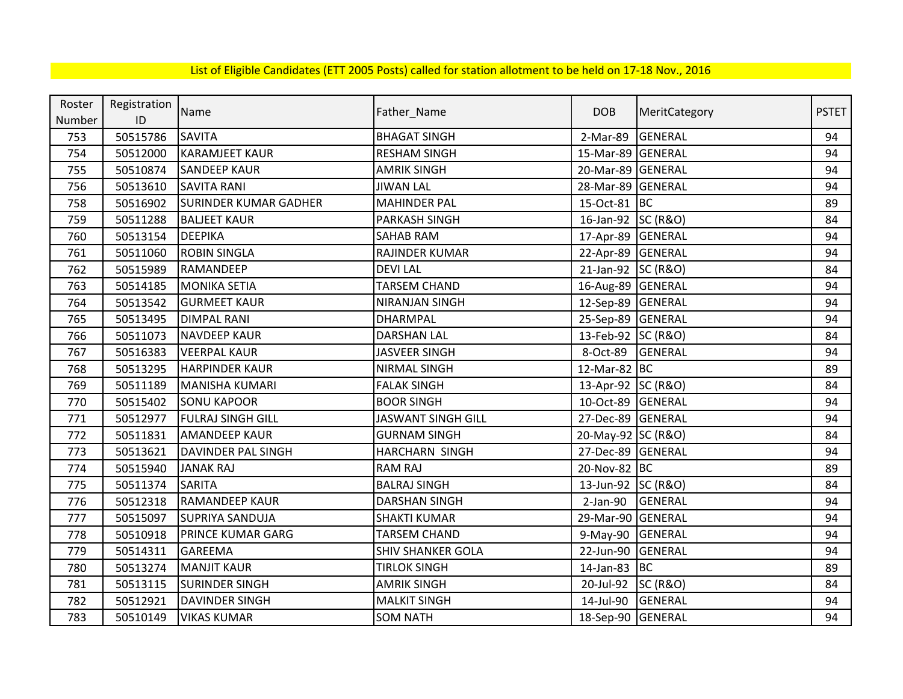List of Eligible Candidates (ETT 2005 Posts) called for station allotment to be held on 17-18 Nov., 2016

| Roster Number | Registration ID | Name | Father_Name | DOB | MeritCategory | PSTET |
|---|---|---|---|---|---|---|
| 753 | 50515786 | SAVITA | BHAGAT SINGH | 2-Mar-89 | GENERAL | 94 |
| 754 | 50512000 | KARAMJEET KAUR | RESHAM SINGH | 15-Mar-89 | GENERAL | 94 |
| 755 | 50510874 | SANDEEP KAUR | AMRIK SINGH | 20-Mar-89 | GENERAL | 94 |
| 756 | 50513610 | SAVITA RANI | JIWAN LAL | 28-Mar-89 | GENERAL | 94 |
| 758 | 50516902 | SURINDER KUMAR GADHER | MAHINDER PAL | 15-Oct-81 | BC | 89 |
| 759 | 50511288 | BALJEET KAUR | PARKASH SINGH | 16-Jan-92 | SC (R&O) | 84 |
| 760 | 50513154 | DEEPIKA | SAHAB RAM | 17-Apr-89 | GENERAL | 94 |
| 761 | 50511060 | ROBIN SINGLA | RAJINDER KUMAR | 22-Apr-89 | GENERAL | 94 |
| 762 | 50515989 | RAMANDEEP | DEVI LAL | 21-Jan-92 | SC (R&O) | 84 |
| 763 | 50514185 | MONIKA SETIA | TARSEM CHAND | 16-Aug-89 | GENERAL | 94 |
| 764 | 50513542 | GURMEET KAUR | NIRANJAN SINGH | 12-Sep-89 | GENERAL | 94 |
| 765 | 50513495 | DIMPAL RANI | DHARMPAL | 25-Sep-89 | GENERAL | 94 |
| 766 | 50511073 | NAVDEEP KAUR | DARSHAN LAL | 13-Feb-92 | SC (R&O) | 84 |
| 767 | 50516383 | VEERPAL KAUR | JASVEER SINGH | 8-Oct-89 | GENERAL | 94 |
| 768 | 50513295 | HARPINDER KAUR | NIRMAL SINGH | 12-Mar-82 | BC | 89 |
| 769 | 50511189 | MANISHA KUMARI | FALAK SINGH | 13-Apr-92 | SC (R&O) | 84 |
| 770 | 50515402 | SONU KAPOOR | BOOR SINGH | 10-Oct-89 | GENERAL | 94 |
| 771 | 50512977 | FULRAJ SINGH GILL | JASWANT SINGH GILL | 27-Dec-89 | GENERAL | 94 |
| 772 | 50511831 | AMANDEEP KAUR | GURNAM SINGH | 20-May-92 | SC (R&O) | 84 |
| 773 | 50513621 | DAVINDER PAL SINGH | HARCHARN SINGH | 27-Dec-89 | GENERAL | 94 |
| 774 | 50515940 | JANAK RAJ | RAM RAJ | 20-Nov-82 | BC | 89 |
| 775 | 50511374 | SARITA | BALRAJ SINGH | 13-Jun-92 | SC (R&O) | 84 |
| 776 | 50512318 | RAMANDEEP KAUR | DARSHAN SINGH | 2-Jan-90 | GENERAL | 94 |
| 777 | 50515097 | SUPRIYA SANDUJA | SHAKTI KUMAR | 29-Mar-90 | GENERAL | 94 |
| 778 | 50510918 | PRINCE KUMAR GARG | TARSEM CHAND | 9-May-90 | GENERAL | 94 |
| 779 | 50514311 | GAREEMA | SHIV SHANKER GOLA | 22-Jun-90 | GENERAL | 94 |
| 780 | 50513274 | MANJIT KAUR | TIRLOK SINGH | 14-Jan-83 | BC | 89 |
| 781 | 50513115 | SURINDER SINGH | AMRIK SINGH | 20-Jul-92 | SC (R&O) | 84 |
| 782 | 50512921 | DAVINDER SINGH | MALKIT SINGH | 14-Jul-90 | GENERAL | 94 |
| 783 | 50510149 | VIKAS KUMAR | SOM NATH | 18-Sep-90 | GENERAL | 94 |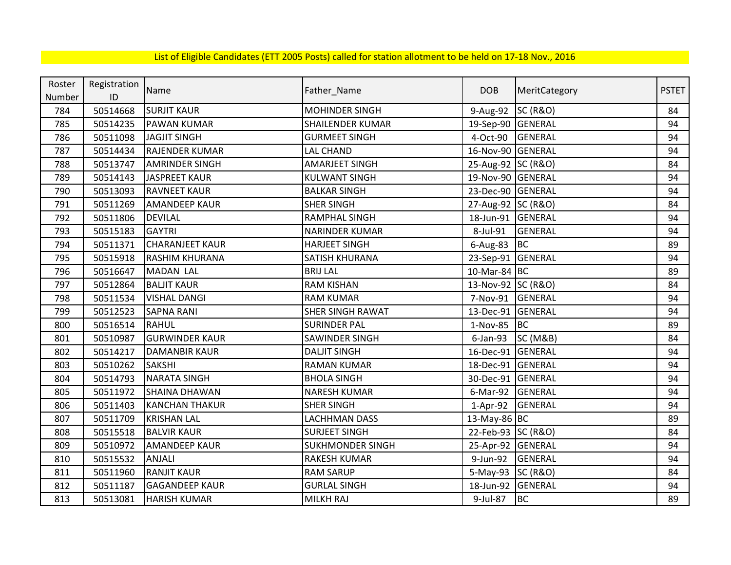List of Eligible Candidates (ETT 2005 Posts) called for station allotment to be held on 17-18 Nov., 2016

| Roster Number | Registration ID | Name | Father_Name | DOB | MeritCategory | PSTET |
|---|---|---|---|---|---|---|
| 784 | 50514668 | SURJIT KAUR | MOHINDER SINGH | 9-Aug-92 | SC (R&O) | 84 |
| 785 | 50514235 | PAWAN KUMAR | SHAILENDER KUMAR | 19-Sep-90 | GENERAL | 94 |
| 786 | 50511098 | JAGJIT SINGH | GURMEET SINGH | 4-Oct-90 | GENERAL | 94 |
| 787 | 50514434 | RAJENDER KUMAR | LAL CHAND | 16-Nov-90 | GENERAL | 94 |
| 788 | 50513747 | AMRINDER SINGH | AMARJEET SINGH | 25-Aug-92 | SC (R&O) | 84 |
| 789 | 50514143 | JASPREET KAUR | KULWANT SINGH | 19-Nov-90 | GENERAL | 94 |
| 790 | 50513093 | RAVNEET KAUR | BALKAR SINGH | 23-Dec-90 | GENERAL | 94 |
| 791 | 50511269 | AMANDEEP KAUR | SHER SINGH | 27-Aug-92 | SC (R&O) | 84 |
| 792 | 50511806 | DEVILAL | RAMPHAL SINGH | 18-Jun-91 | GENERAL | 94 |
| 793 | 50515183 | GAYTRI | NARINDER KUMAR | 8-Jul-91 | GENERAL | 94 |
| 794 | 50511371 | CHARANJEET KAUR | HARJEET SINGH | 6-Aug-83 | BC | 89 |
| 795 | 50515918 | RASHIM KHURANA | SATISH KHURANA | 23-Sep-91 | GENERAL | 94 |
| 796 | 50516647 | MADAN LAL | BRIJ LAL | 10-Mar-84 | BC | 89 |
| 797 | 50512864 | BALJIT KAUR | RAM KISHAN | 13-Nov-92 | SC (R&O) | 84 |
| 798 | 50511534 | VISHAL DANGI | RAM KUMAR | 7-Nov-91 | GENERAL | 94 |
| 799 | 50512523 | SAPNA RANI | SHER SINGH RAWAT | 13-Dec-91 | GENERAL | 94 |
| 800 | 50516514 | RAHUL | SURINDER PAL | 1-Nov-85 | BC | 89 |
| 801 | 50510987 | GURWINDER KAUR | SAWINDER SINGH | 6-Jan-93 | SC (M&B) | 84 |
| 802 | 50514217 | DAMANBIR KAUR | DALJIT SINGH | 16-Dec-91 | GENERAL | 94 |
| 803 | 50510262 | SAKSHI | RAMAN KUMAR | 18-Dec-91 | GENERAL | 94 |
| 804 | 50514793 | NARATA SINGH | BHOLA SINGH | 30-Dec-91 | GENERAL | 94 |
| 805 | 50511972 | SHAINA DHAWAN | NARESH KUMAR | 6-Mar-92 | GENERAL | 94 |
| 806 | 50511403 | KANCHAN THAKUR | SHER SINGH | 1-Apr-92 | GENERAL | 94 |
| 807 | 50511709 | KRISHAN LAL | LACHHMAN DASS | 13-May-86 | BC | 89 |
| 808 | 50515518 | BALVIR KAUR | SURJEET SINGH | 22-Feb-93 | SC (R&O) | 84 |
| 809 | 50510972 | AMANDEEP KAUR | SUKHMONDER SINGH | 25-Apr-92 | GENERAL | 94 |
| 810 | 50515532 | ANJALI | RAKESH KUMAR | 9-Jun-92 | GENERAL | 94 |
| 811 | 50511960 | RANJIT KAUR | RAM SARUP | 5-May-93 | SC (R&O) | 84 |
| 812 | 50511187 | GAGANDEEP KAUR | GURLAL SINGH | 18-Jun-92 | GENERAL | 94 |
| 813 | 50513081 | HARISH KUMAR | MILKH RAJ | 9-Jul-87 | BC | 89 |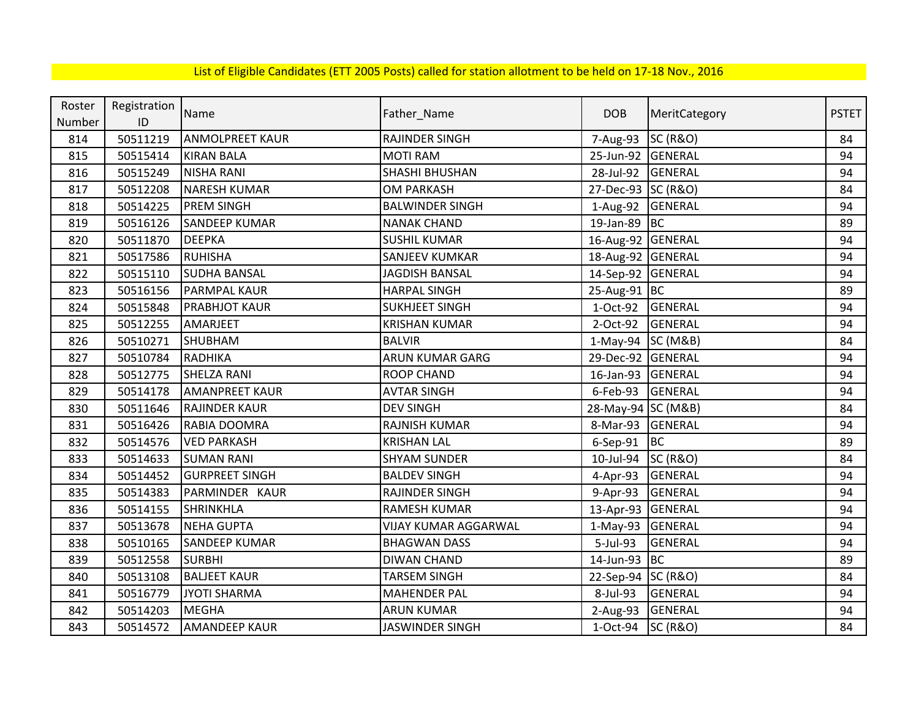List of Eligible Candidates (ETT 2005 Posts) called for station allotment to be held on 17-18 Nov., 2016

| Roster Number | Registration ID | Name | Father_Name | DOB | MeritCategory | PSTET |
|---|---|---|---|---|---|---|
| 814 | 50511219 | ANMOLPREET KAUR | RAJINDER SINGH | 7-Aug-93 | SC (R&O) | 84 |
| 815 | 50515414 | KIRAN BALA | MOTI RAM | 25-Jun-92 | GENERAL | 94 |
| 816 | 50515249 | NISHA RANI | SHASHI BHUSHAN | 28-Jul-92 | GENERAL | 94 |
| 817 | 50512208 | NARESH KUMAR | OM PARKASH | 27-Dec-93 | SC (R&O) | 84 |
| 818 | 50514225 | PREM SINGH | BALWINDER SINGH | 1-Aug-92 | GENERAL | 94 |
| 819 | 50516126 | SANDEEP KUMAR | NANAK CHAND | 19-Jan-89 | BC | 89 |
| 820 | 50511870 | DEEPKA | SUSHIL KUMAR | 16-Aug-92 | GENERAL | 94 |
| 821 | 50517586 | RUHISHA | SANJEEV KUMKAR | 18-Aug-92 | GENERAL | 94 |
| 822 | 50515110 | SUDHA BANSAL | JAGDISH BANSAL | 14-Sep-92 | GENERAL | 94 |
| 823 | 50516156 | PARMPAL KAUR | HARPAL SINGH | 25-Aug-91 | BC | 89 |
| 824 | 50515848 | PRABHJOT KAUR | SUKHJEET SINGH | 1-Oct-92 | GENERAL | 94 |
| 825 | 50512255 | AMARJEET | KRISHAN KUMAR | 2-Oct-92 | GENERAL | 94 |
| 826 | 50510271 | SHUBHAM | BALVIR | 1-May-94 | SC (M&B) | 84 |
| 827 | 50510784 | RADHIKA | ARUN KUMAR GARG | 29-Dec-92 | GENERAL | 94 |
| 828 | 50512775 | SHELZA RANI | ROOP CHAND | 16-Jan-93 | GENERAL | 94 |
| 829 | 50514178 | AMANPREET KAUR | AVTAR SINGH | 6-Feb-93 | GENERAL | 94 |
| 830 | 50511646 | RAJINDER KAUR | DEV SINGH | 28-May-94 | SC (M&B) | 84 |
| 831 | 50516426 | RABIA DOOMRA | RAJNISH KUMAR | 8-Mar-93 | GENERAL | 94 |
| 832 | 50514576 | VED PARKASH | KRISHAN LAL | 6-Sep-91 | BC | 89 |
| 833 | 50514633 | SUMAN RANI | SHYAM SUNDER | 10-Jul-94 | SC (R&O) | 84 |
| 834 | 50514452 | GURPREET SINGH | BALDEV SINGH | 4-Apr-93 | GENERAL | 94 |
| 835 | 50514383 | PARMINDER KAUR | RAJINDER SINGH | 9-Apr-93 | GENERAL | 94 |
| 836 | 50514155 | SHRINKHLA | RAMESH KUMAR | 13-Apr-93 | GENERAL | 94 |
| 837 | 50513678 | NEHA GUPTA | VIJAY KUMAR AGGARWAL | 1-May-93 | GENERAL | 94 |
| 838 | 50510165 | SANDEEP KUMAR | BHAGWAN DASS | 5-Jul-93 | GENERAL | 94 |
| 839 | 50512558 | SURBHI | DIWAN CHAND | 14-Jun-93 | BC | 89 |
| 840 | 50513108 | BALJEET KAUR | TARSEM SINGH | 22-Sep-94 | SC (R&O) | 84 |
| 841 | 50516779 | JYOTI SHARMA | MAHENDER PAL | 8-Jul-93 | GENERAL | 94 |
| 842 | 50514203 | MEGHA | ARUN KUMAR | 2-Aug-93 | GENERAL | 94 |
| 843 | 50514572 | AMANDEEP KAUR | JASWINDER SINGH | 1-Oct-94 | SC (R&O) | 84 |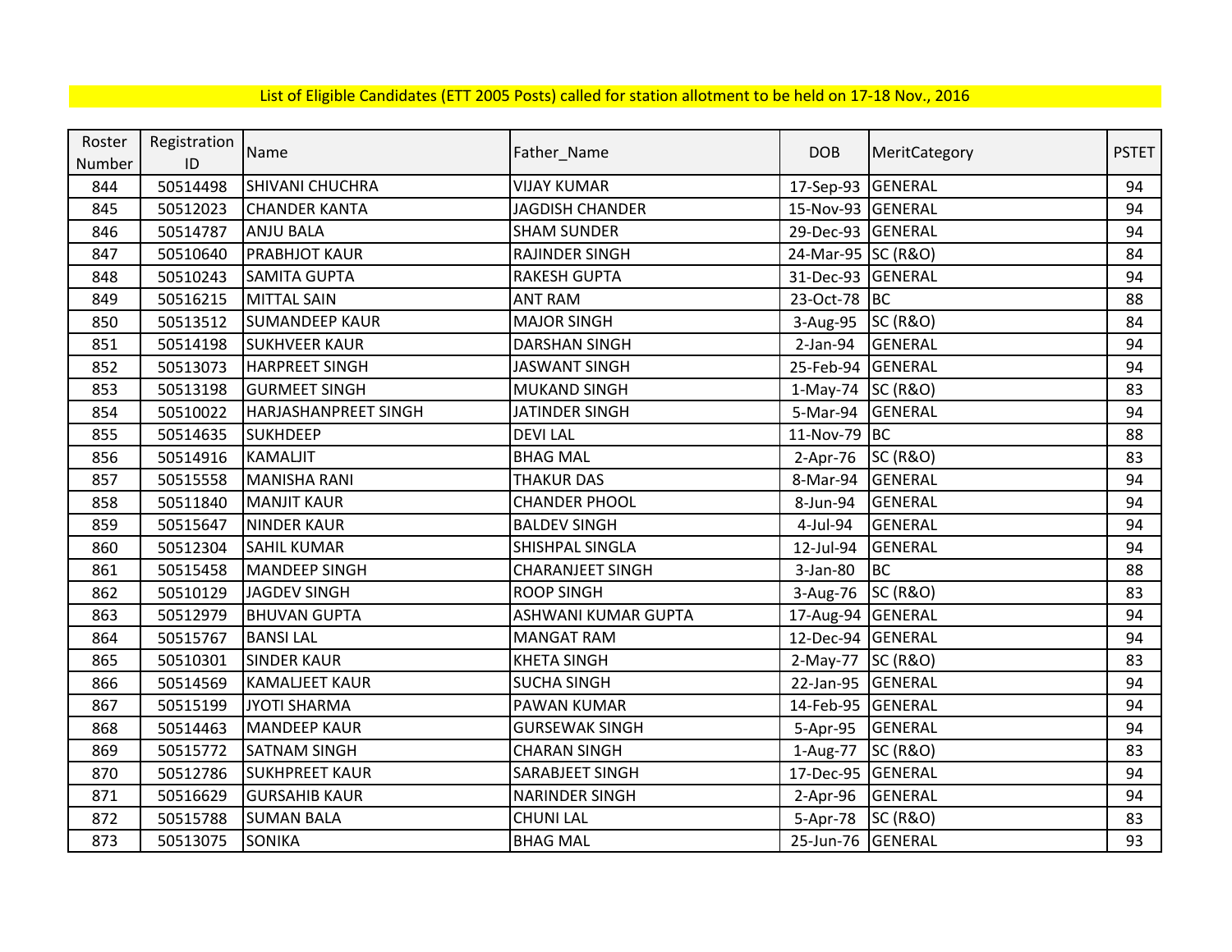List of Eligible Candidates (ETT 2005 Posts) called for station allotment to be held on 17-18 Nov., 2016

| Roster Number | Registration ID | Name | Father_Name | DOB | MeritCategory | PSTET |
|---|---|---|---|---|---|---|
| 844 | 50514498 | SHIVANI CHUCHRA | VIJAY KUMAR | 17-Sep-93 | GENERAL | 94 |
| 845 | 50512023 | CHANDER KANTA | JAGDISH CHANDER | 15-Nov-93 | GENERAL | 94 |
| 846 | 50514787 | ANJU BALA | SHAM SUNDER | 29-Dec-93 | GENERAL | 94 |
| 847 | 50510640 | PRABHJOT KAUR | RAJINDER SINGH | 24-Mar-95 | SC (R&O) | 84 |
| 848 | 50510243 | SAMITA GUPTA | RAKESH GUPTA | 31-Dec-93 | GENERAL | 94 |
| 849 | 50516215 | MITTAL SAIN | ANT RAM | 23-Oct-78 | BC | 88 |
| 850 | 50513512 | SUMANDEEP KAUR | MAJOR SINGH | 3-Aug-95 | SC (R&O) | 84 |
| 851 | 50514198 | SUKHVEER KAUR | DARSHAN SINGH | 2-Jan-94 | GENERAL | 94 |
| 852 | 50513073 | HARPREET SINGH | JASWANT SINGH | 25-Feb-94 | GENERAL | 94 |
| 853 | 50513198 | GURMEET SINGH | MUKAND SINGH | 1-May-74 | SC (R&O) | 83 |
| 854 | 50510022 | HARJASHANPREET SINGH | JATINDER SINGH | 5-Mar-94 | GENERAL | 94 |
| 855 | 50514635 | SUKHDEEP | DEVI LAL | 11-Nov-79 | BC | 88 |
| 856 | 50514916 | KAMALJIT | BHAG MAL | 2-Apr-76 | SC (R&O) | 83 |
| 857 | 50515558 | MANISHA RANI | THAKUR DAS | 8-Mar-94 | GENERAL | 94 |
| 858 | 50511840 | MANJIT KAUR | CHANDER PHOOL | 8-Jun-94 | GENERAL | 94 |
| 859 | 50515647 | NINDER KAUR | BALDEV SINGH | 4-Jul-94 | GENERAL | 94 |
| 860 | 50512304 | SAHIL KUMAR | SHISHPAL SINGLA | 12-Jul-94 | GENERAL | 94 |
| 861 | 50515458 | MANDEEP SINGH | CHARANJEET SINGH | 3-Jan-80 | BC | 88 |
| 862 | 50510129 | JAGDEV SINGH | ROOP SINGH | 3-Aug-76 | SC (R&O) | 83 |
| 863 | 50512979 | BHUVAN GUPTA | ASHWANI KUMAR GUPTA | 17-Aug-94 | GENERAL | 94 |
| 864 | 50515767 | BANSI LAL | MANGAT RAM | 12-Dec-94 | GENERAL | 94 |
| 865 | 50510301 | SINDER KAUR | KHETA SINGH | 2-May-77 | SC (R&O) | 83 |
| 866 | 50514569 | KAMALJEET KAUR | SUCHA SINGH | 22-Jan-95 | GENERAL | 94 |
| 867 | 50515199 | JYOTI SHARMA | PAWAN KUMAR | 14-Feb-95 | GENERAL | 94 |
| 868 | 50514463 | MANDEEP KAUR | GURSEWAK SINGH | 5-Apr-95 | GENERAL | 94 |
| 869 | 50515772 | SATNAM SINGH | CHARAN SINGH | 1-Aug-77 | SC (R&O) | 83 |
| 870 | 50512786 | SUKHPREET KAUR | SARABJEET SINGH | 17-Dec-95 | GENERAL | 94 |
| 871 | 50516629 | GURSAHIB KAUR | NARINDER SINGH | 2-Apr-96 | GENERAL | 94 |
| 872 | 50515788 | SUMAN BALA | CHUNI LAL | 5-Apr-78 | SC (R&O) | 83 |
| 873 | 50513075 | SONIKA | BHAG MAL | 25-Jun-76 | GENERAL | 93 |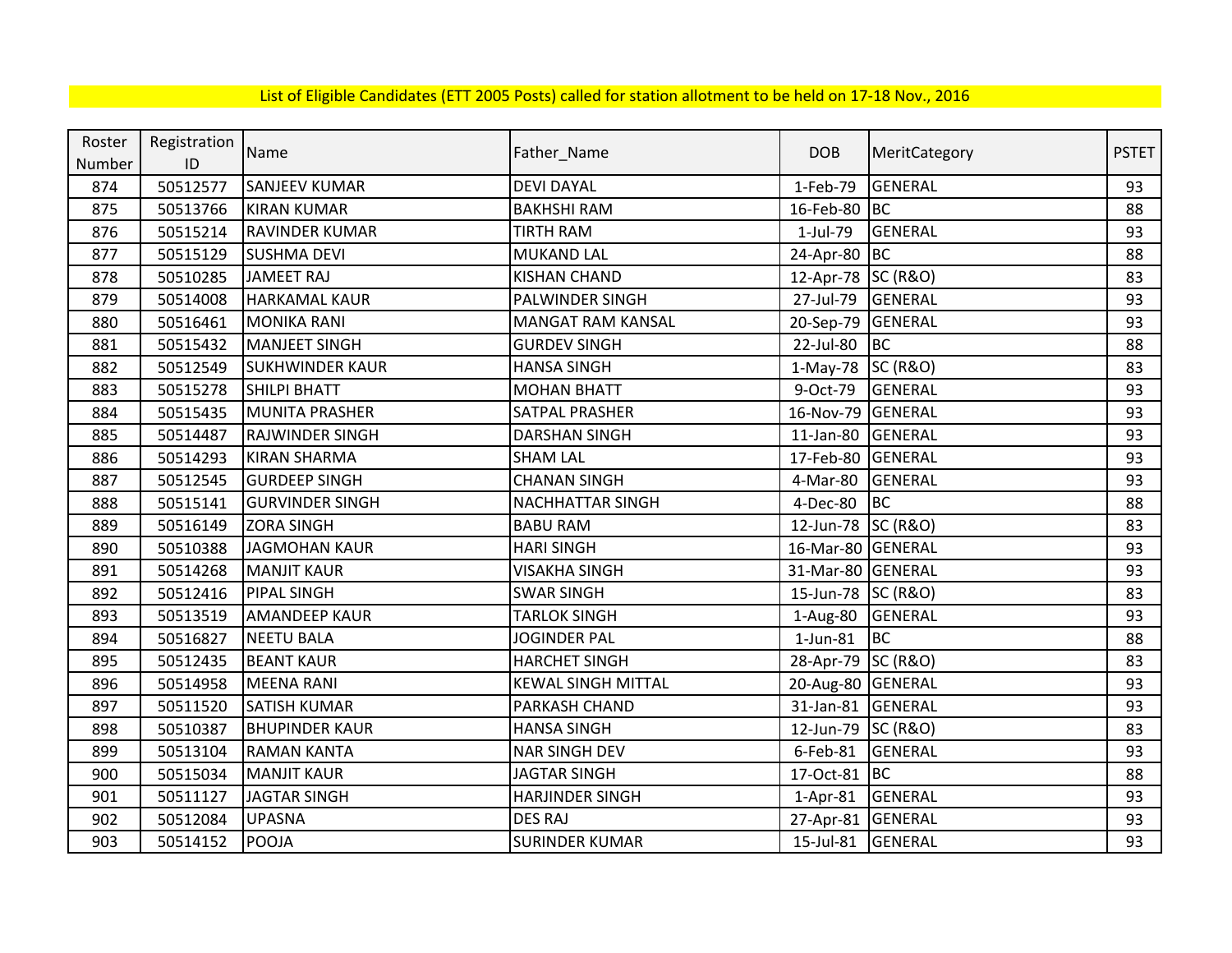List of Eligible Candidates (ETT 2005 Posts) called for station allotment to be held on 17-18 Nov., 2016

| Roster Number | Registration ID | Name | Father_Name | DOB | MeritCategory | PSTET |
|---|---|---|---|---|---|---|
| 874 | 50512577 | SANJEEV KUMAR | DEVI DAYAL | 1-Feb-79 | GENERAL | 93 |
| 875 | 50513766 | KIRAN KUMAR | BAKHSHI RAM | 16-Feb-80 | BC | 88 |
| 876 | 50515214 | RAVINDER KUMAR | TIRTH RAM | 1-Jul-79 | GENERAL | 93 |
| 877 | 50515129 | SUSHMA DEVI | MUKAND LAL | 24-Apr-80 | BC | 88 |
| 878 | 50510285 | JAMEET RAJ | KISHAN CHAND | 12-Apr-78 | SC (R&O) | 83 |
| 879 | 50514008 | HARKAMAL KAUR | PALWINDER SINGH | 27-Jul-79 | GENERAL | 93 |
| 880 | 50516461 | MONIKA RANI | MANGAT RAM KANSAL | 20-Sep-79 | GENERAL | 93 |
| 881 | 50515432 | MANJEET SINGH | GURDEV SINGH | 22-Jul-80 | BC | 88 |
| 882 | 50512549 | SUKHWINDER KAUR | HANSA SINGH | 1-May-78 | SC (R&O) | 83 |
| 883 | 50515278 | SHILPI BHATT | MOHAN BHATT | 9-Oct-79 | GENERAL | 93 |
| 884 | 50515435 | MUNITA PRASHER | SATPAL PRASHER | 16-Nov-79 | GENERAL | 93 |
| 885 | 50514487 | RAJWINDER SINGH | DARSHAN SINGH | 11-Jan-80 | GENERAL | 93 |
| 886 | 50514293 | KIRAN SHARMA | SHAM LAL | 17-Feb-80 | GENERAL | 93 |
| 887 | 50512545 | GURDEEP SINGH | CHANAN SINGH | 4-Mar-80 | GENERAL | 93 |
| 888 | 50515141 | GURVINDER SINGH | NACHHATTAR SINGH | 4-Dec-80 | BC | 88 |
| 889 | 50516149 | ZORA SINGH | BABU RAM | 12-Jun-78 | SC (R&O) | 83 |
| 890 | 50510388 | JAGMOHAN KAUR | HARI SINGH | 16-Mar-80 | GENERAL | 93 |
| 891 | 50514268 | MANJIT KAUR | VISAKHA SINGH | 31-Mar-80 | GENERAL | 93 |
| 892 | 50512416 | PIPAL SINGH | SWAR SINGH | 15-Jun-78 | SC (R&O) | 83 |
| 893 | 50513519 | AMANDEEP KAUR | TARLOK SINGH | 1-Aug-80 | GENERAL | 93 |
| 894 | 50516827 | NEETU BALA | JOGINDER PAL | 1-Jun-81 | BC | 88 |
| 895 | 50512435 | BEANT KAUR | HARCHET SINGH | 28-Apr-79 | SC (R&O) | 83 |
| 896 | 50514958 | MEENA RANI | KEWAL SINGH MITTAL | 20-Aug-80 | GENERAL | 93 |
| 897 | 50511520 | SATISH KUMAR | PARKASH CHAND | 31-Jan-81 | GENERAL | 93 |
| 898 | 50510387 | BHUPINDER KAUR | HANSA SINGH | 12-Jun-79 | SC (R&O) | 83 |
| 899 | 50513104 | RAMAN KANTA | NAR SINGH DEV | 6-Feb-81 | GENERAL | 93 |
| 900 | 50515034 | MANJIT KAUR | JAGTAR SINGH | 17-Oct-81 | BC | 88 |
| 901 | 50511127 | JAGTAR SINGH | HARJINDER SINGH | 1-Apr-81 | GENERAL | 93 |
| 902 | 50512084 | UPASNA | DES RAJ | 27-Apr-81 | GENERAL | 93 |
| 903 | 50514152 | POOJA | SURINDER KUMAR | 15-Jul-81 | GENERAL | 93 |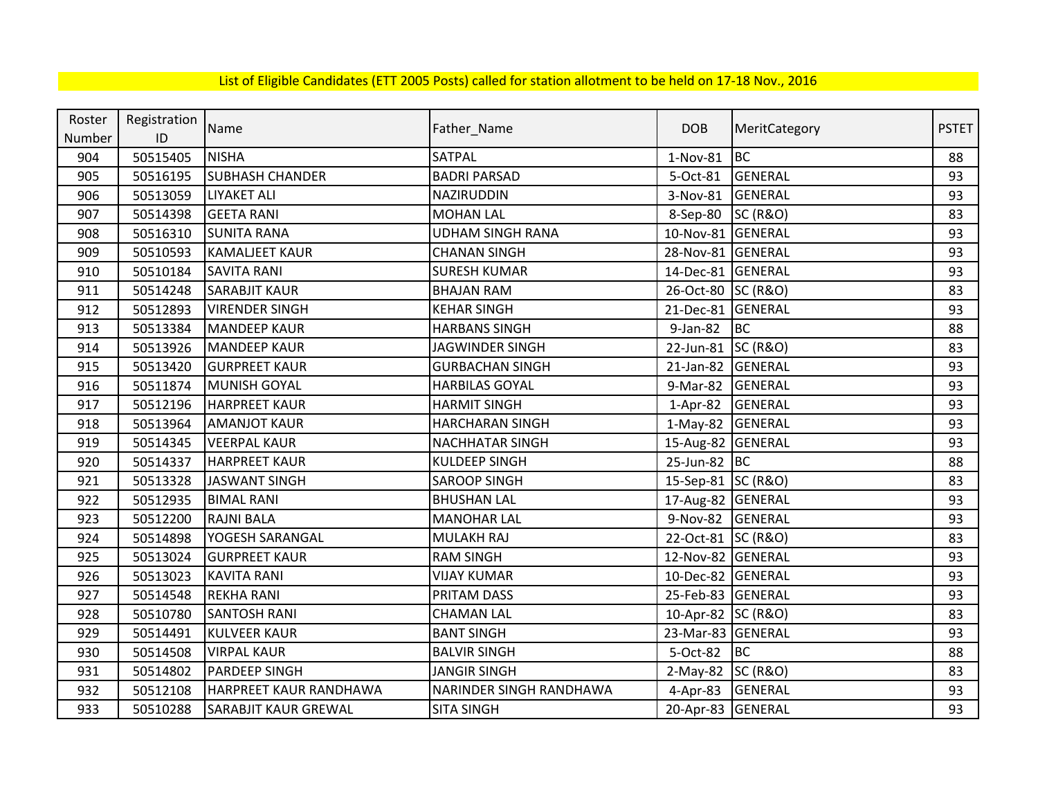List of Eligible Candidates (ETT 2005 Posts) called for station allotment to be held on 17-18 Nov., 2016

| Roster Number | Registration ID | Name | Father_Name | DOB | MeritCategory | PSTET |
|---|---|---|---|---|---|---|
| 904 | 50515405 | NISHA | SATPAL | 1-Nov-81 | BC | 88 |
| 905 | 50516195 | SUBHASH CHANDER | BADRI PARSAD | 5-Oct-81 | GENERAL | 93 |
| 906 | 50513059 | LIYAKET ALI | NAZIRUDDIN | 3-Nov-81 | GENERAL | 93 |
| 907 | 50514398 | GEETA RANI | MOHAN LAL | 8-Sep-80 | SC (R&O) | 83 |
| 908 | 50516310 | SUNITA RANA | UDHAM SINGH RANA | 10-Nov-81 | GENERAL | 93 |
| 909 | 50510593 | KAMALJEET KAUR | CHANAN SINGH | 28-Nov-81 | GENERAL | 93 |
| 910 | 50510184 | SAVITA RANI | SURESH KUMAR | 14-Dec-81 | GENERAL | 93 |
| 911 | 50514248 | SARABJIT KAUR | BHAJAN RAM | 26-Oct-80 | SC (R&O) | 83 |
| 912 | 50512893 | VIRENDER SINGH | KEHAR SINGH | 21-Dec-81 | GENERAL | 93 |
| 913 | 50513384 | MANDEEP KAUR | HARBANS SINGH | 9-Jan-82 | BC | 88 |
| 914 | 50513926 | MANDEEP KAUR | JAGWINDER SINGH | 22-Jun-81 | SC (R&O) | 83 |
| 915 | 50513420 | GURPREET KAUR | GURBACHAN SINGH | 21-Jan-82 | GENERAL | 93 |
| 916 | 50511874 | MUNISH GOYAL | HARBILAS GOYAL | 9-Mar-82 | GENERAL | 93 |
| 917 | 50512196 | HARPREET KAUR | HARMIT SINGH | 1-Apr-82 | GENERAL | 93 |
| 918 | 50513964 | AMANJOT KAUR | HARCHARAN SINGH | 1-May-82 | GENERAL | 93 |
| 919 | 50514345 | VEERPAL KAUR | NACHHATAR SINGH | 15-Aug-82 | GENERAL | 93 |
| 920 | 50514337 | HARPREET KAUR | KULDEEP SINGH | 25-Jun-82 | BC | 88 |
| 921 | 50513328 | JASWANT SINGH | SAROOP SINGH | 15-Sep-81 | SC (R&O) | 83 |
| 922 | 50512935 | BIMAL RANI | BHUSHAN LAL | 17-Aug-82 | GENERAL | 93 |
| 923 | 50512200 | RAJNI BALA | MANOHAR LAL | 9-Nov-82 | GENERAL | 93 |
| 924 | 50514898 | YOGESH SARANGAL | MULAKH RAJ | 22-Oct-81 | SC (R&O) | 83 |
| 925 | 50513024 | GURPREET KAUR | RAM SINGH | 12-Nov-82 | GENERAL | 93 |
| 926 | 50513023 | KAVITA RANI | VIJAY KUMAR | 10-Dec-82 | GENERAL | 93 |
| 927 | 50514548 | REKHA RANI | PRITAM DASS | 25-Feb-83 | GENERAL | 93 |
| 928 | 50510780 | SANTOSH RANI | CHAMAN LAL | 10-Apr-82 | SC (R&O) | 83 |
| 929 | 50514491 | KULVEER KAUR | BANT SINGH | 23-Mar-83 | GENERAL | 93 |
| 930 | 50514508 | VIRPAL KAUR | BALVIR SINGH | 5-Oct-82 | BC | 88 |
| 931 | 50514802 | PARDEEP SINGH | JANGIR SINGH | 2-May-82 | SC (R&O) | 83 |
| 932 | 50512108 | HARPREET KAUR RANDHAWA | NARINDER SINGH RANDHAWA | 4-Apr-83 | GENERAL | 93 |
| 933 | 50510288 | SARABJIT KAUR GREWAL | SITA SINGH | 20-Apr-83 | GENERAL | 93 |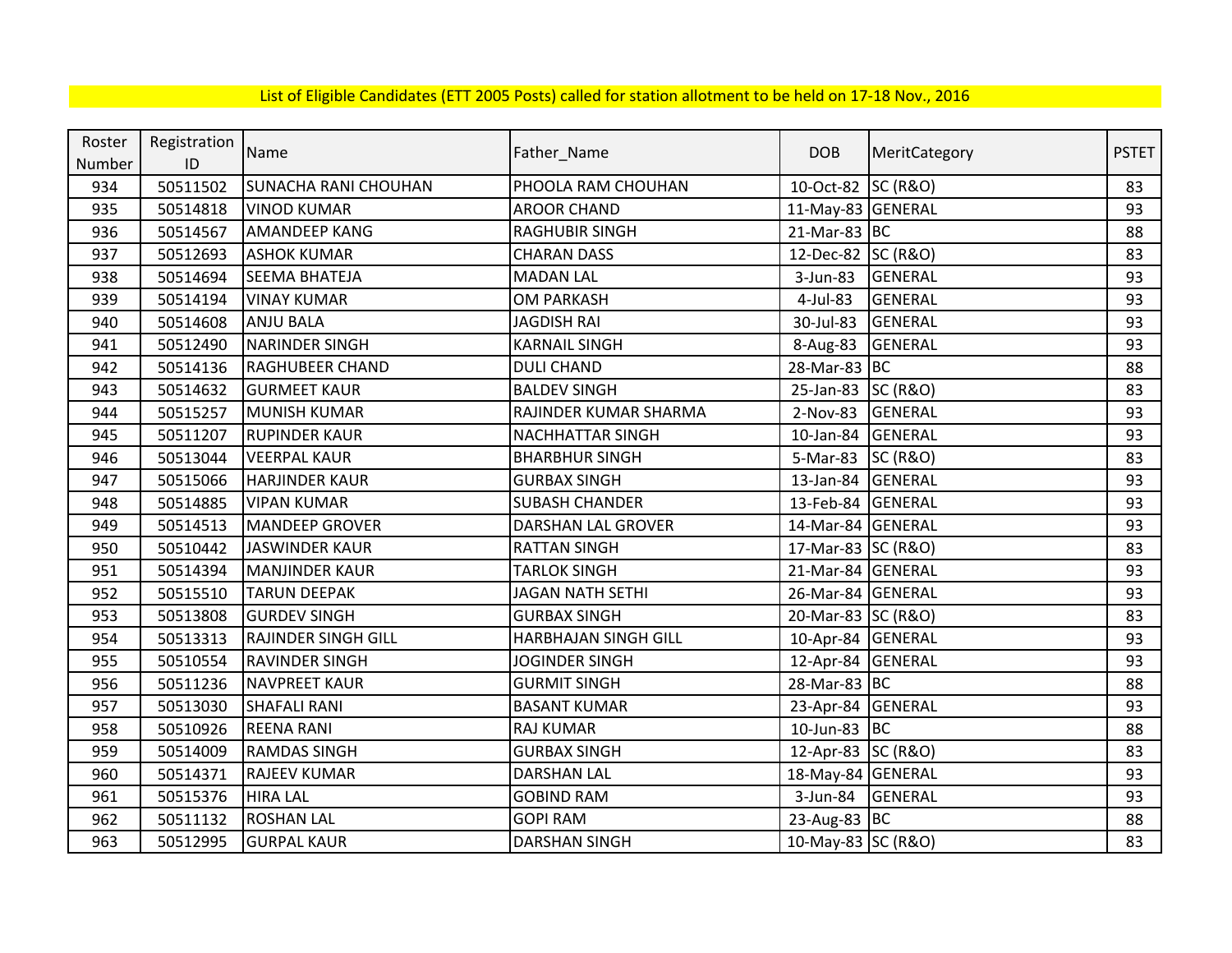List of Eligible Candidates (ETT 2005 Posts) called for station allotment to be held on 17-18 Nov., 2016

| Roster Number | Registration ID | Name | Father_Name | DOB | MeritCategory | PSTET |
|---|---|---|---|---|---|---|
| 934 | 50511502 | SUNACHA RANI CHOUHAN | PHOOLA RAM CHOUHAN | 10-Oct-82 | SC (R&O) | 83 |
| 935 | 50514818 | VINOD KUMAR | AROOR CHAND | 11-May-83 | GENERAL | 93 |
| 936 | 50514567 | AMANDEEP KANG | RAGHUBIR SINGH | 21-Mar-83 | BC | 88 |
| 937 | 50512693 | ASHOK KUMAR | CHARAN DASS | 12-Dec-82 | SC (R&O) | 83 |
| 938 | 50514694 | SEEMA BHATEJA | MADAN LAL | 3-Jun-83 | GENERAL | 93 |
| 939 | 50514194 | VINAY KUMAR | OM PARKASH | 4-Jul-83 | GENERAL | 93 |
| 940 | 50514608 | ANJU BALA | JAGDISH RAI | 30-Jul-83 | GENERAL | 93 |
| 941 | 50512490 | NARINDER SINGH | KARNAIL SINGH | 8-Aug-83 | GENERAL | 93 |
| 942 | 50514136 | RAGHUBEER CHAND | DULI CHAND | 28-Mar-83 | BC | 88 |
| 943 | 50514632 | GURMEET KAUR | BALDEV SINGH | 25-Jan-83 | SC (R&O) | 83 |
| 944 | 50515257 | MUNISH KUMAR | RAJINDER KUMAR SHARMA | 2-Nov-83 | GENERAL | 93 |
| 945 | 50511207 | RUPINDER KAUR | NACHHATTAR SINGH | 10-Jan-84 | GENERAL | 93 |
| 946 | 50513044 | VEERPAL KAUR | BHARBHUR SINGH | 5-Mar-83 | SC (R&O) | 83 |
| 947 | 50515066 | HARJINDER KAUR | GURBAX SINGH | 13-Jan-84 | GENERAL | 93 |
| 948 | 50514885 | VIPAN KUMAR | SUBASH CHANDER | 13-Feb-84 | GENERAL | 93 |
| 949 | 50514513 | MANDEEP GROVER | DARSHAN LAL GROVER | 14-Mar-84 | GENERAL | 93 |
| 950 | 50510442 | JASWINDER KAUR | RATTAN SINGH | 17-Mar-83 | SC (R&O) | 83 |
| 951 | 50514394 | MANJINDER KAUR | TARLOK SINGH | 21-Mar-84 | GENERAL | 93 |
| 952 | 50515510 | TARUN DEEPAK | JAGAN NATH SETHI | 26-Mar-84 | GENERAL | 93 |
| 953 | 50513808 | GURDEV SINGH | GURBAX SINGH | 20-Mar-83 | SC (R&O) | 83 |
| 954 | 50513313 | RAJINDER SINGH GILL | HARBHAJAN SINGH GILL | 10-Apr-84 | GENERAL | 93 |
| 955 | 50510554 | RAVINDER SINGH | JOGINDER SINGH | 12-Apr-84 | GENERAL | 93 |
| 956 | 50511236 | NAVPREET KAUR | GURMIT SINGH | 28-Mar-83 | BC | 88 |
| 957 | 50513030 | SHAFALI RANI | BASANT KUMAR | 23-Apr-84 | GENERAL | 93 |
| 958 | 50510926 | REENA RANI | RAJ KUMAR | 10-Jun-83 | BC | 88 |
| 959 | 50514009 | RAMDAS SINGH | GURBAX SINGH | 12-Apr-83 | SC (R&O) | 83 |
| 960 | 50514371 | RAJEEV KUMAR | DARSHAN LAL | 18-May-84 | GENERAL | 93 |
| 961 | 50515376 | HIRA LAL | GOBIND RAM | 3-Jun-84 | GENERAL | 93 |
| 962 | 50511132 | ROSHAN LAL | GOPI RAM | 23-Aug-83 | BC | 88 |
| 963 | 50512995 | GURPAL KAUR | DARSHAN SINGH | 10-May-83 | SC (R&O) | 83 |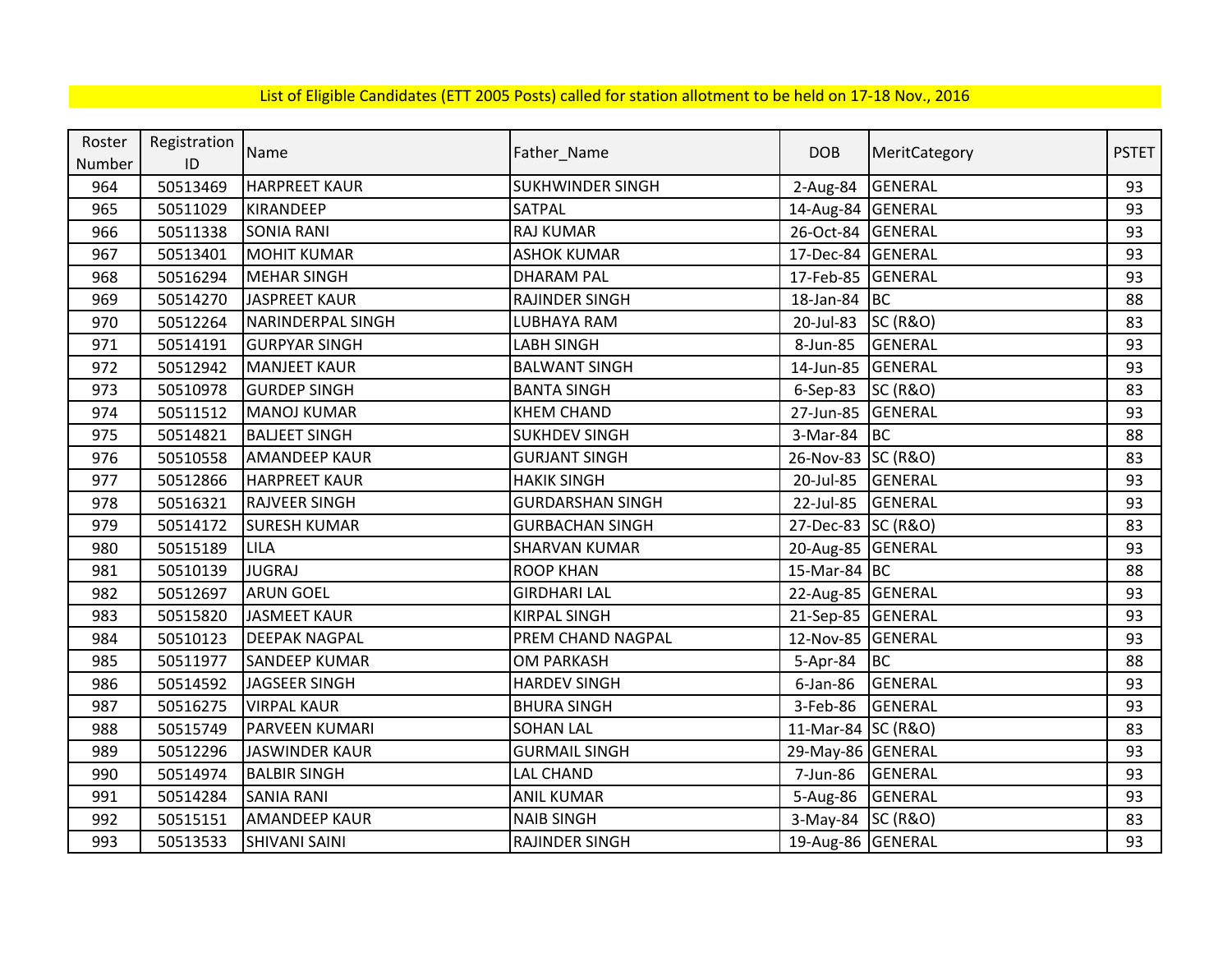List of Eligible Candidates (ETT 2005 Posts) called for station allotment to be held on 17-18 Nov., 2016

| Roster Number | Registration ID | Name | Father_Name | DOB | MeritCategory | PSTET |
|---|---|---|---|---|---|---|
| 964 | 50513469 | HARPREET KAUR | SUKHWINDER SINGH | 2-Aug-84 | GENERAL | 93 |
| 965 | 50511029 | KIRANDEEP | SATPAL | 14-Aug-84 | GENERAL | 93 |
| 966 | 50511338 | SONIA RANI | RAJ KUMAR | 26-Oct-84 | GENERAL | 93 |
| 967 | 50513401 | MOHIT KUMAR | ASHOK KUMAR | 17-Dec-84 | GENERAL | 93 |
| 968 | 50516294 | MEHAR SINGH | DHARAM PAL | 17-Feb-85 | GENERAL | 93 |
| 969 | 50514270 | JASPREET KAUR | RAJINDER SINGH | 18-Jan-84 | BC | 88 |
| 970 | 50512264 | NARINDERPAL SINGH | LUBHAYA RAM | 20-Jul-83 | SC (R&O) | 83 |
| 971 | 50514191 | GURPYAR SINGH | LABH SINGH | 8-Jun-85 | GENERAL | 93 |
| 972 | 50512942 | MANJEET KAUR | BALWANT SINGH | 14-Jun-85 | GENERAL | 93 |
| 973 | 50510978 | GURDEP SINGH | BANTA SINGH | 6-Sep-83 | SC (R&O) | 83 |
| 974 | 50511512 | MANOJ KUMAR | KHEM CHAND | 27-Jun-85 | GENERAL | 93 |
| 975 | 50514821 | BALJEET SINGH | SUKHDEV SINGH | 3-Mar-84 | BC | 88 |
| 976 | 50510558 | AMANDEEP KAUR | GURJANT SINGH | 26-Nov-83 | SC (R&O) | 83 |
| 977 | 50512866 | HARPREET KAUR | HAKIK SINGH | 20-Jul-85 | GENERAL | 93 |
| 978 | 50516321 | RAJVEER SINGH | GURDARSHAN SINGH | 22-Jul-85 | GENERAL | 93 |
| 979 | 50514172 | SURESH KUMAR | GURBACHAN SINGH | 27-Dec-83 | SC (R&O) | 83 |
| 980 | 50515189 | LILA | SHARVAN KUMAR | 20-Aug-85 | GENERAL | 93 |
| 981 | 50510139 | JUGRAJ | ROOP KHAN | 15-Mar-84 | BC | 88 |
| 982 | 50512697 | ARUN GOEL | GIRDHARI LAL | 22-Aug-85 | GENERAL | 93 |
| 983 | 50515820 | JASMEET KAUR | KIRPAL SINGH | 21-Sep-85 | GENERAL | 93 |
| 984 | 50510123 | DEEPAK NAGPAL | PREM CHAND NAGPAL | 12-Nov-85 | GENERAL | 93 |
| 985 | 50511977 | SANDEEP KUMAR | OM PARKASH | 5-Apr-84 | BC | 88 |
| 986 | 50514592 | JAGSEER SINGH | HARDEV SINGH | 6-Jan-86 | GENERAL | 93 |
| 987 | 50516275 | VIRPAL KAUR | BHURA SINGH | 3-Feb-86 | GENERAL | 93 |
| 988 | 50515749 | PARVEEN KUMARI | SOHAN LAL | 11-Mar-84 | SC (R&O) | 83 |
| 989 | 50512296 | JASWINDER KAUR | GURMAIL SINGH | 29-May-86 | GENERAL | 93 |
| 990 | 50514974 | BALBIR SINGH | LAL CHAND | 7-Jun-86 | GENERAL | 93 |
| 991 | 50514284 | SANIA RANI | ANIL KUMAR | 5-Aug-86 | GENERAL | 93 |
| 992 | 50515151 | AMANDEEP KAUR | NAIB SINGH | 3-May-84 | SC (R&O) | 83 |
| 993 | 50513533 | SHIVANI SAINI | RAJINDER SINGH | 19-Aug-86 | GENERAL | 93 |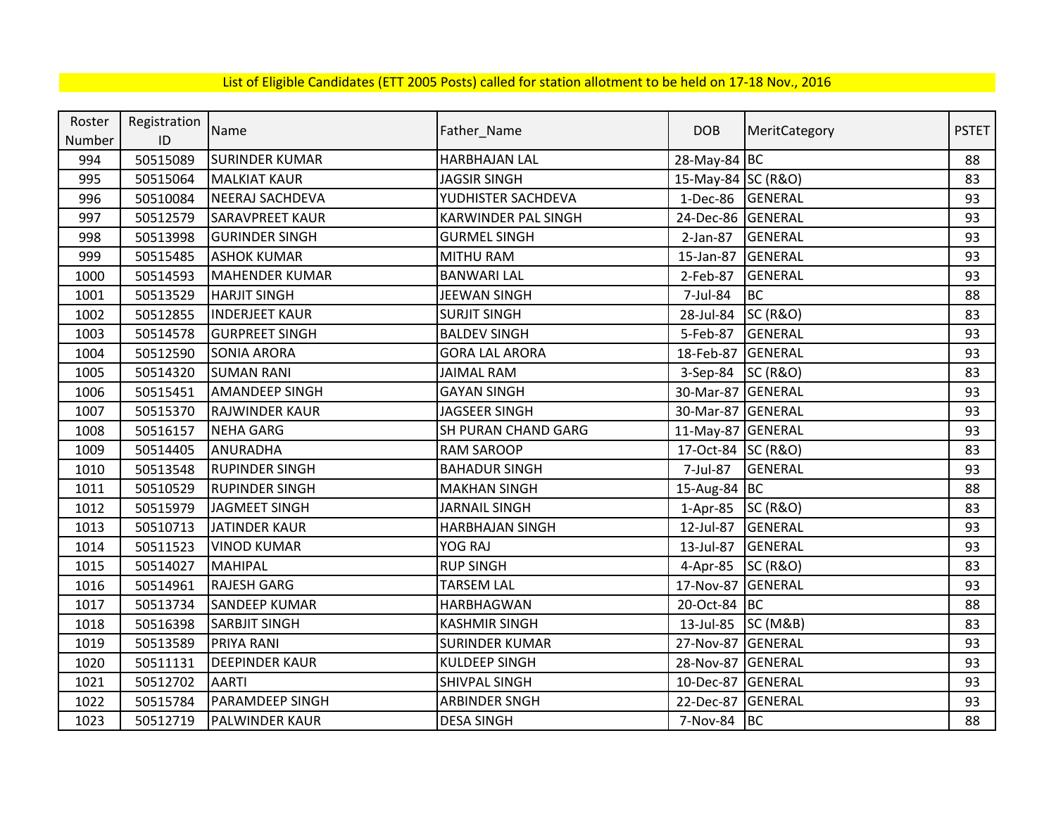List of Eligible Candidates (ETT 2005 Posts) called for station allotment to be held on 17-18 Nov., 2016

| Roster Number | Registration ID | Name | Father_Name | DOB | MeritCategory | PSTET |
|---|---|---|---|---|---|---|
| 994 | 50515089 | SURINDER KUMAR | HARBHAJAN LAL | 28-May-84 | BC | 88 |
| 995 | 50515064 | MALKIAT KAUR | JAGSIR SINGH | 15-May-84 | SC (R&O) | 83 |
| 996 | 50510084 | NEERAJ SACHDEVA | YUDHISTER SACHDEVA | 1-Dec-86 | GENERAL | 93 |
| 997 | 50512579 | SARAVPREET KAUR | KARWINDER PAL SINGH | 24-Dec-86 | GENERAL | 93 |
| 998 | 50513998 | GURINDER SINGH | GURMEL SINGH | 2-Jan-87 | GENERAL | 93 |
| 999 | 50515485 | ASHOK KUMAR | MITHU RAM | 15-Jan-87 | GENERAL | 93 |
| 1000 | 50514593 | MAHENDER KUMAR | BANWARI LAL | 2-Feb-87 | GENERAL | 93 |
| 1001 | 50513529 | HARJIT SINGH | JEEWAN SINGH | 7-Jul-84 | BC | 88 |
| 1002 | 50512855 | INDERJEET KAUR | SURJIT SINGH | 28-Jul-84 | SC (R&O) | 83 |
| 1003 | 50514578 | GURPREET SINGH | BALDEV SINGH | 5-Feb-87 | GENERAL | 93 |
| 1004 | 50512590 | SONIA ARORA | GORA LAL ARORA | 18-Feb-87 | GENERAL | 93 |
| 1005 | 50514320 | SUMAN RANI | JAIMAL RAM | 3-Sep-84 | SC (R&O) | 83 |
| 1006 | 50515451 | AMANDEEP SINGH | GAYAN SINGH | 30-Mar-87 | GENERAL | 93 |
| 1007 | 50515370 | RAJWINDER KAUR | JAGSEER SINGH | 30-Mar-87 | GENERAL | 93 |
| 1008 | 50516157 | NEHA GARG | SH PURAN CHAND GARG | 11-May-87 | GENERAL | 93 |
| 1009 | 50514405 | ANURADHA | RAM SAROOP | 17-Oct-84 | SC (R&O) | 83 |
| 1010 | 50513548 | RUPINDER SINGH | BAHADUR SINGH | 7-Jul-87 | GENERAL | 93 |
| 1011 | 50510529 | RUPINDER SINGH | MAKHAN SINGH | 15-Aug-84 | BC | 88 |
| 1012 | 50515979 | JAGMEET SINGH | JARNAIL SINGH | 1-Apr-85 | SC (R&O) | 83 |
| 1013 | 50510713 | JATINDER KAUR | HARBHAJAN SINGH | 12-Jul-87 | GENERAL | 93 |
| 1014 | 50511523 | VINOD KUMAR | YOG RAJ | 13-Jul-87 | GENERAL | 93 |
| 1015 | 50514027 | MAHIPAL | RUP SINGH | 4-Apr-85 | SC (R&O) | 83 |
| 1016 | 50514961 | RAJESH GARG | TARSEM LAL | 17-Nov-87 | GENERAL | 93 |
| 1017 | 50513734 | SANDEEP KUMAR | HARBHAGWAN | 20-Oct-84 | BC | 88 |
| 1018 | 50516398 | SARBJIT SINGH | KASHMIR SINGH | 13-Jul-85 | SC (M&B) | 83 |
| 1019 | 50513589 | PRIYA RANI | SURINDER KUMAR | 27-Nov-87 | GENERAL | 93 |
| 1020 | 50511131 | DEEPINDER KAUR | KULDEEP SINGH | 28-Nov-87 | GENERAL | 93 |
| 1021 | 50512702 | AARTI | SHIVPAL SINGH | 10-Dec-87 | GENERAL | 93 |
| 1022 | 50515784 | PARAMDEEP SINGH | ARBINDER SNGH | 22-Dec-87 | GENERAL | 93 |
| 1023 | 50512719 | PALWINDER KAUR | DESA SINGH | 7-Nov-84 | BC | 88 |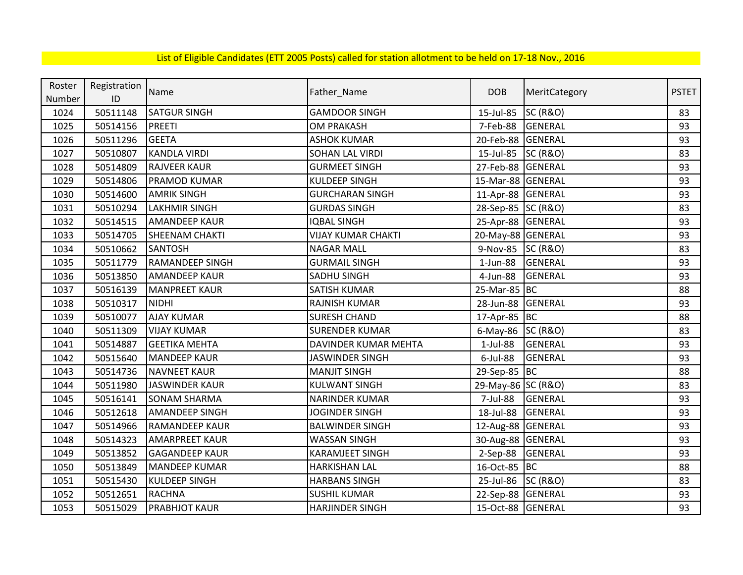List of Eligible Candidates (ETT 2005 Posts) called for station allotment to be held on 17-18 Nov., 2016

| Roster Number | Registration ID | Name | Father_Name | DOB | MeritCategory | PSTET |
|---|---|---|---|---|---|---|
| 1024 | 50511148 | SATGUR SINGH | GAMDOOR SINGH | 15-Jul-85 | SC (R&O) | 83 |
| 1025 | 50514156 | PREETI | OM PRAKASH | 7-Feb-88 | GENERAL | 93 |
| 1026 | 50511296 | GEETA | ASHOK KUMAR | 20-Feb-88 | GENERAL | 93 |
| 1027 | 50510807 | KANDLA VIRDI | SOHAN LAL VIRDI | 15-Jul-85 | SC (R&O) | 83 |
| 1028 | 50514809 | RAJVEER KAUR | GURMEET SINGH | 27-Feb-88 | GENERAL | 93 |
| 1029 | 50514806 | PRAMOD KUMAR | KULDEEP SINGH | 15-Mar-88 | GENERAL | 93 |
| 1030 | 50514600 | AMRIK SINGH | GURCHARAN SINGH | 11-Apr-88 | GENERAL | 93 |
| 1031 | 50510294 | LAKHMIR SINGH | GURDAS SINGH | 28-Sep-85 | SC (R&O) | 83 |
| 1032 | 50514515 | AMANDEEP KAUR | IQBAL SINGH | 25-Apr-88 | GENERAL | 93 |
| 1033 | 50514705 | SHEENAM CHAKTI | VIJAY KUMAR CHAKTI | 20-May-88 | GENERAL | 93 |
| 1034 | 50510662 | SANTOSH | NAGAR MALL | 9-Nov-85 | SC (R&O) | 83 |
| 1035 | 50511779 | RAMANDEEP SINGH | GURMAIL SINGH | 1-Jun-88 | GENERAL | 93 |
| 1036 | 50513850 | AMANDEEP KAUR | SADHU SINGH | 4-Jun-88 | GENERAL | 93 |
| 1037 | 50516139 | MANPREET KAUR | SATISH KUMAR | 25-Mar-85 | BC | 88 |
| 1038 | 50510317 | NIDHI | RAJNISH KUMAR | 28-Jun-88 | GENERAL | 93 |
| 1039 | 50510077 | AJAY KUMAR | SURESH CHAND | 17-Apr-85 | BC | 88 |
| 1040 | 50511309 | VIJAY KUMAR | SURENDER KUMAR | 6-May-86 | SC (R&O) | 83 |
| 1041 | 50514887 | GEETIKA MEHTA | DAVINDER KUMAR MEHTA | 1-Jul-88 | GENERAL | 93 |
| 1042 | 50515640 | MANDEEP KAUR | JASWINDER SINGH | 6-Jul-88 | GENERAL | 93 |
| 1043 | 50514736 | NAVNEET KAUR | MANJIT SINGH | 29-Sep-85 | BC | 88 |
| 1044 | 50511980 | JASWINDER KAUR | KULWANT SINGH | 29-May-86 | SC (R&O) | 83 |
| 1045 | 50516141 | SONAM SHARMA | NARINDER KUMAR | 7-Jul-88 | GENERAL | 93 |
| 1046 | 50512618 | AMANDEEP SINGH | JOGINDER SINGH | 18-Jul-88 | GENERAL | 93 |
| 1047 | 50514966 | RAMANDEEP KAUR | BALWINDER SINGH | 12-Aug-88 | GENERAL | 93 |
| 1048 | 50514323 | AMARPREET KAUR | WASSAN SINGH | 30-Aug-88 | GENERAL | 93 |
| 1049 | 50513852 | GAGANDEEP KAUR | KARAMJEET SINGH | 2-Sep-88 | GENERAL | 93 |
| 1050 | 50513849 | MANDEEP KUMAR | HARKISHAN LAL | 16-Oct-85 | BC | 88 |
| 1051 | 50515430 | KULDEEP SINGH | HARBANS SINGH | 25-Jul-86 | SC (R&O) | 83 |
| 1052 | 50512651 | RACHNA | SUSHIL KUMAR | 22-Sep-88 | GENERAL | 93 |
| 1053 | 50515029 | PRABHJOT KAUR | HARJINDER SINGH | 15-Oct-88 | GENERAL | 93 |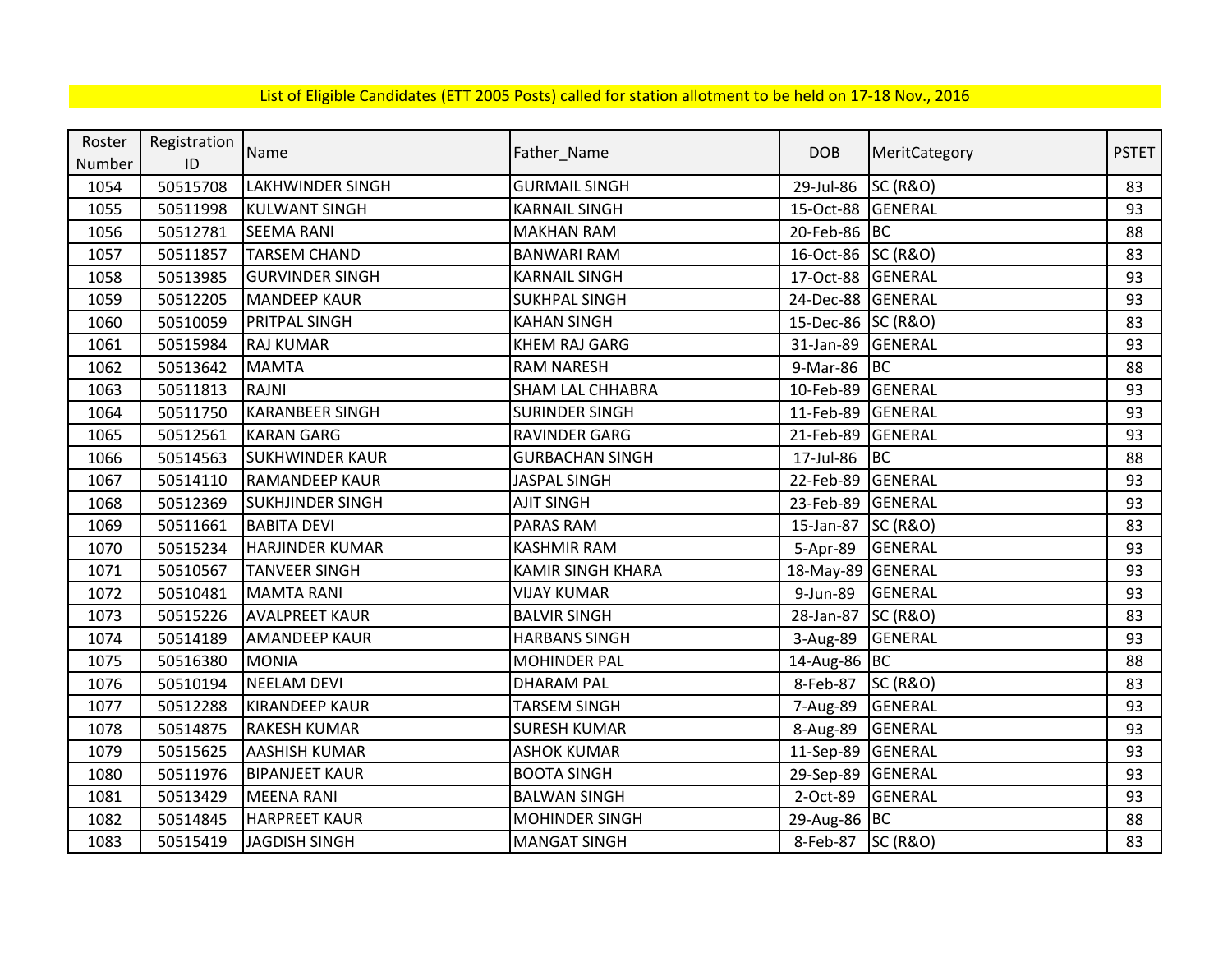List of Eligible Candidates (ETT 2005 Posts) called for station allotment to be held on 17-18 Nov., 2016

| Roster Number | Registration ID | Name | Father_Name | DOB | MeritCategory | PSTET |
|---|---|---|---|---|---|---|
| 1054 | 50515708 | LAKHWINDER SINGH | GURMAIL SINGH | 29-Jul-86 | SC (R&O) | 83 |
| 1055 | 50511998 | KULWANT SINGH | KARNAIL SINGH | 15-Oct-88 | GENERAL | 93 |
| 1056 | 50512781 | SEEMA RANI | MAKHAN RAM | 20-Feb-86 | BC | 88 |
| 1057 | 50511857 | TARSEM CHAND | BANWARI RAM | 16-Oct-86 | SC (R&O) | 83 |
| 1058 | 50513985 | GURVINDER SINGH | KARNAIL SINGH | 17-Oct-88 | GENERAL | 93 |
| 1059 | 50512205 | MANDEEP KAUR | SUKHPAL SINGH | 24-Dec-88 | GENERAL | 93 |
| 1060 | 50510059 | PRITPAL SINGH | KAHAN SINGH | 15-Dec-86 | SC (R&O) | 83 |
| 1061 | 50515984 | RAJ KUMAR | KHEM RAJ GARG | 31-Jan-89 | GENERAL | 93 |
| 1062 | 50513642 | MAMTA | RAM NARESH | 9-Mar-86 | BC | 88 |
| 1063 | 50511813 | RAJNI | SHAM LAL CHHABRA | 10-Feb-89 | GENERAL | 93 |
| 1064 | 50511750 | KARANBEER SINGH | SURINDER SINGH | 11-Feb-89 | GENERAL | 93 |
| 1065 | 50512561 | KARAN GARG | RAVINDER GARG | 21-Feb-89 | GENERAL | 93 |
| 1066 | 50514563 | SUKHWINDER KAUR | GURBACHAN SINGH | 17-Jul-86 | BC | 88 |
| 1067 | 50514110 | RAMANDEEP KAUR | JASPAL SINGH | 22-Feb-89 | GENERAL | 93 |
| 1068 | 50512369 | SUKHJINDER SINGH | AJIT SINGH | 23-Feb-89 | GENERAL | 93 |
| 1069 | 50511661 | BABITA DEVI | PARAS RAM | 15-Jan-87 | SC (R&O) | 83 |
| 1070 | 50515234 | HARJINDER KUMAR | KASHMIR RAM | 5-Apr-89 | GENERAL | 93 |
| 1071 | 50510567 | TANVEER SINGH | KAMIR SINGH KHARA | 18-May-89 | GENERAL | 93 |
| 1072 | 50510481 | MAMTA RANI | VIJAY KUMAR | 9-Jun-89 | GENERAL | 93 |
| 1073 | 50515226 | AVALPREET KAUR | BALVIR SINGH | 28-Jan-87 | SC (R&O) | 83 |
| 1074 | 50514189 | AMANDEEP KAUR | HARBANS SINGH | 3-Aug-89 | GENERAL | 93 |
| 1075 | 50516380 | MONIA | MOHINDER PAL | 14-Aug-86 | BC | 88 |
| 1076 | 50510194 | NEELAM DEVI | DHARAM PAL | 8-Feb-87 | SC (R&O) | 83 |
| 1077 | 50512288 | KIRANDEEP KAUR | TARSEM SINGH | 7-Aug-89 | GENERAL | 93 |
| 1078 | 50514875 | RAKESH KUMAR | SURESH KUMAR | 8-Aug-89 | GENERAL | 93 |
| 1079 | 50515625 | AASHISH KUMAR | ASHOK KUMAR | 11-Sep-89 | GENERAL | 93 |
| 1080 | 50511976 | BIPANJEET KAUR | BOOTA SINGH | 29-Sep-89 | GENERAL | 93 |
| 1081 | 50513429 | MEENA RANI | BALWAN SINGH | 2-Oct-89 | GENERAL | 93 |
| 1082 | 50514845 | HARPREET KAUR | MOHINDER SINGH | 29-Aug-86 | BC | 88 |
| 1083 | 50515419 | JAGDISH SINGH | MANGAT SINGH | 8-Feb-87 | SC (R&O) | 83 |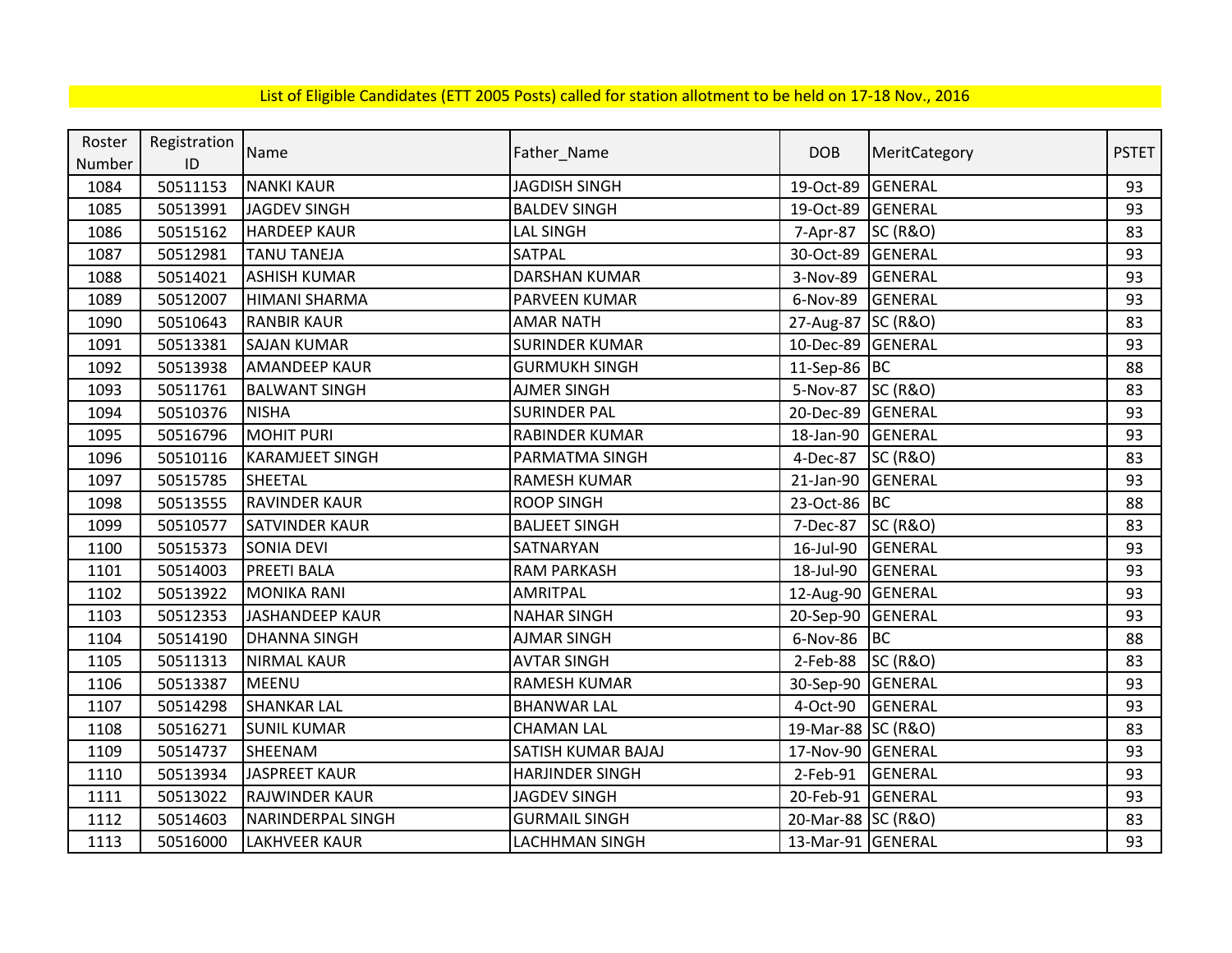List of Eligible Candidates (ETT 2005 Posts) called for station allotment to be held on 17-18 Nov., 2016

| Roster Number | Registration ID | Name | Father_Name | DOB | MeritCategory | PSTET |
|---|---|---|---|---|---|---|
| 1084 | 50511153 | NANKI KAUR | JAGDISH SINGH | 19-Oct-89 | GENERAL | 93 |
| 1085 | 50513991 | JAGDEV SINGH | BALDEV SINGH | 19-Oct-89 | GENERAL | 93 |
| 1086 | 50515162 | HARDEEP KAUR | LAL SINGH | 7-Apr-87 | SC (R&O) | 83 |
| 1087 | 50512981 | TANU TANEJA | SATPAL | 30-Oct-89 | GENERAL | 93 |
| 1088 | 50514021 | ASHISH KUMAR | DARSHAN KUMAR | 3-Nov-89 | GENERAL | 93 |
| 1089 | 50512007 | HIMANI SHARMA | PARVEEN KUMAR | 6-Nov-89 | GENERAL | 93 |
| 1090 | 50510643 | RANBIR KAUR | AMAR NATH | 27-Aug-87 | SC (R&O) | 83 |
| 1091 | 50513381 | SAJAN KUMAR | SURINDER KUMAR | 10-Dec-89 | GENERAL | 93 |
| 1092 | 50513938 | AMANDEEP KAUR | GURMUKH SINGH | 11-Sep-86 | BC | 88 |
| 1093 | 50511761 | BALWANT SINGH | AJMER SINGH | 5-Nov-87 | SC (R&O) | 83 |
| 1094 | 50510376 | NISHA | SURINDER PAL | 20-Dec-89 | GENERAL | 93 |
| 1095 | 50516796 | MOHIT PURI | RABINDER KUMAR | 18-Jan-90 | GENERAL | 93 |
| 1096 | 50510116 | KARAMJEET SINGH | PARMATMA SINGH | 4-Dec-87 | SC (R&O) | 83 |
| 1097 | 50515785 | SHEETAL | RAMESH KUMAR | 21-Jan-90 | GENERAL | 93 |
| 1098 | 50513555 | RAVINDER KAUR | ROOP SINGH | 23-Oct-86 | BC | 88 |
| 1099 | 50510577 | SATVINDER KAUR | BALJEET SINGH | 7-Dec-87 | SC (R&O) | 83 |
| 1100 | 50515373 | SONIA DEVI | SATNARYAN | 16-Jul-90 | GENERAL | 93 |
| 1101 | 50514003 | PREETI BALA | RAM PARKASH | 18-Jul-90 | GENERAL | 93 |
| 1102 | 50513922 | MONIKA RANI | AMRITPAL | 12-Aug-90 | GENERAL | 93 |
| 1103 | 50512353 | JASHANDEEP KAUR | NAHAR SINGH | 20-Sep-90 | GENERAL | 93 |
| 1104 | 50514190 | DHANNA SINGH | AJMAR SINGH | 6-Nov-86 | BC | 88 |
| 1105 | 50511313 | NIRMAL KAUR | AVTAR SINGH | 2-Feb-88 | SC (R&O) | 83 |
| 1106 | 50513387 | MEENU | RAMESH KUMAR | 30-Sep-90 | GENERAL | 93 |
| 1107 | 50514298 | SHANKAR LAL | BHANWAR LAL | 4-Oct-90 | GENERAL | 93 |
| 1108 | 50516271 | SUNIL KUMAR | CHAMAN LAL | 19-Mar-88 | SC (R&O) | 83 |
| 1109 | 50514737 | SHEENAM | SATISH KUMAR BAJAJ | 17-Nov-90 | GENERAL | 93 |
| 1110 | 50513934 | JASPREET KAUR | HARJINDER SINGH | 2-Feb-91 | GENERAL | 93 |
| 1111 | 50513022 | RAJWINDER KAUR | JAGDEV SINGH | 20-Feb-91 | GENERAL | 93 |
| 1112 | 50514603 | NARINDERPAL SINGH | GURMAIL SINGH | 20-Mar-88 | SC (R&O) | 83 |
| 1113 | 50516000 | LAKHVEER KAUR | LACHHMAN SINGH | 13-Mar-91 | GENERAL | 93 |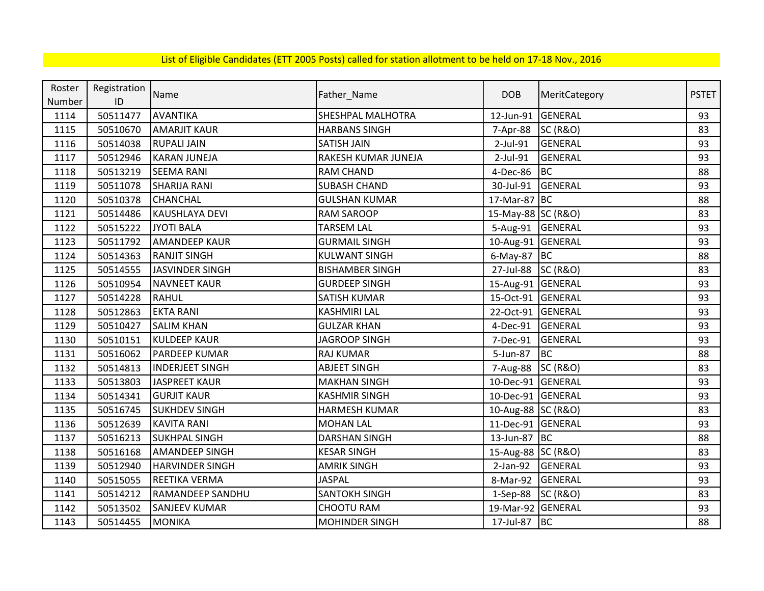List of Eligible Candidates (ETT 2005 Posts) called for station allotment to be held on 17-18 Nov., 2016

| Roster Number | Registration ID | Name | Father_Name | DOB | MeritCategory | PSTET |
|---|---|---|---|---|---|---|
| 1114 | 50511477 | AVANTIKA | SHESHPAL MALHOTRA | 12-Jun-91 | GENERAL | 93 |
| 1115 | 50510670 | AMARJIT KAUR | HARBANS SINGH | 7-Apr-88 | SC (R&O) | 83 |
| 1116 | 50514038 | RUPALI JAIN | SATISH JAIN | 2-Jul-91 | GENERAL | 93 |
| 1117 | 50512946 | KARAN JUNEJA | RAKESH KUMAR JUNEJA | 2-Jul-91 | GENERAL | 93 |
| 1118 | 50513219 | SEEMA RANI | RAM CHAND | 4-Dec-86 | BC | 88 |
| 1119 | 50511078 | SHARIJA RANI | SUBASH CHAND | 30-Jul-91 | GENERAL | 93 |
| 1120 | 50510378 | CHANCHAL | GULSHAN KUMAR | 17-Mar-87 | BC | 88 |
| 1121 | 50514486 | KAUSHLAYA DEVI | RAM SAROOP | 15-May-88 | SC (R&O) | 83 |
| 1122 | 50515222 | JYOTI BALA | TARSEM LAL | 5-Aug-91 | GENERAL | 93 |
| 1123 | 50511792 | AMANDEEP KAUR | GURMAIL SINGH | 10-Aug-91 | GENERAL | 93 |
| 1124 | 50514363 | RANJIT SINGH | KULWANT SINGH | 6-May-87 | BC | 88 |
| 1125 | 50514555 | JASVINDER SINGH | BISHAMBER SINGH | 27-Jul-88 | SC (R&O) | 83 |
| 1126 | 50510954 | NAVNEET KAUR | GURDEEP SINGH | 15-Aug-91 | GENERAL | 93 |
| 1127 | 50514228 | RAHUL | SATISH KUMAR | 15-Oct-91 | GENERAL | 93 |
| 1128 | 50512863 | EKTA RANI | KASHMIRI LAL | 22-Oct-91 | GENERAL | 93 |
| 1129 | 50510427 | SALIM KHAN | GULZAR KHAN | 4-Dec-91 | GENERAL | 93 |
| 1130 | 50510151 | KULDEEP KAUR | JAGROOP SINGH | 7-Dec-91 | GENERAL | 93 |
| 1131 | 50516062 | PARDEEP KUMAR | RAJ KUMAR | 5-Jun-87 | BC | 88 |
| 1132 | 50514813 | INDERJEET SINGH | ABJEET SINGH | 7-Aug-88 | SC (R&O) | 83 |
| 1133 | 50513803 | JASPREET KAUR | MAKHAN SINGH | 10-Dec-91 | GENERAL | 93 |
| 1134 | 50514341 | GURJIT KAUR | KASHMIR SINGH | 10-Dec-91 | GENERAL | 93 |
| 1135 | 50516745 | SUKHDEV SINGH | HARMESH KUMAR | 10-Aug-88 | SC (R&O) | 83 |
| 1136 | 50512639 | KAVITA RANI | MOHAN LAL | 11-Dec-91 | GENERAL | 93 |
| 1137 | 50516213 | SUKHPAL SINGH | DARSHAN SINGH | 13-Jun-87 | BC | 88 |
| 1138 | 50516168 | AMANDEEP SINGH | KESAR SINGH | 15-Aug-88 | SC (R&O) | 83 |
| 1139 | 50512940 | HARVINDER SINGH | AMRIK SINGH | 2-Jan-92 | GENERAL | 93 |
| 1140 | 50515055 | REETIKA VERMA | JASPAL | 8-Mar-92 | GENERAL | 93 |
| 1141 | 50514212 | RAMANDEEP SANDHU | SANTOKH SINGH | 1-Sep-88 | SC (R&O) | 83 |
| 1142 | 50513502 | SANJEEV KUMAR | CHOOTU RAM | 19-Mar-92 | GENERAL | 93 |
| 1143 | 50514455 | MONIKA | MOHINDER SINGH | 17-Jul-87 | BC | 88 |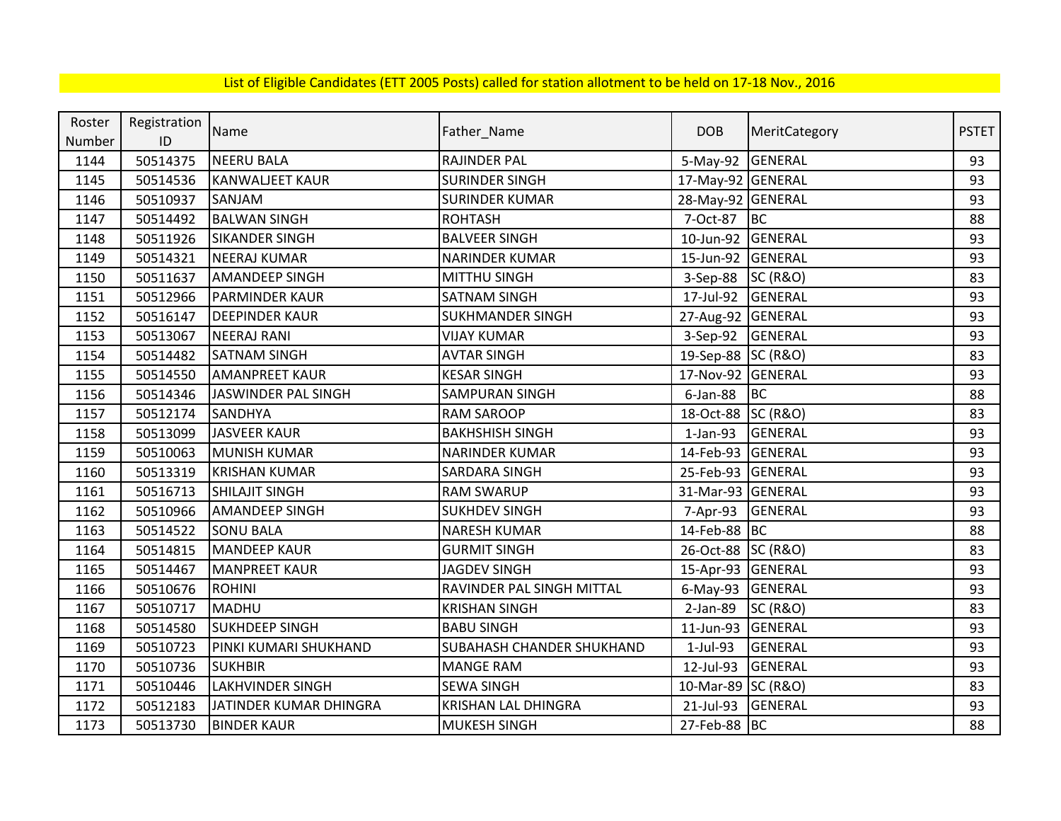List of Eligible Candidates (ETT 2005 Posts) called for station allotment to be held on 17-18 Nov., 2016

| Roster Number | Registration ID | Name | Father_Name | DOB | MeritCategory | PSTET |
|---|---|---|---|---|---|---|
| 1144 | 50514375 | NEERU BALA | RAJINDER PAL | 5-May-92 | GENERAL | 93 |
| 1145 | 50514536 | KANWALJEET KAUR | SURINDER SINGH | 17-May-92 | GENERAL | 93 |
| 1146 | 50510937 | SANJAM | SURINDER KUMAR | 28-May-92 | GENERAL | 93 |
| 1147 | 50514492 | BALWAN SINGH | ROHTASH | 7-Oct-87 | BC | 88 |
| 1148 | 50511926 | SIKANDER SINGH | BALVEER SINGH | 10-Jun-92 | GENERAL | 93 |
| 1149 | 50514321 | NEERAJ KUMAR | NARINDER KUMAR | 15-Jun-92 | GENERAL | 93 |
| 1150 | 50511637 | AMANDEEP SINGH | MITTHU SINGH | 3-Sep-88 | SC (R&O) | 83 |
| 1151 | 50512966 | PARMINDER KAUR | SATNAM SINGH | 17-Jul-92 | GENERAL | 93 |
| 1152 | 50516147 | DEEPINDER KAUR | SUKHMANDER SINGH | 27-Aug-92 | GENERAL | 93 |
| 1153 | 50513067 | NEERAJ RANI | VIJAY KUMAR | 3-Sep-92 | GENERAL | 93 |
| 1154 | 50514482 | SATNAM SINGH | AVTAR SINGH | 19-Sep-88 | SC (R&O) | 83 |
| 1155 | 50514550 | AMANPREET KAUR | KESAR SINGH | 17-Nov-92 | GENERAL | 93 |
| 1156 | 50514346 | JASWINDER PAL SINGH | SAMPURAN SINGH | 6-Jan-88 | BC | 88 |
| 1157 | 50512174 | SANDHYA | RAM SAROOP | 18-Oct-88 | SC (R&O) | 83 |
| 1158 | 50513099 | JASVEER KAUR | BAKHSHISH SINGH | 1-Jan-93 | GENERAL | 93 |
| 1159 | 50510063 | MUNISH KUMAR | NARINDER KUMAR | 14-Feb-93 | GENERAL | 93 |
| 1160 | 50513319 | KRISHAN KUMAR | SARDARA SINGH | 25-Feb-93 | GENERAL | 93 |
| 1161 | 50516713 | SHILAJIT SINGH | RAM SWARUP | 31-Mar-93 | GENERAL | 93 |
| 1162 | 50510966 | AMANDEEP SINGH | SUKHDEV SINGH | 7-Apr-93 | GENERAL | 93 |
| 1163 | 50514522 | SONU BALA | NARESH KUMAR | 14-Feb-88 | BC | 88 |
| 1164 | 50514815 | MANDEEP KAUR | GURMIT SINGH | 26-Oct-88 | SC (R&O) | 83 |
| 1165 | 50514467 | MANPREET KAUR | JAGDEV SINGH | 15-Apr-93 | GENERAL | 93 |
| 1166 | 50510676 | ROHINI | RAVINDER PAL SINGH MITTAL | 6-May-93 | GENERAL | 93 |
| 1167 | 50510717 | MADHU | KRISHAN SINGH | 2-Jan-89 | SC (R&O) | 83 |
| 1168 | 50514580 | SUKHDEEP SINGH | BABU SINGH | 11-Jun-93 | GENERAL | 93 |
| 1169 | 50510723 | PINKI KUMARI SHUKHAND | SUBAHASH CHANDER SHUKHAND | 1-Jul-93 | GENERAL | 93 |
| 1170 | 50510736 | SUKHBIR | MANGE RAM | 12-Jul-93 | GENERAL | 93 |
| 1171 | 50510446 | LAKHVINDER SINGH | SEWA SINGH | 10-Mar-89 | SC (R&O) | 83 |
| 1172 | 50512183 | JATINDER KUMAR DHINGRA | KRISHAN LAL DHINGRA | 21-Jul-93 | GENERAL | 93 |
| 1173 | 50513730 | BINDER KAUR | MUKESH SINGH | 27-Feb-88 | BC | 88 |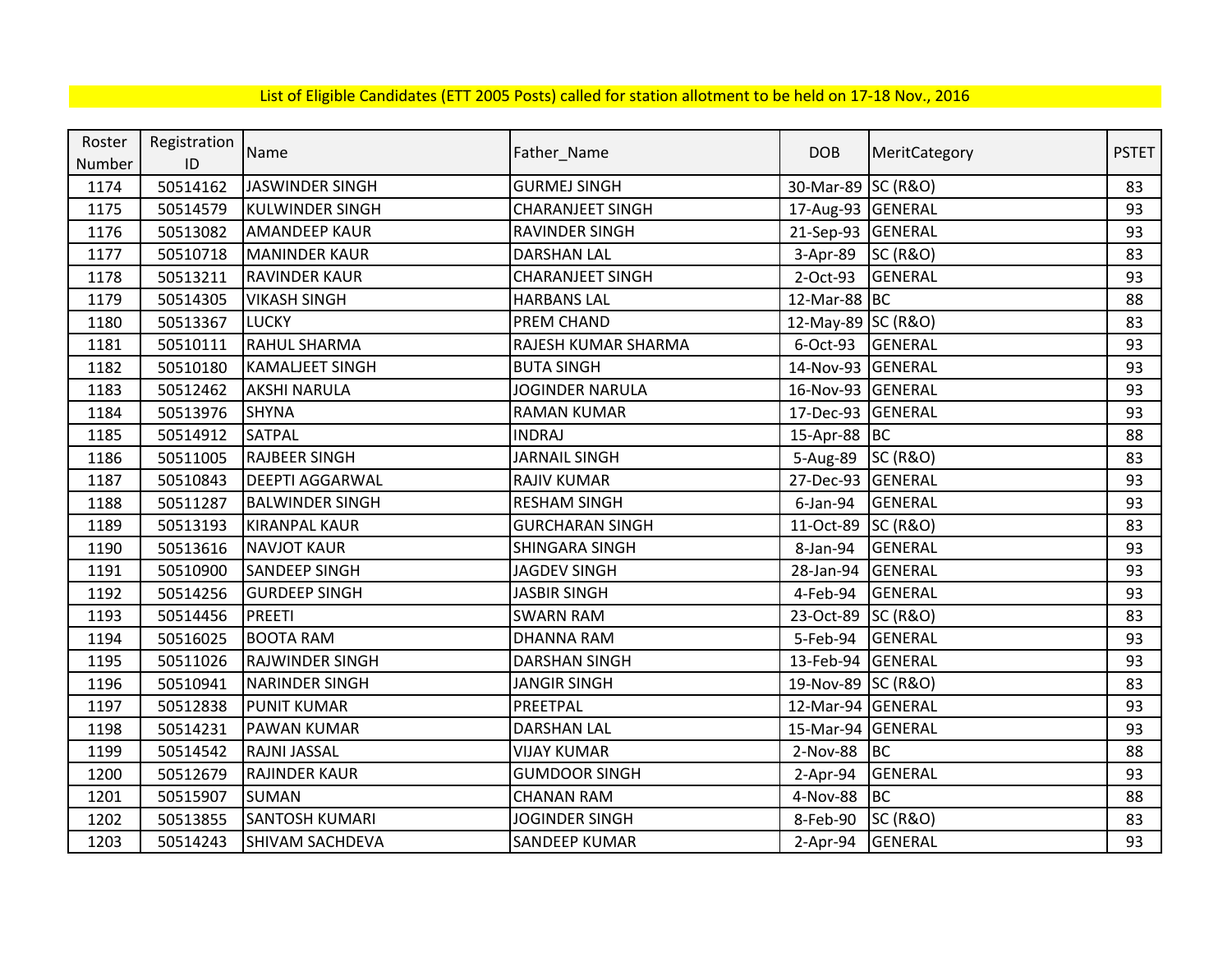List of Eligible Candidates (ETT 2005 Posts) called for station allotment to be held on 17-18 Nov., 2016

| Roster Number | Registration ID | Name | Father_Name | DOB | MeritCategory | PSTET |
|---|---|---|---|---|---|---|
| 1174 | 50514162 | JASWINDER SINGH | GURMEJ SINGH | 30-Mar-89 | SC (R&O) | 83 |
| 1175 | 50514579 | KULWINDER SINGH | CHARANJEET SINGH | 17-Aug-93 | GENERAL | 93 |
| 1176 | 50513082 | AMANDEEP KAUR | RAVINDER SINGH | 21-Sep-93 | GENERAL | 93 |
| 1177 | 50510718 | MANINDER KAUR | DARSHAN LAL | 3-Apr-89 | SC (R&O) | 83 |
| 1178 | 50513211 | RAVINDER KAUR | CHARANJEET SINGH | 2-Oct-93 | GENERAL | 93 |
| 1179 | 50514305 | VIKASH SINGH | HARBANS LAL | 12-Mar-88 | BC | 88 |
| 1180 | 50513367 | LUCKY | PREM CHAND | 12-May-89 | SC (R&O) | 83 |
| 1181 | 50510111 | RAHUL SHARMA | RAJESH KUMAR SHARMA | 6-Oct-93 | GENERAL | 93 |
| 1182 | 50510180 | KAMALJEET SINGH | BUTA SINGH | 14-Nov-93 | GENERAL | 93 |
| 1183 | 50512462 | AKSHI NARULA | JOGINDER NARULA | 16-Nov-93 | GENERAL | 93 |
| 1184 | 50513976 | SHYNA | RAMAN KUMAR | 17-Dec-93 | GENERAL | 93 |
| 1185 | 50514912 | SATPAL | INDRAJ | 15-Apr-88 | BC | 88 |
| 1186 | 50511005 | RAJBEER SINGH | JARNAIL SINGH | 5-Aug-89 | SC (R&O) | 83 |
| 1187 | 50510843 | DEEPTI AGGARWAL | RAJIV KUMAR | 27-Dec-93 | GENERAL | 93 |
| 1188 | 50511287 | BALWINDER SINGH | RESHAM SINGH | 6-Jan-94 | GENERAL | 93 |
| 1189 | 50513193 | KIRANPAL KAUR | GURCHARAN SINGH | 11-Oct-89 | SC (R&O) | 83 |
| 1190 | 50513616 | NAVJOT KAUR | SHINGARA SINGH | 8-Jan-94 | GENERAL | 93 |
| 1191 | 50510900 | SANDEEP SINGH | JAGDEV SINGH | 28-Jan-94 | GENERAL | 93 |
| 1192 | 50514256 | GURDEEP SINGH | JASBIR SINGH | 4-Feb-94 | GENERAL | 93 |
| 1193 | 50514456 | PREETI | SWARN RAM | 23-Oct-89 | SC (R&O) | 83 |
| 1194 | 50516025 | BOOTA RAM | DHANNA RAM | 5-Feb-94 | GENERAL | 93 |
| 1195 | 50511026 | RAJWINDER SINGH | DARSHAN SINGH | 13-Feb-94 | GENERAL | 93 |
| 1196 | 50510941 | NARINDER SINGH | JANGIR SINGH | 19-Nov-89 | SC (R&O) | 83 |
| 1197 | 50512838 | PUNIT KUMAR | PREETPAL | 12-Mar-94 | GENERAL | 93 |
| 1198 | 50514231 | PAWAN KUMAR | DARSHAN LAL | 15-Mar-94 | GENERAL | 93 |
| 1199 | 50514542 | RAJNI JASSAL | VIJAY KUMAR | 2-Nov-88 | BC | 88 |
| 1200 | 50512679 | RAJINDER KAUR | GUMDOOR SINGH | 2-Apr-94 | GENERAL | 93 |
| 1201 | 50515907 | SUMAN | CHANAN RAM | 4-Nov-88 | BC | 88 |
| 1202 | 50513855 | SANTOSH KUMARI | JOGINDER SINGH | 8-Feb-90 | SC (R&O) | 83 |
| 1203 | 50514243 | SHIVAM SACHDEVA | SANDEEP KUMAR | 2-Apr-94 | GENERAL | 93 |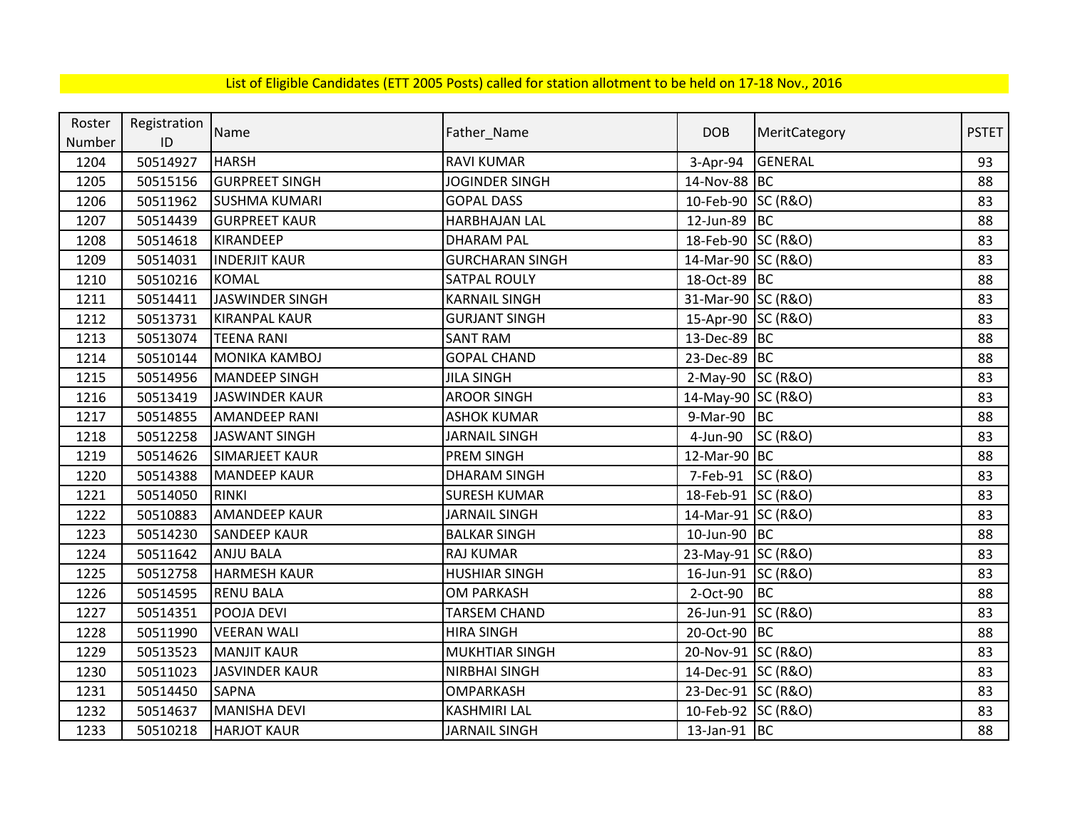List of Eligible Candidates (ETT 2005 Posts) called for station allotment to be held on 17-18 Nov., 2016

| Roster Number | Registration ID | Name | Father_Name | DOB | MeritCategory | PSTET |
|---|---|---|---|---|---|---|
| 1204 | 50514927 | HARSH | RAVI KUMAR | 3-Apr-94 | GENERAL | 93 |
| 1205 | 50515156 | GURPREET SINGH | JOGINDER SINGH | 14-Nov-88 | BC | 88 |
| 1206 | 50511962 | SUSHMA KUMARI | GOPAL DASS | 10-Feb-90 | SC (R&O) | 83 |
| 1207 | 50514439 | GURPREET KAUR | HARBHAJAN LAL | 12-Jun-89 | BC | 88 |
| 1208 | 50514618 | KIRANDEEP | DHARAM PAL | 18-Feb-90 | SC (R&O) | 83 |
| 1209 | 50514031 | INDERJIT KAUR | GURCHARAN SINGH | 14-Mar-90 | SC (R&O) | 83 |
| 1210 | 50510216 | KOMAL | SATPAL ROULY | 18-Oct-89 | BC | 88 |
| 1211 | 50514411 | JASWINDER SINGH | KARNAIL SINGH | 31-Mar-90 | SC (R&O) | 83 |
| 1212 | 50513731 | KIRANPAL KAUR | GURJANT SINGH | 15-Apr-90 | SC (R&O) | 83 |
| 1213 | 50513074 | TEENA RANI | SANT RAM | 13-Dec-89 | BC | 88 |
| 1214 | 50510144 | MONIKA KAMBOJ | GOPAL CHAND | 23-Dec-89 | BC | 88 |
| 1215 | 50514956 | MANDEEP SINGH | JILA SINGH | 2-May-90 | SC (R&O) | 83 |
| 1216 | 50513419 | JASWINDER KAUR | AROOR SINGH | 14-May-90 | SC (R&O) | 83 |
| 1217 | 50514855 | AMANDEEP RANI | ASHOK KUMAR | 9-Mar-90 | BC | 88 |
| 1218 | 50512258 | JASWANT SINGH | JARNAIL SINGH | 4-Jun-90 | SC (R&O) | 83 |
| 1219 | 50514626 | SIMARJEET KAUR | PREM SINGH | 12-Mar-90 | BC | 88 |
| 1220 | 50514388 | MANDEEP KAUR | DHARAM SINGH | 7-Feb-91 | SC (R&O) | 83 |
| 1221 | 50514050 | RINKI | SURESH KUMAR | 18-Feb-91 | SC (R&O) | 83 |
| 1222 | 50510883 | AMANDEEP KAUR | JARNAIL SINGH | 14-Mar-91 | SC (R&O) | 83 |
| 1223 | 50514230 | SANDEEP KAUR | BALKAR SINGH | 10-Jun-90 | BC | 88 |
| 1224 | 50511642 | ANJU BALA | RAJ KUMAR | 23-May-91 | SC (R&O) | 83 |
| 1225 | 50512758 | HARMESH KAUR | HUSHIAR SINGH | 16-Jun-91 | SC (R&O) | 83 |
| 1226 | 50514595 | RENU BALA | OM PARKASH | 2-Oct-90 | BC | 88 |
| 1227 | 50514351 | POOJA DEVI | TARSEM CHAND | 26-Jun-91 | SC (R&O) | 83 |
| 1228 | 50511990 | VEERAN WALI | HIRA SINGH | 20-Oct-90 | BC | 88 |
| 1229 | 50513523 | MANJIT KAUR | MUKHTIAR SINGH | 20-Nov-91 | SC (R&O) | 83 |
| 1230 | 50511023 | JASVINDER KAUR | NIRBHAI SINGH | 14-Dec-91 | SC (R&O) | 83 |
| 1231 | 50514450 | SAPNA | OMPARKASH | 23-Dec-91 | SC (R&O) | 83 |
| 1232 | 50514637 | MANISHA DEVI | KASHMIRI LAL | 10-Feb-92 | SC (R&O) | 83 |
| 1233 | 50510218 | HARJOT KAUR | JARNAIL SINGH | 13-Jan-91 | BC | 88 |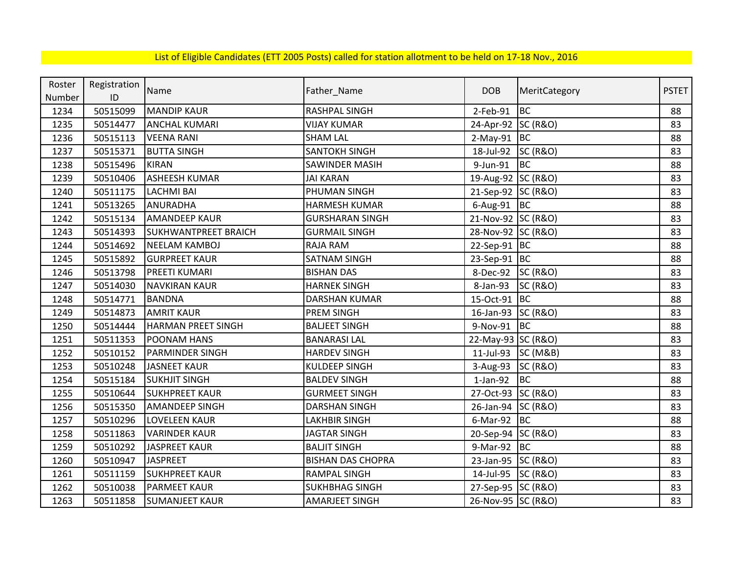List of Eligible Candidates (ETT 2005 Posts) called for station allotment to be held on 17-18 Nov., 2016

| Roster Number | Registration ID | Name | Father_Name | DOB | MeritCategory | PSTET |
|---|---|---|---|---|---|---|
| 1234 | 50515099 | MANDIP KAUR | RASHPAL SINGH | 2-Feb-91 | BC | 88 |
| 1235 | 50514477 | ANCHAL KUMARI | VIJAY KUMAR | 24-Apr-92 | SC (R&O) | 83 |
| 1236 | 50515113 | VEENA RANI | SHAM LAL | 2-May-91 | BC | 88 |
| 1237 | 50515371 | BUTTA SINGH | SANTOKH SINGH | 18-Jul-92 | SC (R&O) | 83 |
| 1238 | 50515496 | KIRAN | SAWINDER MASIH | 9-Jun-91 | BC | 88 |
| 1239 | 50510406 | ASHEESH KUMAR | JAI KARAN | 19-Aug-92 | SC (R&O) | 83 |
| 1240 | 50511175 | LACHMI BAI | PHUMAN SINGH | 21-Sep-92 | SC (R&O) | 83 |
| 1241 | 50513265 | ANURADHA | HARMESH KUMAR | 6-Aug-91 | BC | 88 |
| 1242 | 50515134 | AMANDEEP KAUR | GURSHARAN SINGH | 21-Nov-92 | SC (R&O) | 83 |
| 1243 | 50514393 | SUKHWANTPREET BRAICH | GURMAIL SINGH | 28-Nov-92 | SC (R&O) | 83 |
| 1244 | 50514692 | NEELAM KAMBOJ | RAJA RAM | 22-Sep-91 | BC | 88 |
| 1245 | 50515892 | GURPREET KAUR | SATNAM SINGH | 23-Sep-91 | BC | 88 |
| 1246 | 50513798 | PREETI KUMARI | BISHAN DAS | 8-Dec-92 | SC (R&O) | 83 |
| 1247 | 50514030 | NAVKIRAN KAUR | HARNEK SINGH | 8-Jan-93 | SC (R&O) | 83 |
| 1248 | 50514771 | BANDNA | DARSHAN KUMAR | 15-Oct-91 | BC | 88 |
| 1249 | 50514873 | AMRIT KAUR | PREM SINGH | 16-Jan-93 | SC (R&O) | 83 |
| 1250 | 50514444 | HARMAN PREET SINGH | BALJEET SINGH | 9-Nov-91 | BC | 88 |
| 1251 | 50511353 | POONAM HANS | BANARASI LAL | 22-May-93 | SC (R&O) | 83 |
| 1252 | 50510152 | PARMINDER SINGH | HARDEV SINGH | 11-Jul-93 | SC (M&B) | 83 |
| 1253 | 50510248 | JASNEET KAUR | KULDEEP SINGH | 3-Aug-93 | SC (R&O) | 83 |
| 1254 | 50515184 | SUKHJIT SINGH | BALDEV SINGH | 1-Jan-92 | BC | 88 |
| 1255 | 50510644 | SUKHPREET KAUR | GURMEET SINGH | 27-Oct-93 | SC (R&O) | 83 |
| 1256 | 50515350 | AMANDEEP SINGH | DARSHAN SINGH | 26-Jan-94 | SC (R&O) | 83 |
| 1257 | 50510296 | LOVELEEN KAUR | LAKHBIR SINGH | 6-Mar-92 | BC | 88 |
| 1258 | 50511863 | VARINDER KAUR | JAGTAR SINGH | 20-Sep-94 | SC (R&O) | 83 |
| 1259 | 50510292 | JASPREET KAUR | BALJIT SINGH | 9-Mar-92 | BC | 88 |
| 1260 | 50510947 | JASPREET | BISHAN DAS CHOPRA | 23-Jan-95 | SC (R&O) | 83 |
| 1261 | 50511159 | SUKHPREET KAUR | RAMPAL SINGH | 14-Jul-95 | SC (R&O) | 83 |
| 1262 | 50510038 | PARMEET KAUR | SUKHBHAG SINGH | 27-Sep-95 | SC (R&O) | 83 |
| 1263 | 50511858 | SUMANJEET KAUR | AMARJEET SINGH | 26-Nov-95 | SC (R&O) | 83 |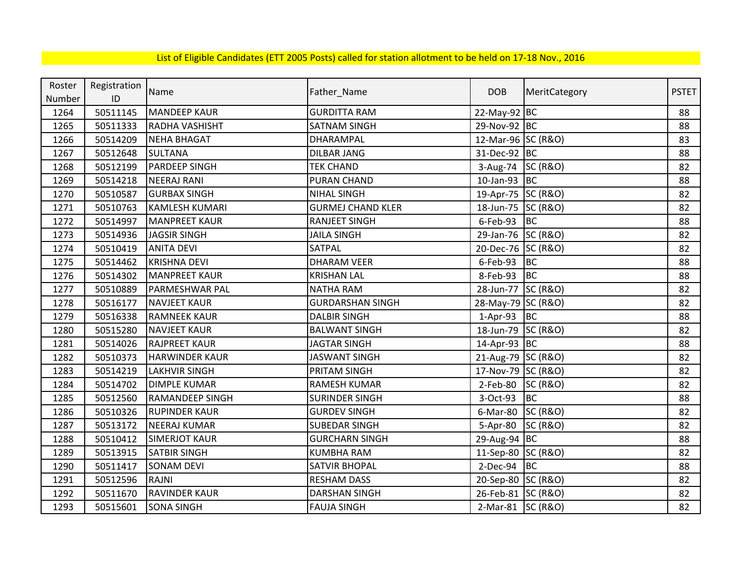List of Eligible Candidates (ETT 2005 Posts) called for station allotment to be held on 17-18 Nov., 2016

| Roster Number | Registration ID | Name | Father_Name | DOB | MeritCategory | PSTET |
|---|---|---|---|---|---|---|
| 1264 | 50511145 | MANDEEP KAUR | GURDITTA RAM | 22-May-92 | BC | 88 |
| 1265 | 50511333 | RADHA VASHISHT | SATNAM SINGH | 29-Nov-92 | BC | 88 |
| 1266 | 50514209 | NEHA BHAGAT | DHARAMPAL | 12-Mar-96 | SC (R&O) | 83 |
| 1267 | 50512648 | SULTANA | DILBAR JANG | 31-Dec-92 | BC | 88 |
| 1268 | 50512199 | PARDEEP SINGH | TEK CHAND | 3-Aug-74 | SC (R&O) | 82 |
| 1269 | 50514218 | NEERAJ RANI | PURAN CHAND | 10-Jan-93 | BC | 88 |
| 1270 | 50510587 | GURBAX SINGH | NIHAL SINGH | 19-Apr-75 | SC (R&O) | 82 |
| 1271 | 50510763 | KAMLESH KUMARI | GURMEJ CHAND KLER | 18-Jun-75 | SC (R&O) | 82 |
| 1272 | 50514997 | MANPREET KAUR | RANJEET SINGH | 6-Feb-93 | BC | 88 |
| 1273 | 50514936 | JAGSIR SINGH | JAILA SINGH | 29-Jan-76 | SC (R&O) | 82 |
| 1274 | 50510419 | ANITA DEVI | SATPAL | 20-Dec-76 | SC (R&O) | 82 |
| 1275 | 50514462 | KRISHNA DEVI | DHARAM VEER | 6-Feb-93 | BC | 88 |
| 1276 | 50514302 | MANPREET KAUR | KRISHAN LAL | 8-Feb-93 | BC | 88 |
| 1277 | 50510889 | PARMESHWAR PAL | NATHA RAM | 28-Jun-77 | SC (R&O) | 82 |
| 1278 | 50516177 | NAVJEET KAUR | GURDARSHAN SINGH | 28-May-79 | SC (R&O) | 82 |
| 1279 | 50516338 | RAMNEEK KAUR | DALBIR SINGH | 1-Apr-93 | BC | 88 |
| 1280 | 50515280 | NAVJEET KAUR | BALWANT SINGH | 18-Jun-79 | SC (R&O) | 82 |
| 1281 | 50514026 | RAJPREET KAUR | JAGTAR SINGH | 14-Apr-93 | BC | 88 |
| 1282 | 50510373 | HARWINDER KAUR | JASWANT SINGH | 21-Aug-79 | SC (R&O) | 82 |
| 1283 | 50514219 | LAKHVIR SINGH | PRITAM SINGH | 17-Nov-79 | SC (R&O) | 82 |
| 1284 | 50514702 | DIMPLE KUMAR | RAMESH KUMAR | 2-Feb-80 | SC (R&O) | 82 |
| 1285 | 50512560 | RAMANDEEP SINGH | SURINDER SINGH | 3-Oct-93 | BC | 88 |
| 1286 | 50510326 | RUPINDER KAUR | GURDEV SINGH | 6-Mar-80 | SC (R&O) | 82 |
| 1287 | 50513172 | NEERAJ KUMAR | SUBEDAR SINGH | 5-Apr-80 | SC (R&O) | 82 |
| 1288 | 50510412 | SIMERJOT KAUR | GURCHARN SINGH | 29-Aug-94 | BC | 88 |
| 1289 | 50513915 | SATBIR SINGH | KUMBHA RAM | 11-Sep-80 | SC (R&O) | 82 |
| 1290 | 50511417 | SONAM DEVI | SATVIR BHOPAL | 2-Dec-94 | BC | 88 |
| 1291 | 50512596 | RAJNI | RESHAM DASS | 20-Sep-80 | SC (R&O) | 82 |
| 1292 | 50511670 | RAVINDER KAUR | DARSHAN SINGH | 26-Feb-81 | SC (R&O) | 82 |
| 1293 | 50515601 | SONA SINGH | FAUJA SINGH | 2-Mar-81 | SC (R&O) | 82 |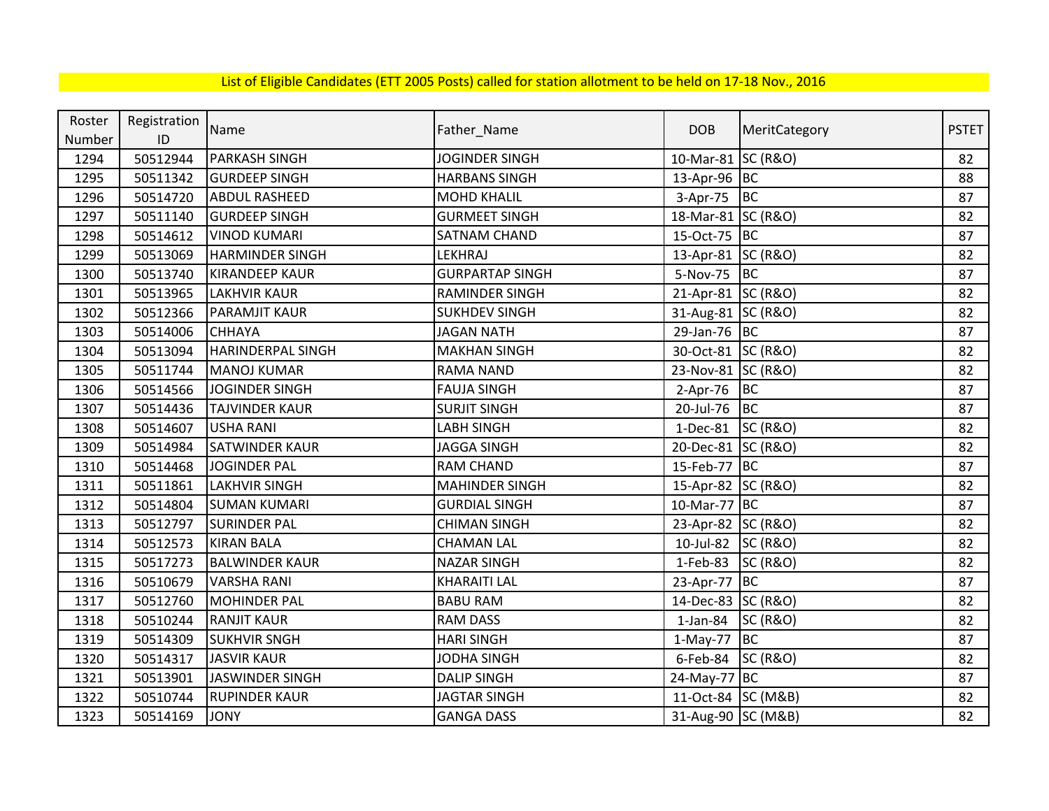List of Eligible Candidates (ETT 2005 Posts) called for station allotment to be held on 17-18 Nov., 2016

| Roster Number | Registration ID | Name | Father_Name | DOB | MeritCategory | PSTET |
|---|---|---|---|---|---|---|
| 1294 | 50512944 | PARKASH SINGH | JOGINDER SINGH | 10-Mar-81 | SC (R&O) | 82 |
| 1295 | 50511342 | GURDEEP SINGH | HARBANS SINGH | 13-Apr-96 | BC | 88 |
| 1296 | 50514720 | ABDUL RASHEED | MOHD KHALIL | 3-Apr-75 | BC | 87 |
| 1297 | 50511140 | GURDEEP SINGH | GURMEET SINGH | 18-Mar-81 | SC (R&O) | 82 |
| 1298 | 50514612 | VINOD KUMARI | SATNAM CHAND | 15-Oct-75 | BC | 87 |
| 1299 | 50513069 | HARMINDER SINGH | LEKHRAJ | 13-Apr-81 | SC (R&O) | 82 |
| 1300 | 50513740 | KIRANDEEP KAUR | GURPARTAP SINGH | 5-Nov-75 | BC | 87 |
| 1301 | 50513965 | LAKHVIR KAUR | RAMINDER SINGH | 21-Apr-81 | SC (R&O) | 82 |
| 1302 | 50512366 | PARAMJIT KAUR | SUKHDEV SINGH | 31-Aug-81 | SC (R&O) | 82 |
| 1303 | 50514006 | CHHAYA | JAGAN NATH | 29-Jan-76 | BC | 87 |
| 1304 | 50513094 | HARINDERPAL SINGH | MAKHAN SINGH | 30-Oct-81 | SC (R&O) | 82 |
| 1305 | 50511744 | MANOJ KUMAR | RAMA NAND | 23-Nov-81 | SC (R&O) | 82 |
| 1306 | 50514566 | JOGINDER SINGH | FAUJA SINGH | 2-Apr-76 | BC | 87 |
| 1307 | 50514436 | TAJVINDER KAUR | SURJIT SINGH | 20-Jul-76 | BC | 87 |
| 1308 | 50514607 | USHA RANI | LABH SINGH | 1-Dec-81 | SC (R&O) | 82 |
| 1309 | 50514984 | SATWINDER KAUR | JAGGA SINGH | 20-Dec-81 | SC (R&O) | 82 |
| 1310 | 50514468 | JOGINDER PAL | RAM CHAND | 15-Feb-77 | BC | 87 |
| 1311 | 50511861 | LAKHVIR SINGH | MAHINDER SINGH | 15-Apr-82 | SC (R&O) | 82 |
| 1312 | 50514804 | SUMAN KUMARI | GURDIAL SINGH | 10-Mar-77 | BC | 87 |
| 1313 | 50512797 | SURINDER PAL | CHIMAN SINGH | 23-Apr-82 | SC (R&O) | 82 |
| 1314 | 50512573 | KIRAN BALA | CHAMAN LAL | 10-Jul-82 | SC (R&O) | 82 |
| 1315 | 50517273 | BALWINDER KAUR | NAZAR SINGH | 1-Feb-83 | SC (R&O) | 82 |
| 1316 | 50510679 | VARSHA RANI | KHARAITI LAL | 23-Apr-77 | BC | 87 |
| 1317 | 50512760 | MOHINDER PAL | BABU RAM | 14-Dec-83 | SC (R&O) | 82 |
| 1318 | 50510244 | RANJIT KAUR | RAM DASS | 1-Jan-84 | SC (R&O) | 82 |
| 1319 | 50514309 | SUKHVIR SNGH | HARI SINGH | 1-May-77 | BC | 87 |
| 1320 | 50514317 | JASVIR KAUR | JODHA SINGH | 6-Feb-84 | SC (R&O) | 82 |
| 1321 | 50513901 | JASWINDER SINGH | DALIP SINGH | 24-May-77 | BC | 87 |
| 1322 | 50510744 | RUPINDER KAUR | JAGTAR SINGH | 11-Oct-84 | SC (M&B) | 82 |
| 1323 | 50514169 | JONY | GANGA DASS | 31-Aug-90 | SC (M&B) | 82 |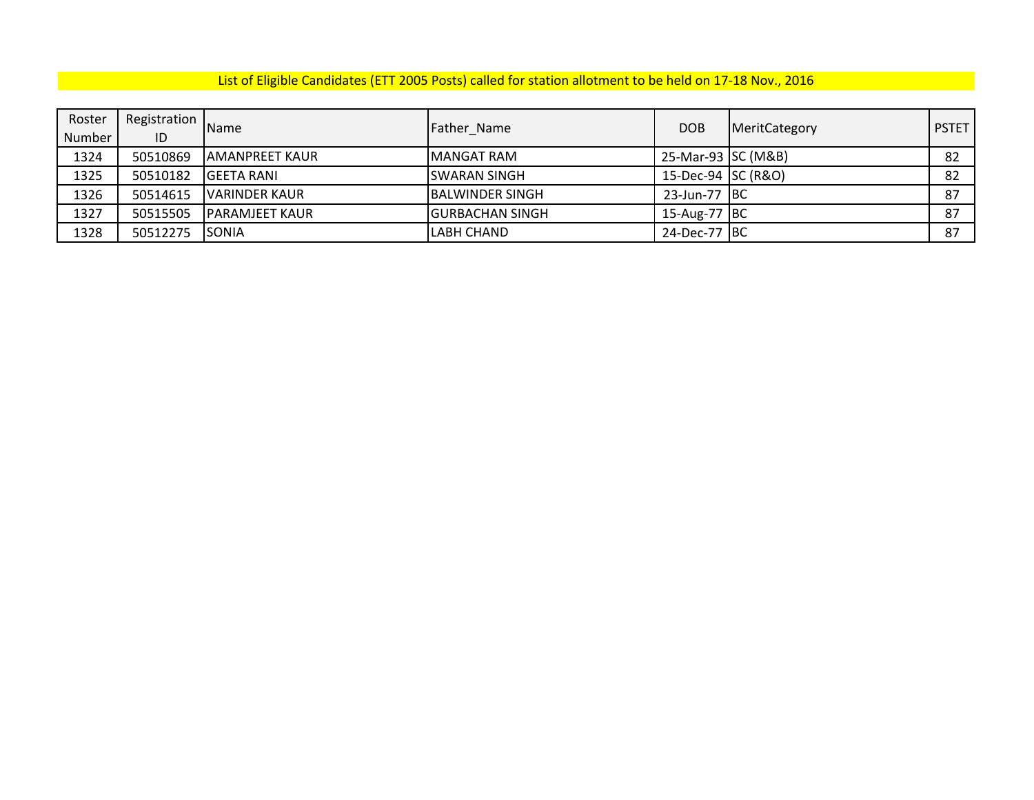List of Eligible Candidates (ETT 2005 Posts) called for station allotment to be held on 17-18 Nov., 2016

| Roster Number | Registration ID | Name | Father_Name | DOB | MeritCategory | PSTET |
|---|---|---|---|---|---|---|
| 1324 | 50510869 | AMANPREET KAUR | MANGAT RAM | 25-Mar-93 | SC (M&B) | 82 |
| 1325 | 50510182 | GEETA RANI | SWARAN SINGH | 15-Dec-94 | SC (R&O) | 82 |
| 1326 | 50514615 | VARINDER KAUR | BALWINDER SINGH | 23-Jun-77 | BC | 87 |
| 1327 | 50515505 | PARAMJEET KAUR | GURBACHAN SINGH | 15-Aug-77 | BC | 87 |
| 1328 | 50512275 | SONIA | LABH CHAND | 24-Dec-77 | BC | 87 |